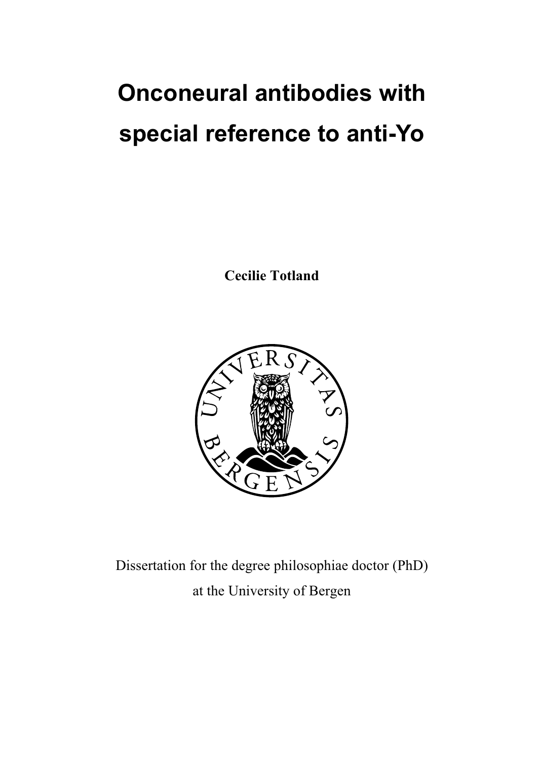# Onconeural antibodies with special reference to anti-Yo

**Cecilie Totland**

Dissertation for the degree philosophiae doctor (PhD)
at the University of Bergen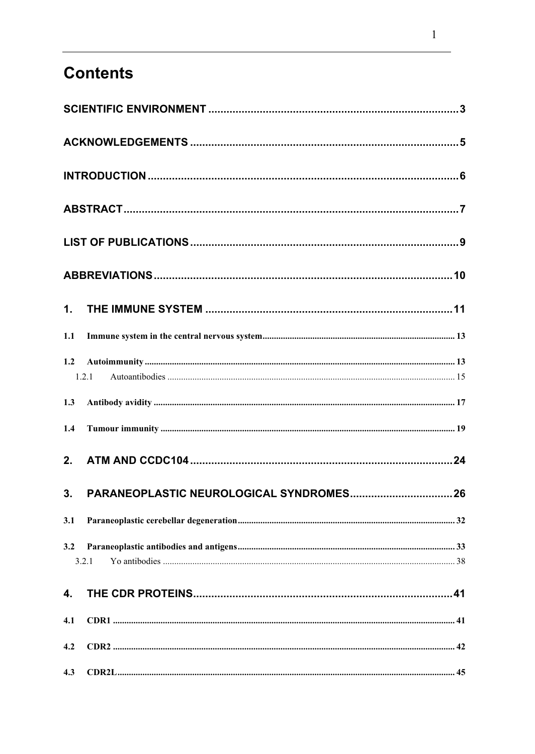# Contents

SCIENTIFIC ENVIRONMENT ..................................................................................... 3

ACKNOWLEDGEMENTS ........................................................................................ 5

INTRODUCTION ....................................................................................................... 6

ABSTRACT ................................................................................................................. 7

LIST OF PUBLICATIONS ......................................................................................... 9

ABBREVIATIONS .................................................................................................... 10

1. THE IMMUNE SYSTEM ................................................................................... 11

1.1 Immune system in the central nervous system ........................................................ 13

1.2 Autoimmunity ......................................................................................................... 13

1.2.1 Autoantibodies ................................................................................................... 15

1.3 Antibody avidity ..................................................................................................... 17

1.4 Tumour immunity ................................................................................................... 19

2. ATM AND CCDC104 ......................................................................................... 24

3. PARANEOPLASTIC NEUROLOGICAL SYNDROMES .................................. 26

3.1 Paraneoplastic cerebellar degeneration .................................................................. 32

3.2 Paraneoplastic antibodies and antigens ................................................................... 33

3.2.1 Yo antibodies ...................................................................................................... 38

4. THE CDR PROTEINS ........................................................................................ 41

4.1 CDR1 ...................................................................................................................... 41

4.2 CDR2 ...................................................................................................................... 42

4.3 CDR2L .................................................................................................................... 45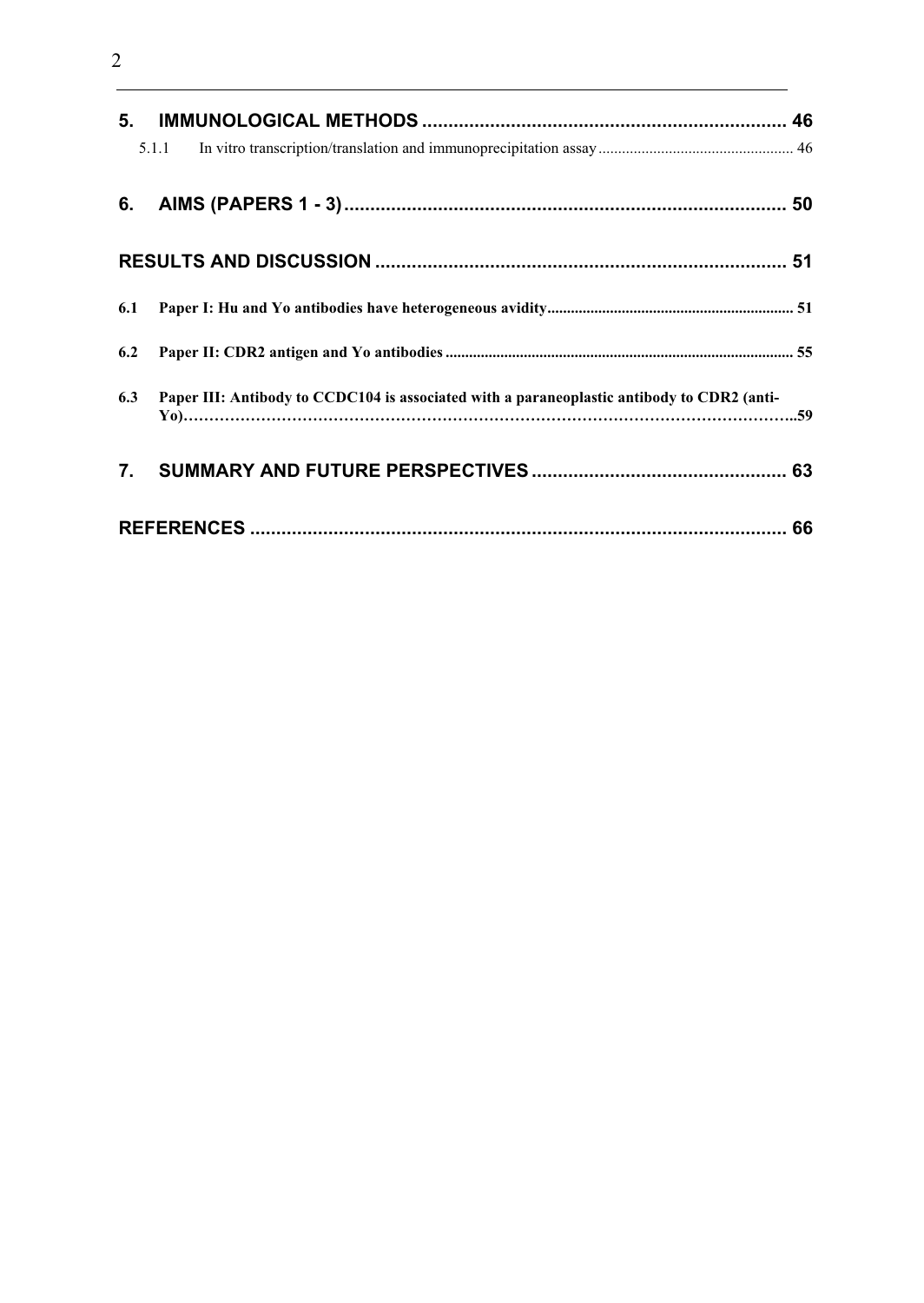**5. IMMUNOLOGICAL METHODS ...................................................................... 46**

5.1.1 In vitro transcription/translation and immunoprecipitation assay ................................................. 46

**6. AIMS (PAPERS 1 - 3) ..................................................................................... 50**

**RESULTS AND DISCUSSION ................................................................................ 51**

**6.1 Paper I: Hu and Yo antibodies have heterogeneous avidity .............................................................. 51**

**6.2 Paper II: CDR2 antigen and Yo antibodies ........................................................................................ 55**

**6.3 Paper III: Antibody to CCDC104 is associated with a paraneoplastic antibody to CDR2 (anti-Yo)………………………………………………………………………………………………..59**

**7. SUMMARY AND FUTURE PERSPECTIVES ................................................ 63**

**REFERENCES ........................................................................................................ 66**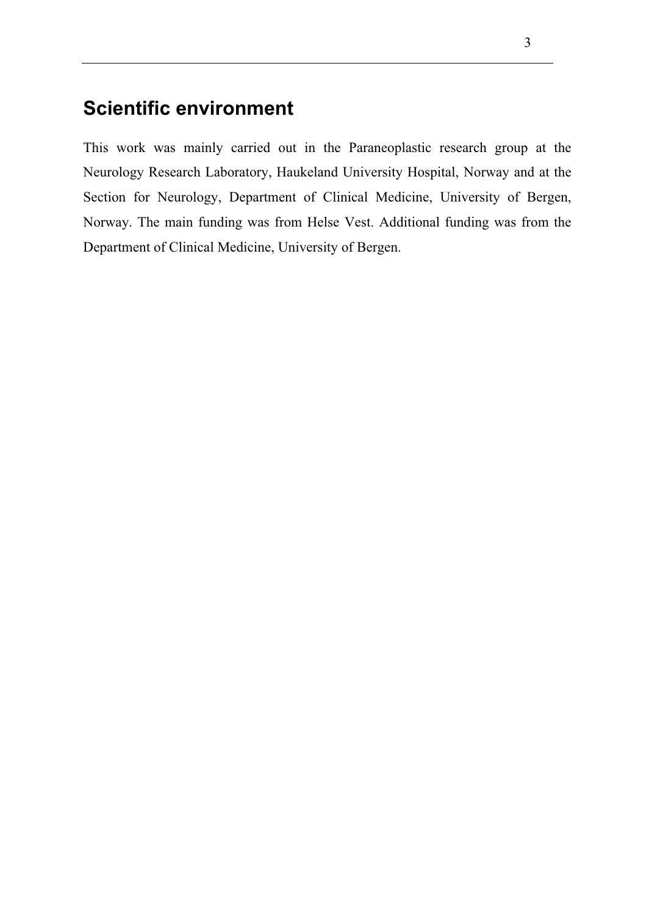# Scientific environment

This work was mainly carried out in the Paraneoplastic research group at the Neurology Research Laboratory, Haukeland University Hospital, Norway and at the Section for Neurology, Department of Clinical Medicine, University of Bergen, Norway. The main funding was from Helse Vest. Additional funding was from the Department of Clinical Medicine, University of Bergen.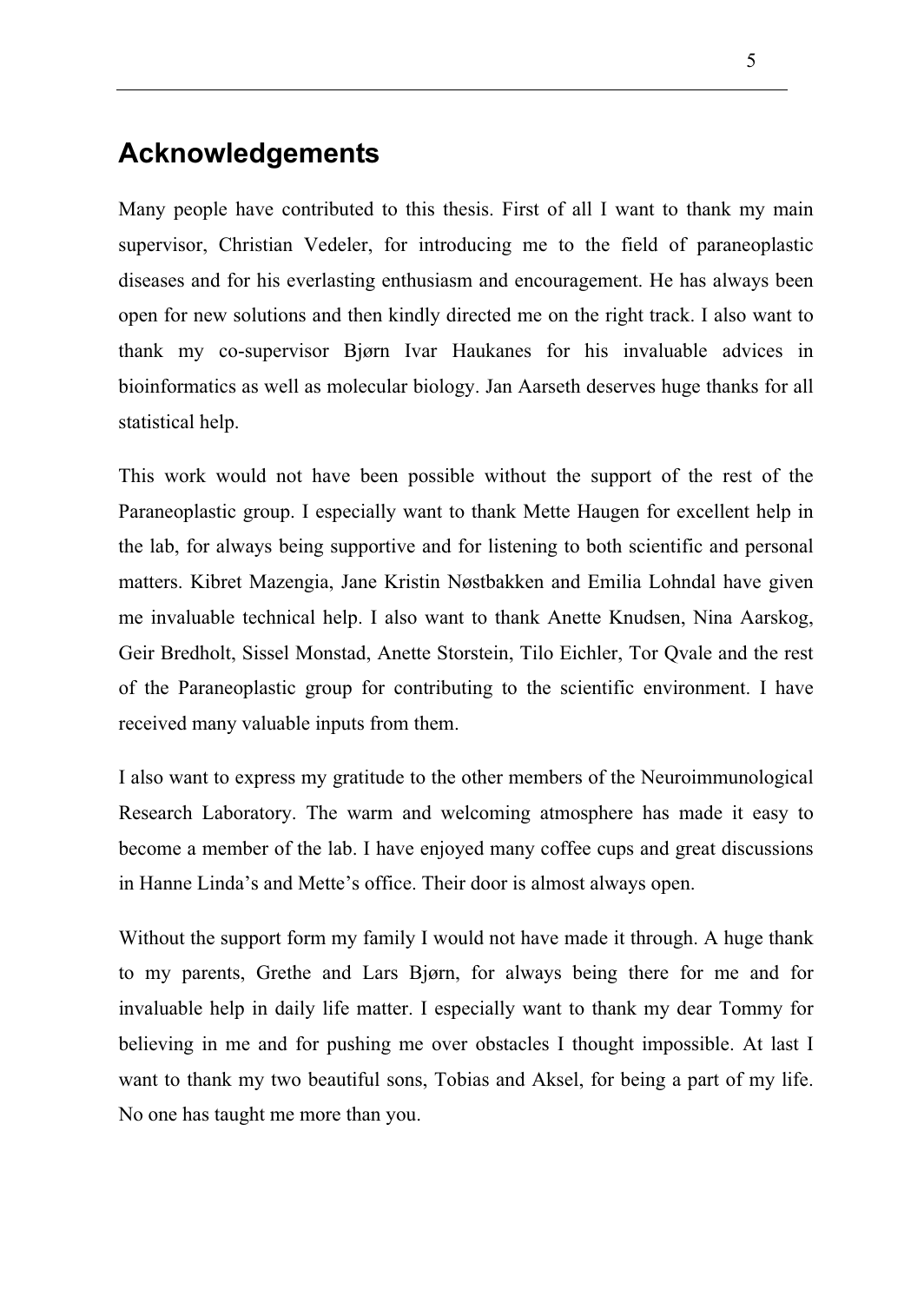# Acknowledgements

Many people have contributed to this thesis. First of all I want to thank my main supervisor, Christian Vedeler, for introducing me to the field of paraneoplastic diseases and for his everlasting enthusiasm and encouragement. He has always been open for new solutions and then kindly directed me on the right track. I also want to thank my co-supervisor Bjørn Ivar Haukanes for his invaluable advices in bioinformatics as well as molecular biology. Jan Aarseth deserves huge thanks for all statistical help.

This work would not have been possible without the support of the rest of the Paraneoplastic group. I especially want to thank Mette Haugen for excellent help in the lab, for always being supportive and for listening to both scientific and personal matters. Kibret Mazengia, Jane Kristin Nøstbakken and Emilia Lohndal have given me invaluable technical help. I also want to thank Anette Knudsen, Nina Aarskog, Geir Bredholt, Sissel Monstad, Anette Storstein, Tilo Eichler, Tor Qvale and the rest of the Paraneoplastic group for contributing to the scientific environment. I have received many valuable inputs from them.

I also want to express my gratitude to the other members of the Neuroimmunological Research Laboratory. The warm and welcoming atmosphere has made it easy to become a member of the lab. I have enjoyed many coffee cups and great discussions in Hanne Linda's and Mette's office. Their door is almost always open.

Without the support form my family I would not have made it through. A huge thank to my parents, Grethe and Lars Bjørn, for always being there for me and for invaluable help in daily life matter. I especially want to thank my dear Tommy for believing in me and for pushing me over obstacles I thought impossible. At last I want to thank my two beautiful sons, Tobias and Aksel, for being a part of my life. No one has taught me more than you.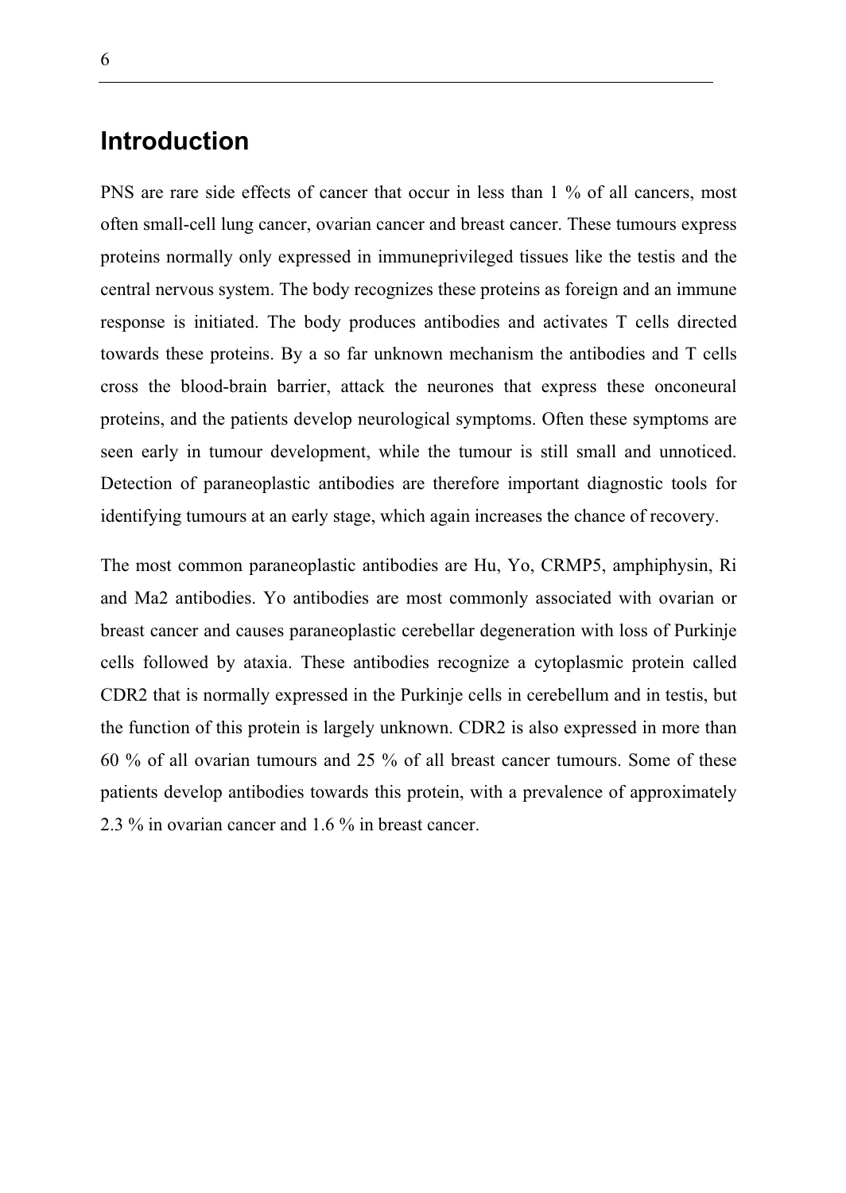# Introduction

PNS are rare side effects of cancer that occur in less than 1 % of all cancers, most often small-cell lung cancer, ovarian cancer and breast cancer. These tumours express proteins normally only expressed in immuneprivileged tissues like the testis and the central nervous system. The body recognizes these proteins as foreign and an immune response is initiated. The body produces antibodies and activates T cells directed towards these proteins. By a so far unknown mechanism the antibodies and T cells cross the blood-brain barrier, attack the neurones that express these onconeural proteins, and the patients develop neurological symptoms. Often these symptoms are seen early in tumour development, while the tumour is still small and unnoticed. Detection of paraneoplastic antibodies are therefore important diagnostic tools for identifying tumours at an early stage, which again increases the chance of recovery.

The most common paraneoplastic antibodies are Hu, Yo, CRMP5, amphiphysin, Ri and Ma2 antibodies. Yo antibodies are most commonly associated with ovarian or breast cancer and causes paraneoplastic cerebellar degeneration with loss of Purkinje cells followed by ataxia. These antibodies recognize a cytoplasmic protein called CDR2 that is normally expressed in the Purkinje cells in cerebellum and in testis, but the function of this protein is largely unknown. CDR2 is also expressed in more than 60 % of all ovarian tumours and 25 % of all breast cancer tumours. Some of these patients develop antibodies towards this protein, with a prevalence of approximately 2.3 % in ovarian cancer and 1.6 % in breast cancer.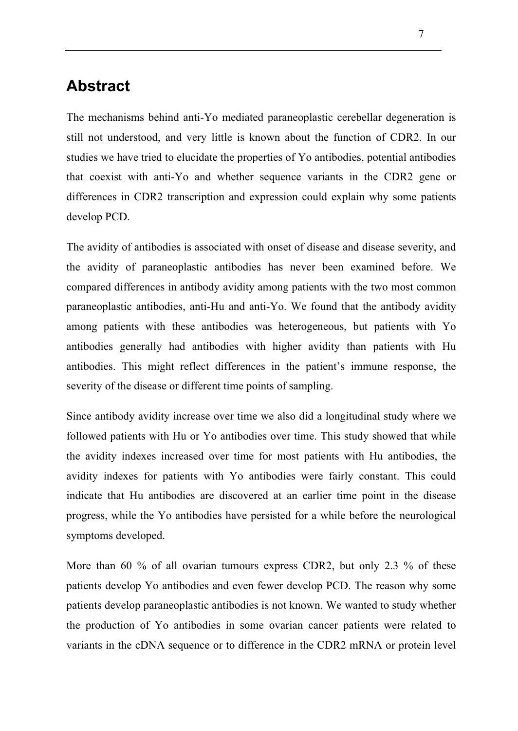# Abstract

The mechanisms behind anti-Yo mediated paraneoplastic cerebellar degeneration is still not understood, and very little is known about the function of CDR2. In our studies we have tried to elucidate the properties of Yo antibodies, potential antibodies that coexist with anti-Yo and whether sequence variants in the CDR2 gene or differences in CDR2 transcription and expression could explain why some patients develop PCD.

The avidity of antibodies is associated with onset of disease and disease severity, and the avidity of paraneoplastic antibodies has never been examined before. We compared differences in antibody avidity among patients with the two most common paraneoplastic antibodies, anti-Hu and anti-Yo. We found that the antibody avidity among patients with these antibodies was heterogeneous, but patients with Yo antibodies generally had antibodies with higher avidity than patients with Hu antibodies. This might reflect differences in the patient's immune response, the severity of the disease or different time points of sampling.

Since antibody avidity increase over time we also did a longitudinal study where we followed patients with Hu or Yo antibodies over time. This study showed that while the avidity indexes increased over time for most patients with Hu antibodies, the avidity indexes for patients with Yo antibodies were fairly constant. This could indicate that Hu antibodies are discovered at an earlier time point in the disease progress, while the Yo antibodies have persisted for a while before the neurological symptoms developed.

More than 60 % of all ovarian tumours express CDR2, but only 2.3 % of these patients develop Yo antibodies and even fewer develop PCD. The reason why some patients develop paraneoplastic antibodies is not known. We wanted to study whether the production of Yo antibodies in some ovarian cancer patients were related to variants in the cDNA sequence or to difference in the CDR2 mRNA or protein level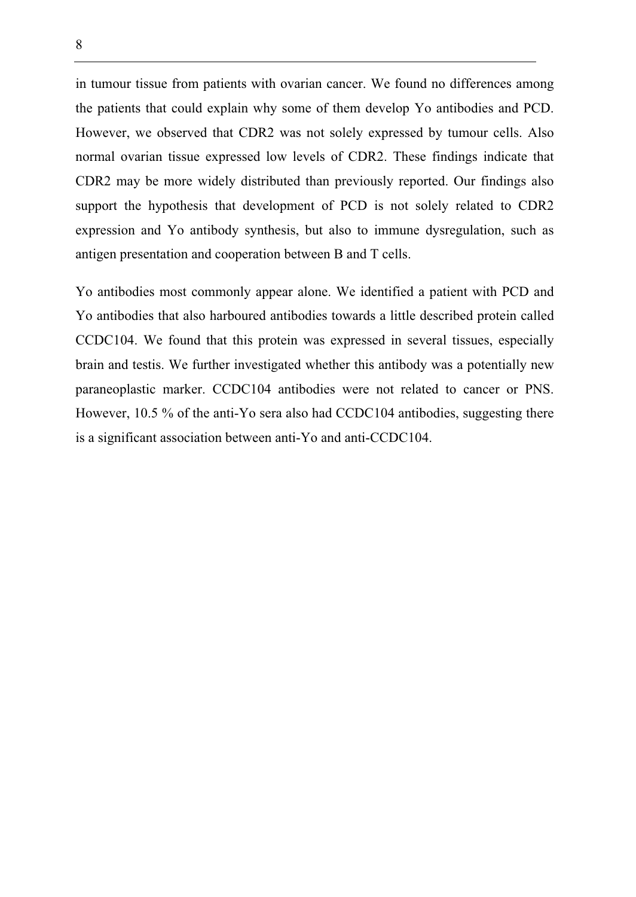in tumour tissue from patients with ovarian cancer. We found no differences among the patients that could explain why some of them develop Yo antibodies and PCD. However, we observed that CDR2 was not solely expressed by tumour cells. Also normal ovarian tissue expressed low levels of CDR2. These findings indicate that CDR2 may be more widely distributed than previously reported. Our findings also support the hypothesis that development of PCD is not solely related to CDR2 expression and Yo antibody synthesis, but also to immune dysregulation, such as antigen presentation and cooperation between B and T cells.

Yo antibodies most commonly appear alone. We identified a patient with PCD and Yo antibodies that also harboured antibodies towards a little described protein called CCDC104. We found that this protein was expressed in several tissues, especially brain and testis. We further investigated whether this antibody was a potentially new paraneoplastic marker. CCDC104 antibodies were not related to cancer or PNS. However, 10.5 % of the anti-Yo sera also had CCDC104 antibodies, suggesting there is a significant association between anti-Yo and anti-CCDC104.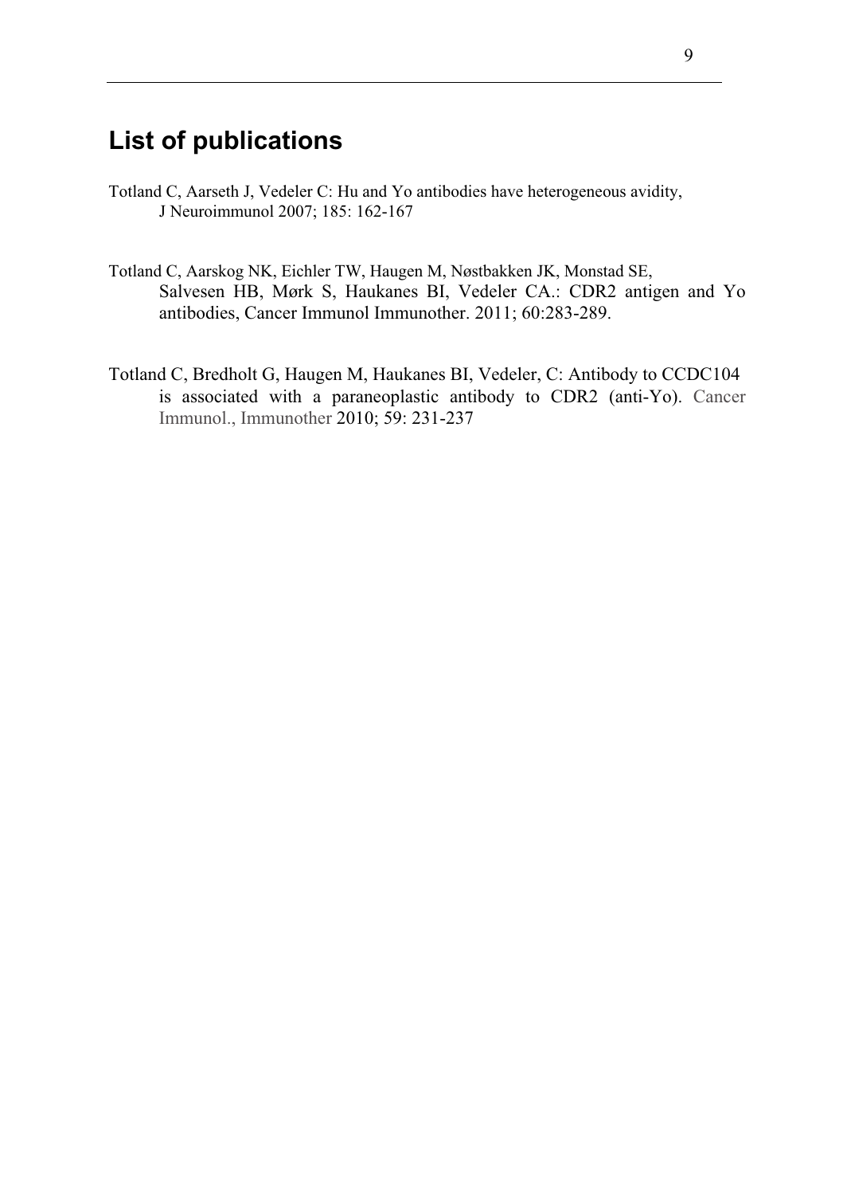# List of publications

Totland C, Aarseth J, Vedeler C: Hu and Yo antibodies have heterogeneous avidity, J Neuroimmunol 2007; 185: 162-167

Totland C, Aarskog NK, Eichler TW, Haugen M, Nøstbakken JK, Monstad SE, Salvesen HB, Mørk S, Haukanes BI, Vedeler CA.: CDR2 antigen and Yo antibodies, Cancer Immunol Immunother. 2011; 60:283-289.

Totland C, Bredholt G, Haugen M, Haukanes BI, Vedeler, C: Antibody to CCDC104 is associated with a paraneoplastic antibody to CDR2 (anti-Yo). Cancer Immunol., Immunother 2010; 59: 231-237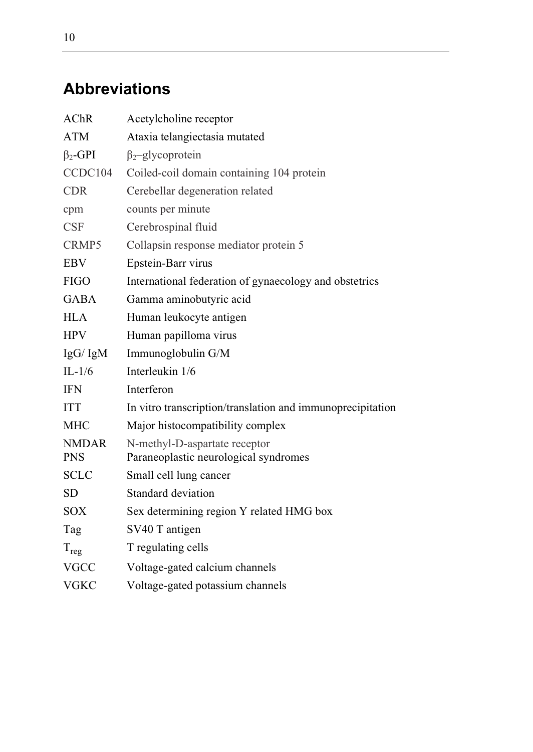# Abbreviations

| | |
|---|---|
| AChR | Acetylcholine receptor |
| ATM | Ataxia telangiectasia mutated |
| $\beta_2$-GPI | $\beta_2$–glycoprotein |
| CCDC104 | Coiled-coil domain containing 104 protein |
| CDR | Cerebellar degeneration related |
| cpm | counts per minute |
| CSF | Cerebrospinal fluid |
| CRMP5 | Collapsin response mediator protein 5 |
| EBV | Epstein-Barr virus |
| FIGO | International federation of gynaecology and obstetrics |
| GABA | Gamma aminobutyric acid |
| HLA | Human leukocyte antigen |
| HPV | Human papilloma virus |
| IgG/ IgM | Immunoglobulin G/M |
| IL-1/6 | Interleukin 1/6 |
| IFN | Interferon |
| ITT | In vitro transcription/translation and immunoprecipitation |
| MHC | Major histocompatibility complex |
| NMDAR | N-methyl-D-aspartate receptor |
| PNS | Paraneoplastic neurological syndromes |
| SCLC | Small cell lung cancer |
| SD | Standard deviation |
| SOX | Sex determining region Y related HMG box |
| Tag | SV40 T antigen |
| $T_{reg}$ | T regulating cells |
| VGCC | Voltage-gated calcium channels |
| VGKC | Voltage-gated potassium channels |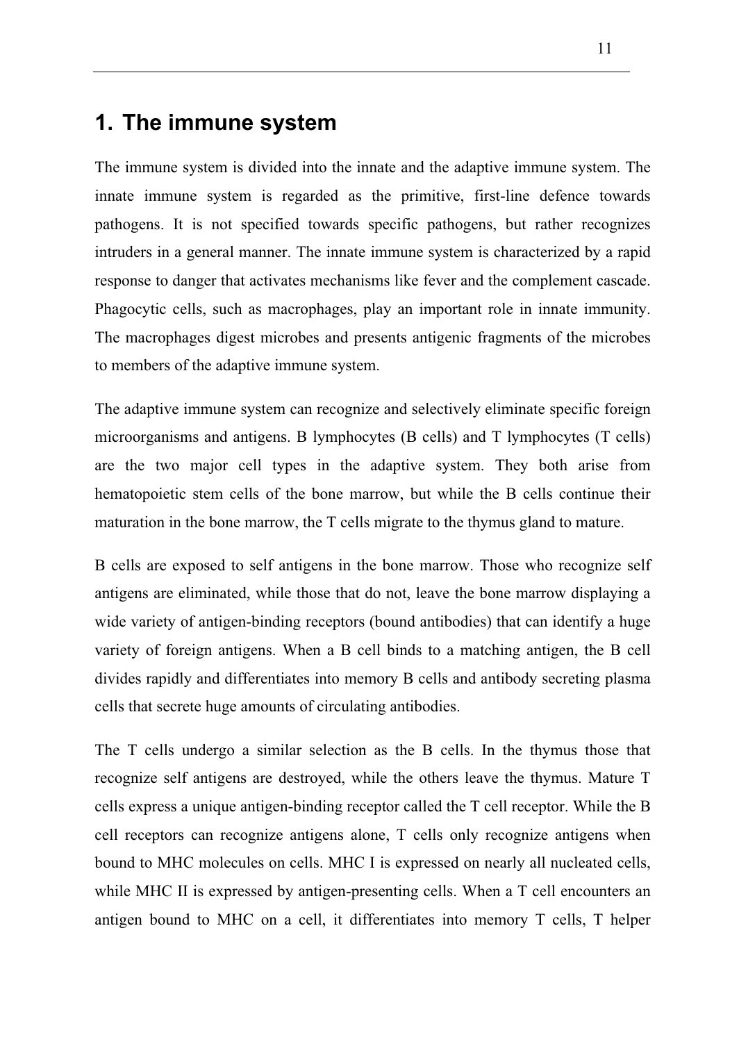# 1. The immune system

The immune system is divided into the innate and the adaptive immune system. The innate immune system is regarded as the primitive, first-line defence towards pathogens. It is not specified towards specific pathogens, but rather recognizes intruders in a general manner. The innate immune system is characterized by a rapid response to danger that activates mechanisms like fever and the complement cascade. Phagocytic cells, such as macrophages, play an important role in innate immunity. The macrophages digest microbes and presents antigenic fragments of the microbes to members of the adaptive immune system.

The adaptive immune system can recognize and selectively eliminate specific foreign microorganisms and antigens. B lymphocytes (B cells) and T lymphocytes (T cells) are the two major cell types in the adaptive system. They both arise from hematopoietic stem cells of the bone marrow, but while the B cells continue their maturation in the bone marrow, the T cells migrate to the thymus gland to mature.

B cells are exposed to self antigens in the bone marrow. Those who recognize self antigens are eliminated, while those that do not, leave the bone marrow displaying a wide variety of antigen-binding receptors (bound antibodies) that can identify a huge variety of foreign antigens. When a B cell binds to a matching antigen, the B cell divides rapidly and differentiates into memory B cells and antibody secreting plasma cells that secrete huge amounts of circulating antibodies.

The T cells undergo a similar selection as the B cells. In the thymus those that recognize self antigens are destroyed, while the others leave the thymus. Mature T cells express a unique antigen-binding receptor called the T cell receptor. While the B cell receptors can recognize antigens alone, T cells only recognize antigens when bound to MHC molecules on cells. MHC I is expressed on nearly all nucleated cells, while MHC II is expressed by antigen-presenting cells. When a T cell encounters an antigen bound to MHC on a cell, it differentiates into memory T cells, T helper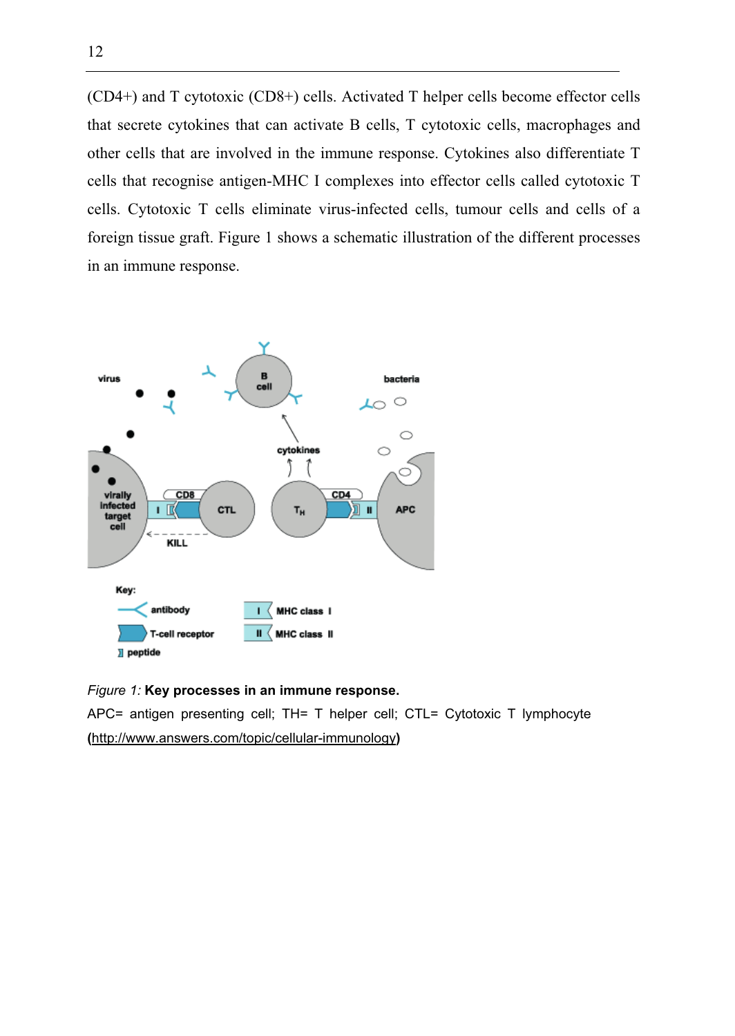(CD4+) and T cytotoxic (CD8+) cells. Activated T helper cells become effector cells that secrete cytokines that can activate B cells, T cytotoxic cells, macrophages and other cells that are involved in the immune response. Cytokines also differentiate T cells that recognise antigen-MHC I complexes into effector cells called cytotoxic T cells. Cytotoxic T cells eliminate virus-infected cells, tumour cells and cells of a foreign tissue graft. Figure 1 shows a schematic illustration of the different processes in an immune response.

virus

B cell

bacteria

cytokines

virally infected target cell

CD8

CTL

$T_H$

CD4

APC

KILL

Key:

antibody

T-cell receptor

peptide

MHC class I

MHC class II

*Figure 1:* **Key processes in an immune response.**

APC= antigen presenting cell; TH= T helper cell; CTL= Cytotoxic T lymphocyte (http://www.answers.com/topic/cellular-immunology)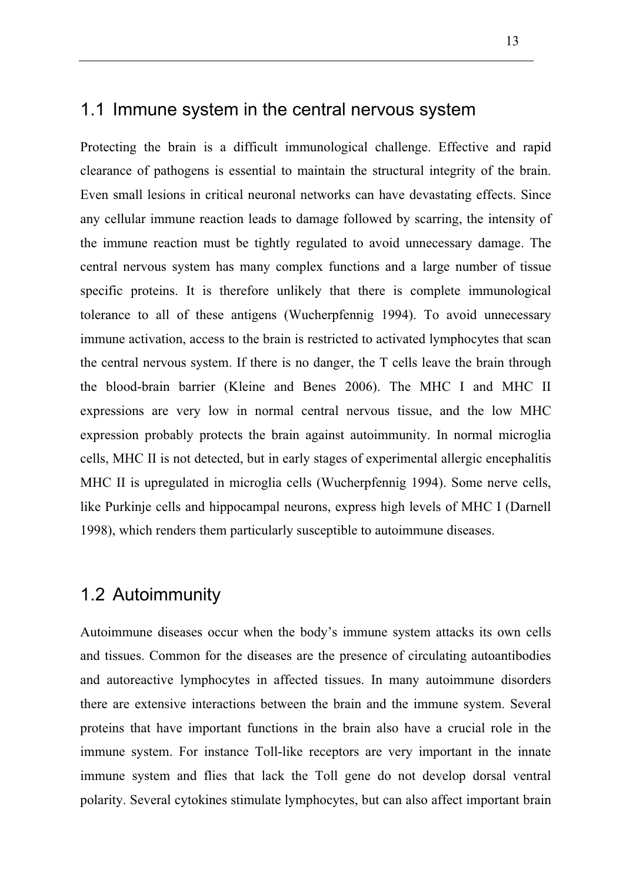## 1.1 Immune system in the central nervous system

Protecting the brain is a difficult immunological challenge. Effective and rapid clearance of pathogens is essential to maintain the structural integrity of the brain. Even small lesions in critical neuronal networks can have devastating effects. Since any cellular immune reaction leads to damage followed by scarring, the intensity of the immune reaction must be tightly regulated to avoid unnecessary damage. The central nervous system has many complex functions and a large number of tissue specific proteins. It is therefore unlikely that there is complete immunological tolerance to all of these antigens (Wucherpfennig 1994). To avoid unnecessary immune activation, access to the brain is restricted to activated lymphocytes that scan the central nervous system. If there is no danger, the T cells leave the brain through the blood-brain barrier (Kleine and Benes 2006). The MHC I and MHC II expressions are very low in normal central nervous tissue, and the low MHC expression probably protects the brain against autoimmunity. In normal microglia cells, MHC II is not detected, but in early stages of experimental allergic encephalitis MHC II is upregulated in microglia cells (Wucherpfennig 1994). Some nerve cells, like Purkinje cells and hippocampal neurons, express high levels of MHC I (Darnell 1998), which renders them particularly susceptible to autoimmune diseases.

## 1.2 Autoimmunity

Autoimmune diseases occur when the body's immune system attacks its own cells and tissues. Common for the diseases are the presence of circulating autoantibodies and autoreactive lymphocytes in affected tissues. In many autoimmune disorders there are extensive interactions between the brain and the immune system. Several proteins that have important functions in the brain also have a crucial role in the immune system. For instance Toll-like receptors are very important in the innate immune system and flies that lack the Toll gene do not develop dorsal ventral polarity. Several cytokines stimulate lymphocytes, but can also affect important brain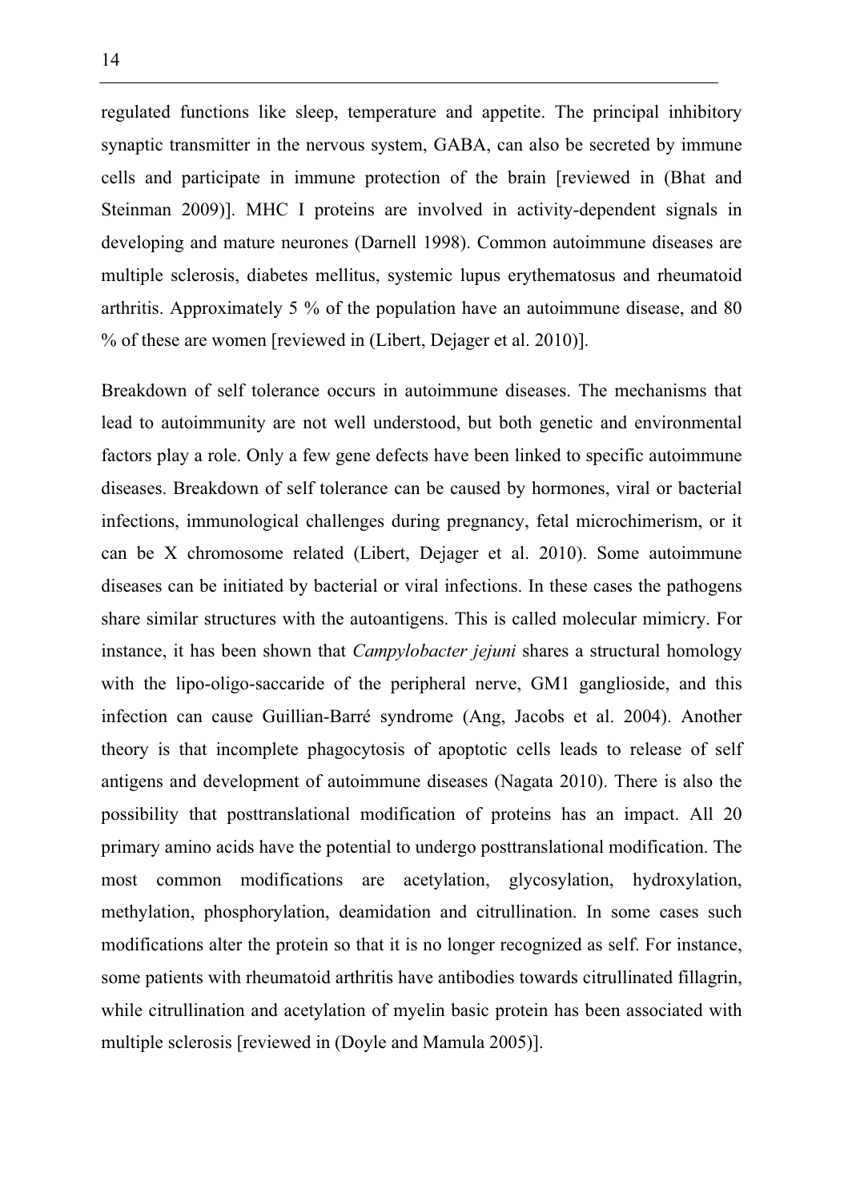regulated functions like sleep, temperature and appetite. The principal inhibitory synaptic transmitter in the nervous system, GABA, can also be secreted by immune cells and participate in immune protection of the brain [reviewed in (Bhat and Steinman 2009)]. MHC I proteins are involved in activity-dependent signals in developing and mature neurones (Darnell 1998). Common autoimmune diseases are multiple sclerosis, diabetes mellitus, systemic lupus erythematosus and rheumatoid arthritis. Approximately 5 % of the population have an autoimmune disease, and 80 % of these are women [reviewed in (Libert, Dejager et al. 2010)].

Breakdown of self tolerance occurs in autoimmune diseases. The mechanisms that lead to autoimmunity are not well understood, but both genetic and environmental factors play a role. Only a few gene defects have been linked to specific autoimmune diseases. Breakdown of self tolerance can be caused by hormones, viral or bacterial infections, immunological challenges during pregnancy, fetal microchimerism, or it can be X chromosome related (Libert, Dejager et al. 2010). Some autoimmune diseases can be initiated by bacterial or viral infections. In these cases the pathogens share similar structures with the autoantigens. This is called molecular mimicry. For instance, it has been shown that *Campylobacter jejuni* shares a structural homology with the lipo-oligo-saccaride of the peripheral nerve, GM1 ganglioside, and this infection can cause Guillian-Barré syndrome (Ang, Jacobs et al. 2004). Another theory is that incomplete phagocytosis of apoptotic cells leads to release of self antigens and development of autoimmune diseases (Nagata 2010). There is also the possibility that posttranslational modification of proteins has an impact. All 20 primary amino acids have the potential to undergo posttranslational modification. The most common modifications are acetylation, glycosylation, hydroxylation, methylation, phosphorylation, deamidation and citrullination. In some cases such modifications alter the protein so that it is no longer recognized as self. For instance, some patients with rheumatoid arthritis have antibodies towards citrullinated fillagrin, while citrullination and acetylation of myelin basic protein has been associated with multiple sclerosis [reviewed in (Doyle and Mamula 2005)].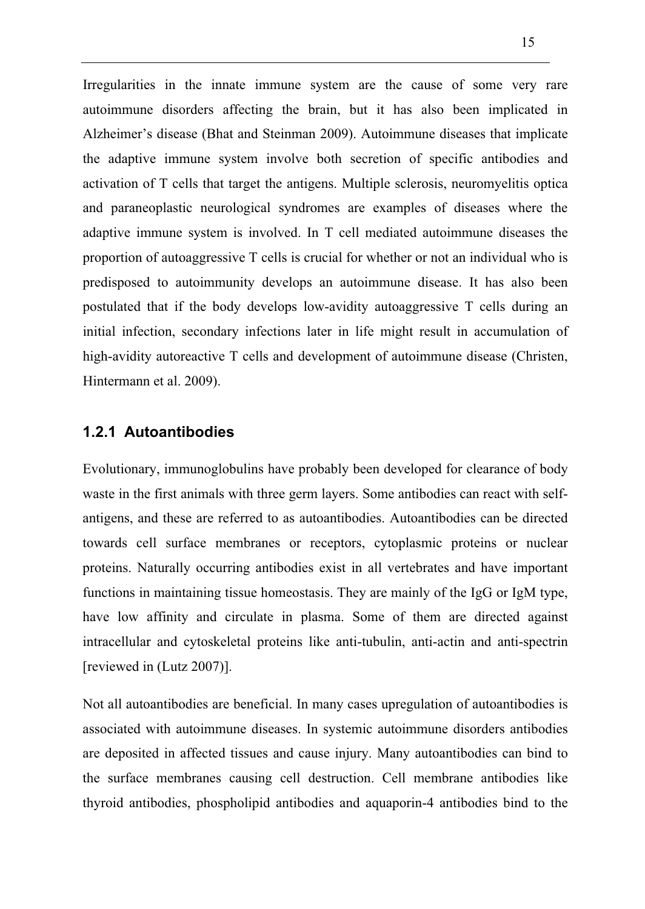Irregularities in the innate immune system are the cause of some very rare autoimmune disorders affecting the brain, but it has also been implicated in Alzheimer's disease (Bhat and Steinman 2009). Autoimmune diseases that implicate the adaptive immune system involve both secretion of specific antibodies and activation of T cells that target the antigens. Multiple sclerosis, neuromyelitis optica and paraneoplastic neurological syndromes are examples of diseases where the adaptive immune system is involved. In T cell mediated autoimmune diseases the proportion of autoaggressive T cells is crucial for whether or not an individual who is predisposed to autoimmunity develops an autoimmune disease. It has also been postulated that if the body develops low-avidity autoaggressive T cells during an initial infection, secondary infections later in life might result in accumulation of high-avidity autoreactive T cells and development of autoimmune disease (Christen, Hintermann et al. 2009).

### 1.2.1 Autoantibodies

Evolutionary, immunoglobulins have probably been developed for clearance of body waste in the first animals with three germ layers. Some antibodies can react with self-antigens, and these are referred to as autoantibodies. Autoantibodies can be directed towards cell surface membranes or receptors, cytoplasmic proteins or nuclear proteins. Naturally occurring antibodies exist in all vertebrates and have important functions in maintaining tissue homeostasis. They are mainly of the IgG or IgM type, have low affinity and circulate in plasma. Some of them are directed against intracellular and cytoskeletal proteins like anti-tubulin, anti-actin and anti-spectrin [reviewed in (Lutz 2007)].

Not all autoantibodies are beneficial. In many cases upregulation of autoantibodies is associated with autoimmune diseases. In systemic autoimmune disorders antibodies are deposited in affected tissues and cause injury. Many autoantibodies can bind to the surface membranes causing cell destruction. Cell membrane antibodies like thyroid antibodies, phospholipid antibodies and aquaporin-4 antibodies bind to the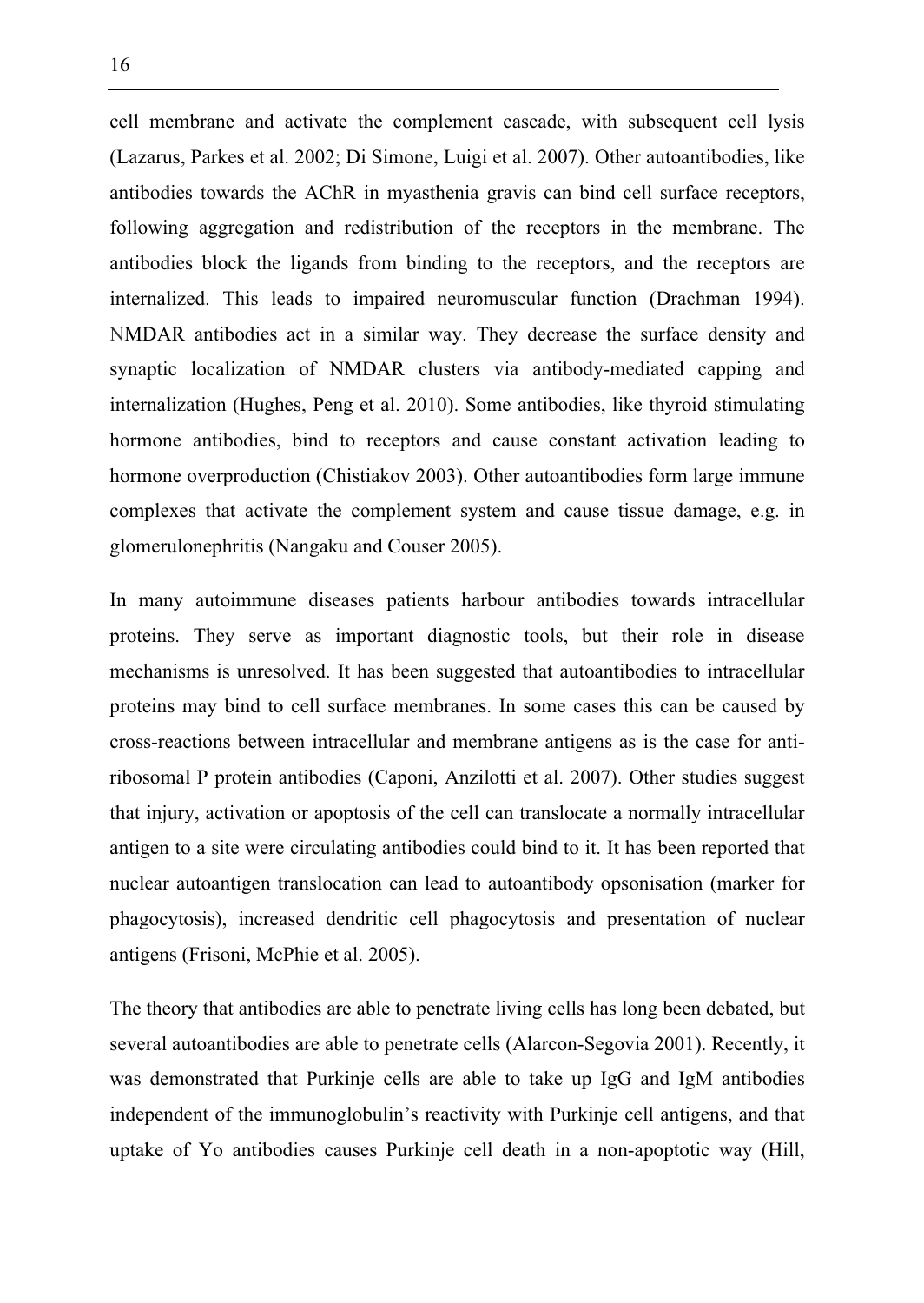cell membrane and activate the complement cascade, with subsequent cell lysis (Lazarus, Parkes et al. 2002; Di Simone, Luigi et al. 2007). Other autoantibodies, like antibodies towards the AChR in myasthenia gravis can bind cell surface receptors, following aggregation and redistribution of the receptors in the membrane. The antibodies block the ligands from binding to the receptors, and the receptors are internalized. This leads to impaired neuromuscular function (Drachman 1994). NMDAR antibodies act in a similar way. They decrease the surface density and synaptic localization of NMDAR clusters via antibody-mediated capping and internalization (Hughes, Peng et al. 2010). Some antibodies, like thyroid stimulating hormone antibodies, bind to receptors and cause constant activation leading to hormone overproduction (Chistiakov 2003). Other autoantibodies form large immune complexes that activate the complement system and cause tissue damage, e.g. in glomerulonephritis (Nangaku and Couser 2005).

In many autoimmune diseases patients harbour antibodies towards intracellular proteins. They serve as important diagnostic tools, but their role in disease mechanisms is unresolved. It has been suggested that autoantibodies to intracellular proteins may bind to cell surface membranes. In some cases this can be caused by cross-reactions between intracellular and membrane antigens as is the case for anti-ribosomal P protein antibodies (Caponi, Anzilotti et al. 2007). Other studies suggest that injury, activation or apoptosis of the cell can translocate a normally intracellular antigen to a site were circulating antibodies could bind to it. It has been reported that nuclear autoantigen translocation can lead to autoantibody opsonisation (marker for phagocytosis), increased dendritic cell phagocytosis and presentation of nuclear antigens (Frisoni, McPhie et al. 2005).

The theory that antibodies are able to penetrate living cells has long been debated, but several autoantibodies are able to penetrate cells (Alarcon-Segovia 2001). Recently, it was demonstrated that Purkinje cells are able to take up IgG and IgM antibodies independent of the immunoglobulin's reactivity with Purkinje cell antigens, and that uptake of Yo antibodies causes Purkinje cell death in a non-apoptotic way (Hill,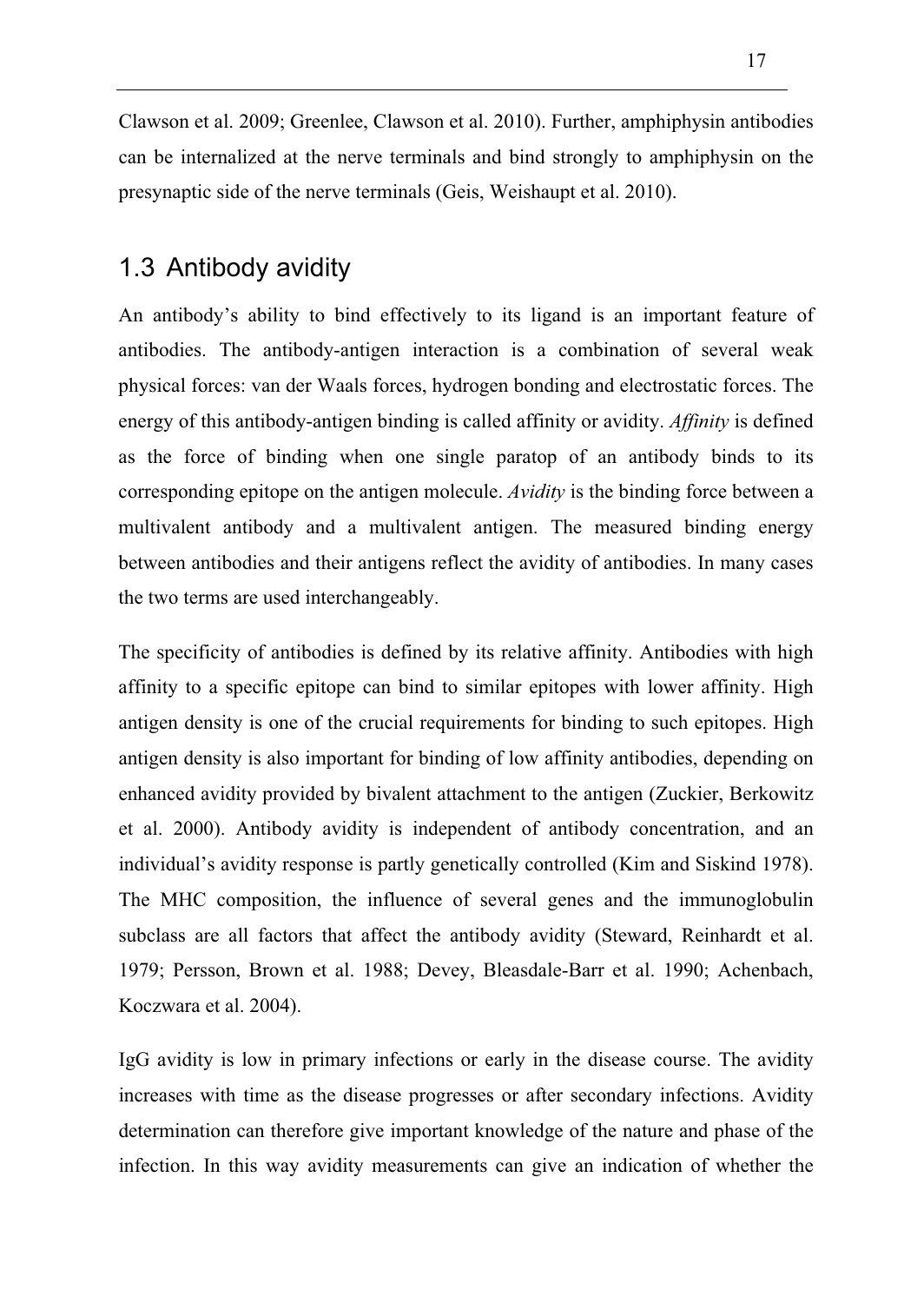Clawson et al. 2009; Greenlee, Clawson et al. 2010). Further, amphiphysin antibodies can be internalized at the nerve terminals and bind strongly to amphiphysin on the presynaptic side of the nerve terminals (Geis, Weishaupt et al. 2010).

## 1.3 Antibody avidity

An antibody's ability to bind effectively to its ligand is an important feature of antibodies. The antibody-antigen interaction is a combination of several weak physical forces: van der Waals forces, hydrogen bonding and electrostatic forces. The energy of this antibody-antigen binding is called affinity or avidity. *Affinity* is defined as the force of binding when one single paratop of an antibody binds to its corresponding epitope on the antigen molecule. *Avidity* is the binding force between a multivalent antibody and a multivalent antigen. The measured binding energy between antibodies and their antigens reflect the avidity of antibodies. In many cases the two terms are used interchangeably.

The specificity of antibodies is defined by its relative affinity. Antibodies with high affinity to a specific epitope can bind to similar epitopes with lower affinity. High antigen density is one of the crucial requirements for binding to such epitopes. High antigen density is also important for binding of low affinity antibodies, depending on enhanced avidity provided by bivalent attachment to the antigen (Zuckier, Berkowitz et al. 2000). Antibody avidity is independent of antibody concentration, and an individual's avidity response is partly genetically controlled (Kim and Siskind 1978). The MHC composition, the influence of several genes and the immunoglobulin subclass are all factors that affect the antibody avidity (Steward, Reinhardt et al. 1979; Persson, Brown et al. 1988; Devey, Bleasdale-Barr et al. 1990; Achenbach, Koczwara et al. 2004).

IgG avidity is low in primary infections or early in the disease course. The avidity increases with time as the disease progresses or after secondary infections. Avidity determination can therefore give important knowledge of the nature and phase of the infection. In this way avidity measurements can give an indication of whether the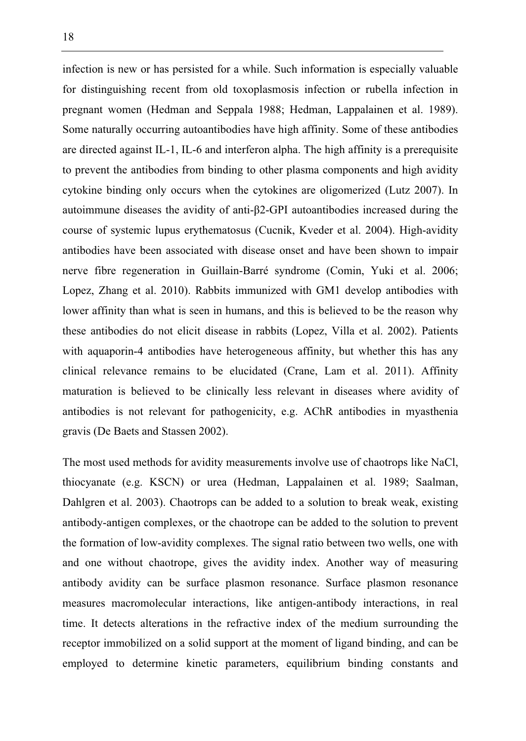infection is new or has persisted for a while. Such information is especially valuable for distinguishing recent from old toxoplasmosis infection or rubella infection in pregnant women (Hedman and Seppala 1988; Hedman, Lappalainen et al. 1989). Some naturally occurring autoantibodies have high affinity. Some of these antibodies are directed against IL-1, IL-6 and interferon alpha. The high affinity is a prerequisite to prevent the antibodies from binding to other plasma components and high avidity cytokine binding only occurs when the cytokines are oligomerized (Lutz 2007). In autoimmune diseases the avidity of anti-β2-GPI autoantibodies increased during the course of systemic lupus erythematosus (Cucnik, Kveder et al. 2004). High-avidity antibodies have been associated with disease onset and have been shown to impair nerve fibre regeneration in Guillain-Barré syndrome (Comin, Yuki et al. 2006; Lopez, Zhang et al. 2010). Rabbits immunized with GM1 develop antibodies with lower affinity than what is seen in humans, and this is believed to be the reason why these antibodies do not elicit disease in rabbits (Lopez, Villa et al. 2002). Patients with aquaporin-4 antibodies have heterogeneous affinity, but whether this has any clinical relevance remains to be elucidated (Crane, Lam et al. 2011). Affinity maturation is believed to be clinically less relevant in diseases where avidity of antibodies is not relevant for pathogenicity, e.g. AChR antibodies in myasthenia gravis (De Baets and Stassen 2002).

The most used methods for avidity measurements involve use of chaotrops like NaCl, thiocyanate (e.g. KSCN) or urea (Hedman, Lappalainen et al. 1989; Saalman, Dahlgren et al. 2003). Chaotrops can be added to a solution to break weak, existing antibody-antigen complexes, or the chaotrope can be added to the solution to prevent the formation of low-avidity complexes. The signal ratio between two wells, one with and one without chaotrope, gives the avidity index. Another way of measuring antibody avidity can be surface plasmon resonance. Surface plasmon resonance measures macromolecular interactions, like antigen-antibody interactions, in real time. It detects alterations in the refractive index of the medium surrounding the receptor immobilized on a solid support at the moment of ligand binding, and can be employed to determine kinetic parameters, equilibrium binding constants and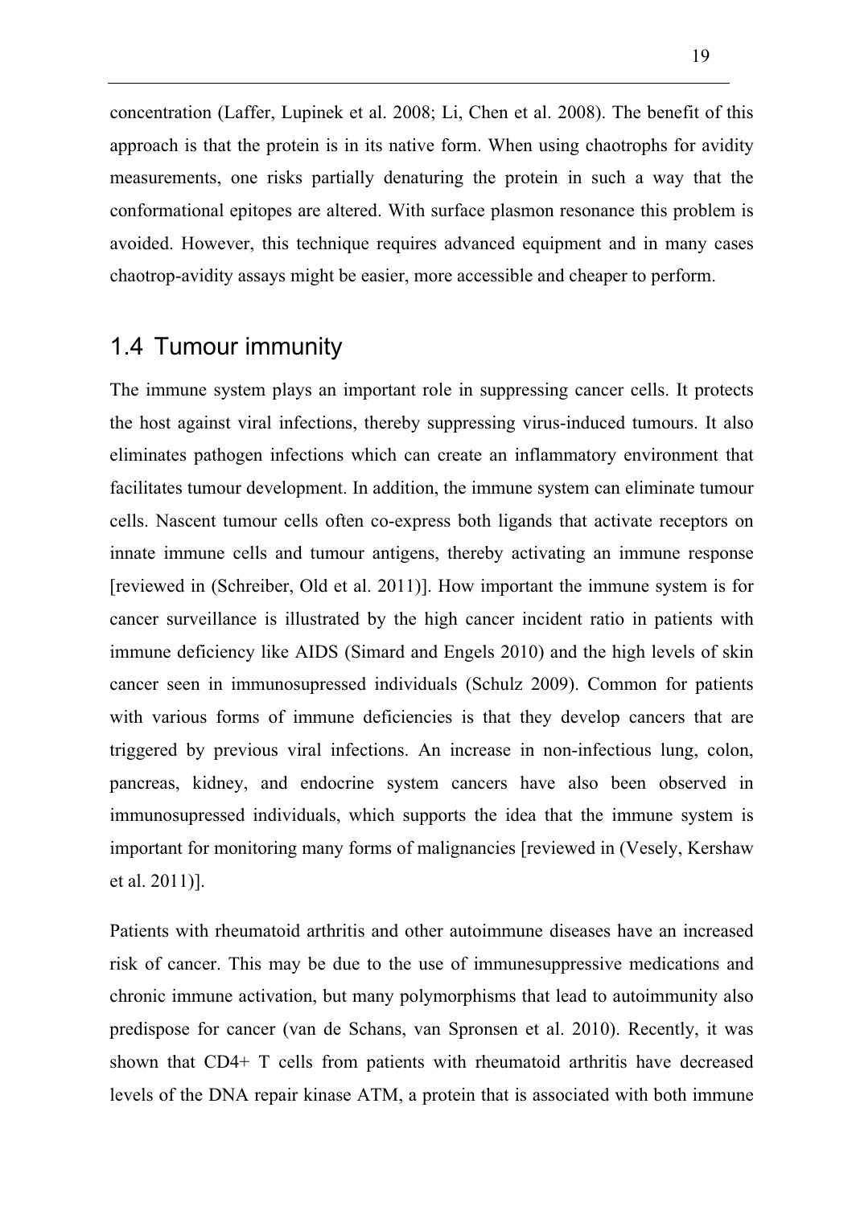concentration (Laffer, Lupinek et al. 2008; Li, Chen et al. 2008). The benefit of this approach is that the protein is in its native form. When using chaotrophs for avidity measurements, one risks partially denaturing the protein in such a way that the conformational epitopes are altered. With surface plasmon resonance this problem is avoided. However, this technique requires advanced equipment and in many cases chaotrop-avidity assays might be easier, more accessible and cheaper to perform.

## 1.4 Tumour immunity

The immune system plays an important role in suppressing cancer cells. It protects the host against viral infections, thereby suppressing virus-induced tumours. It also eliminates pathogen infections which can create an inflammatory environment that facilitates tumour development. In addition, the immune system can eliminate tumour cells. Nascent tumour cells often co-express both ligands that activate receptors on innate immune cells and tumour antigens, thereby activating an immune response [reviewed in (Schreiber, Old et al. 2011)]. How important the immune system is for cancer surveillance is illustrated by the high cancer incident ratio in patients with immune deficiency like AIDS (Simard and Engels 2010) and the high levels of skin cancer seen in immunosupressed individuals (Schulz 2009). Common for patients with various forms of immune deficiencies is that they develop cancers that are triggered by previous viral infections. An increase in non-infectious lung, colon, pancreas, kidney, and endocrine system cancers have also been observed in immunosupressed individuals, which supports the idea that the immune system is important for monitoring many forms of malignancies [reviewed in (Vesely, Kershaw et al. 2011)].

Patients with rheumatoid arthritis and other autoimmune diseases have an increased risk of cancer. This may be due to the use of immunesuppressive medications and chronic immune activation, but many polymorphisms that lead to autoimmunity also predispose for cancer (van de Schans, van Spronsen et al. 2010). Recently, it was shown that CD4+ T cells from patients with rheumatoid arthritis have decreased levels of the DNA repair kinase ATM, a protein that is associated with both immune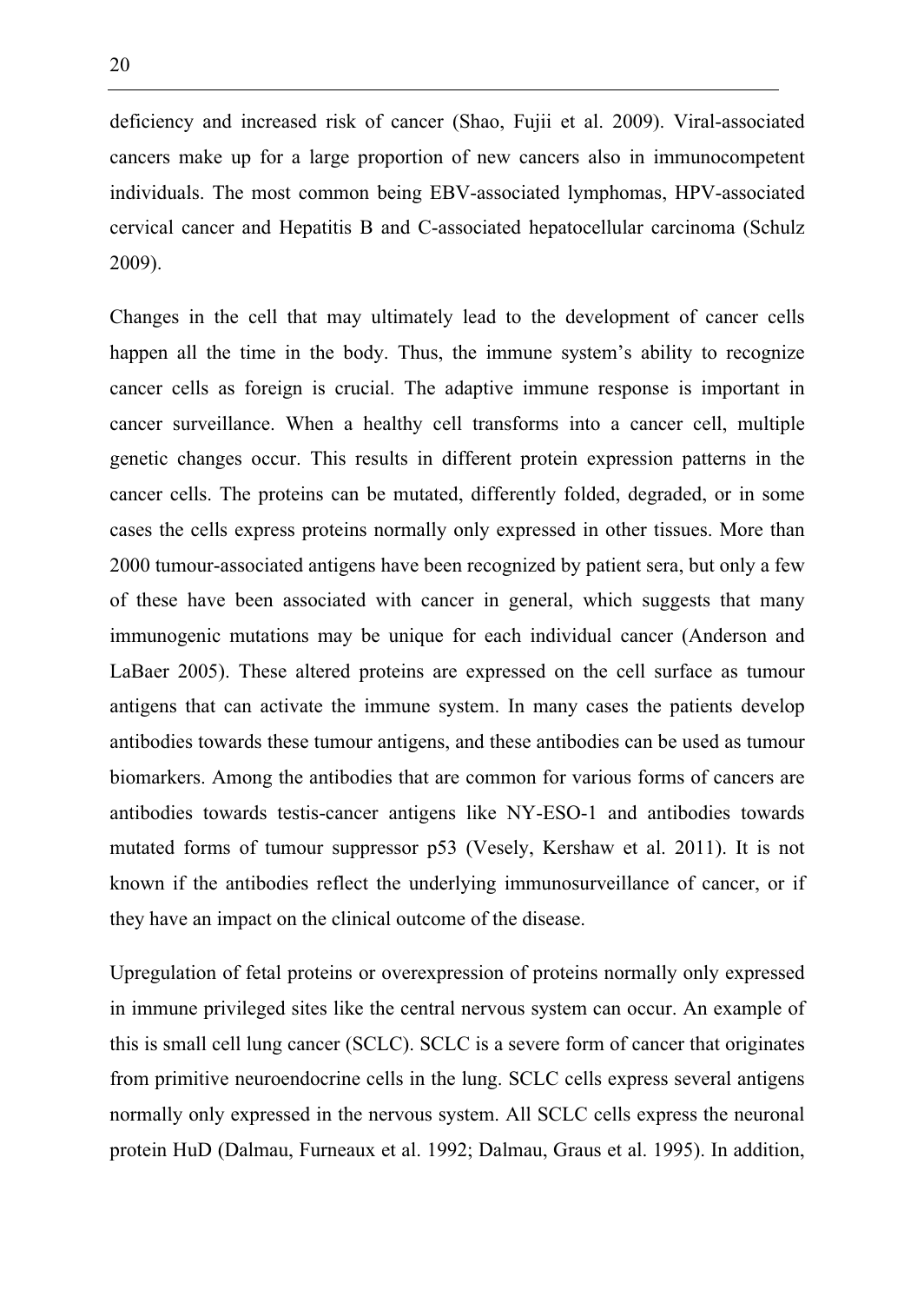deficiency and increased risk of cancer (Shao, Fujii et al. 2009). Viral-associated cancers make up for a large proportion of new cancers also in immunocompetent individuals. The most common being EBV-associated lymphomas, HPV-associated cervical cancer and Hepatitis B and C-associated hepatocellular carcinoma (Schulz 2009).

Changes in the cell that may ultimately lead to the development of cancer cells happen all the time in the body. Thus, the immune system's ability to recognize cancer cells as foreign is crucial. The adaptive immune response is important in cancer surveillance. When a healthy cell transforms into a cancer cell, multiple genetic changes occur. This results in different protein expression patterns in the cancer cells. The proteins can be mutated, differently folded, degraded, or in some cases the cells express proteins normally only expressed in other tissues. More than 2000 tumour-associated antigens have been recognized by patient sera, but only a few of these have been associated with cancer in general, which suggests that many immunogenic mutations may be unique for each individual cancer (Anderson and LaBaer 2005). These altered proteins are expressed on the cell surface as tumour antigens that can activate the immune system. In many cases the patients develop antibodies towards these tumour antigens, and these antibodies can be used as tumour biomarkers. Among the antibodies that are common for various forms of cancers are antibodies towards testis-cancer antigens like NY-ESO-1 and antibodies towards mutated forms of tumour suppressor p53 (Vesely, Kershaw et al. 2011). It is not known if the antibodies reflect the underlying immunosurveillance of cancer, or if they have an impact on the clinical outcome of the disease.

Upregulation of fetal proteins or overexpression of proteins normally only expressed in immune privileged sites like the central nervous system can occur. An example of this is small cell lung cancer (SCLC). SCLC is a severe form of cancer that originates from primitive neuroendocrine cells in the lung. SCLC cells express several antigens normally only expressed in the nervous system. All SCLC cells express the neuronal protein HuD (Dalmau, Furneaux et al. 1992; Dalmau, Graus et al. 1995). In addition,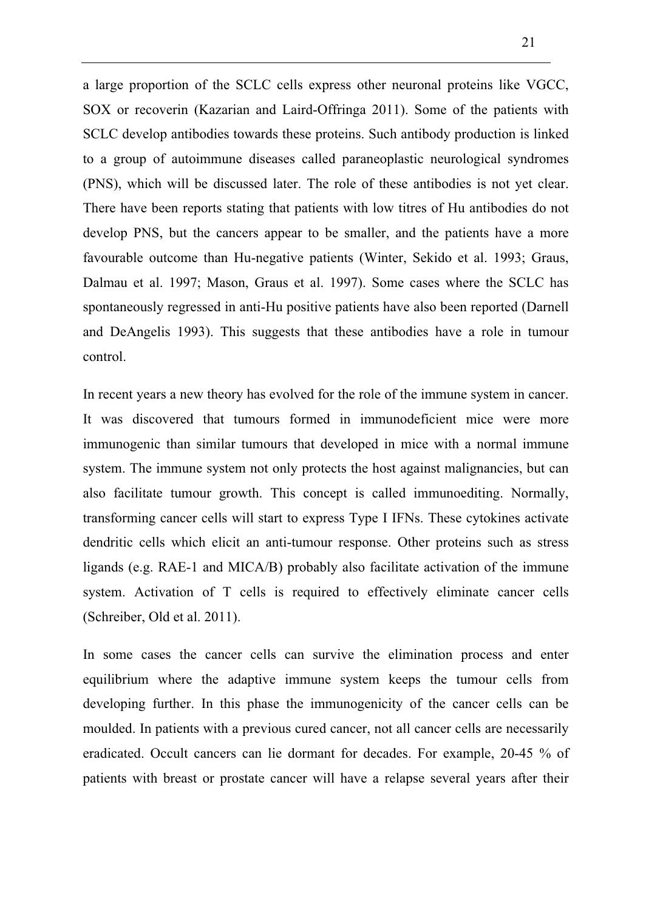a large proportion of the SCLC cells express other neuronal proteins like VGCC, SOX or recoverin (Kazarian and Laird-Offringa 2011). Some of the patients with SCLC develop antibodies towards these proteins. Such antibody production is linked to a group of autoimmune diseases called paraneoplastic neurological syndromes (PNS), which will be discussed later. The role of these antibodies is not yet clear. There have been reports stating that patients with low titres of Hu antibodies do not develop PNS, but the cancers appear to be smaller, and the patients have a more favourable outcome than Hu-negative patients (Winter, Sekido et al. 1993; Graus, Dalmau et al. 1997; Mason, Graus et al. 1997). Some cases where the SCLC has spontaneously regressed in anti-Hu positive patients have also been reported (Darnell and DeAngelis 1993). This suggests that these antibodies have a role in tumour control.

In recent years a new theory has evolved for the role of the immune system in cancer. It was discovered that tumours formed in immunodeficient mice were more immunogenic than similar tumours that developed in mice with a normal immune system. The immune system not only protects the host against malignancies, but can also facilitate tumour growth. This concept is called immunoediting. Normally, transforming cancer cells will start to express Type I IFNs. These cytokines activate dendritic cells which elicit an anti-tumour response. Other proteins such as stress ligands (e.g. RAE-1 and MICA/B) probably also facilitate activation of the immune system. Activation of T cells is required to effectively eliminate cancer cells (Schreiber, Old et al. 2011).

In some cases the cancer cells can survive the elimination process and enter equilibrium where the adaptive immune system keeps the tumour cells from developing further. In this phase the immunogenicity of the cancer cells can be moulded. In patients with a previous cured cancer, not all cancer cells are necessarily eradicated. Occult cancers can lie dormant for decades. For example, 20-45 % of patients with breast or prostate cancer will have a relapse several years after their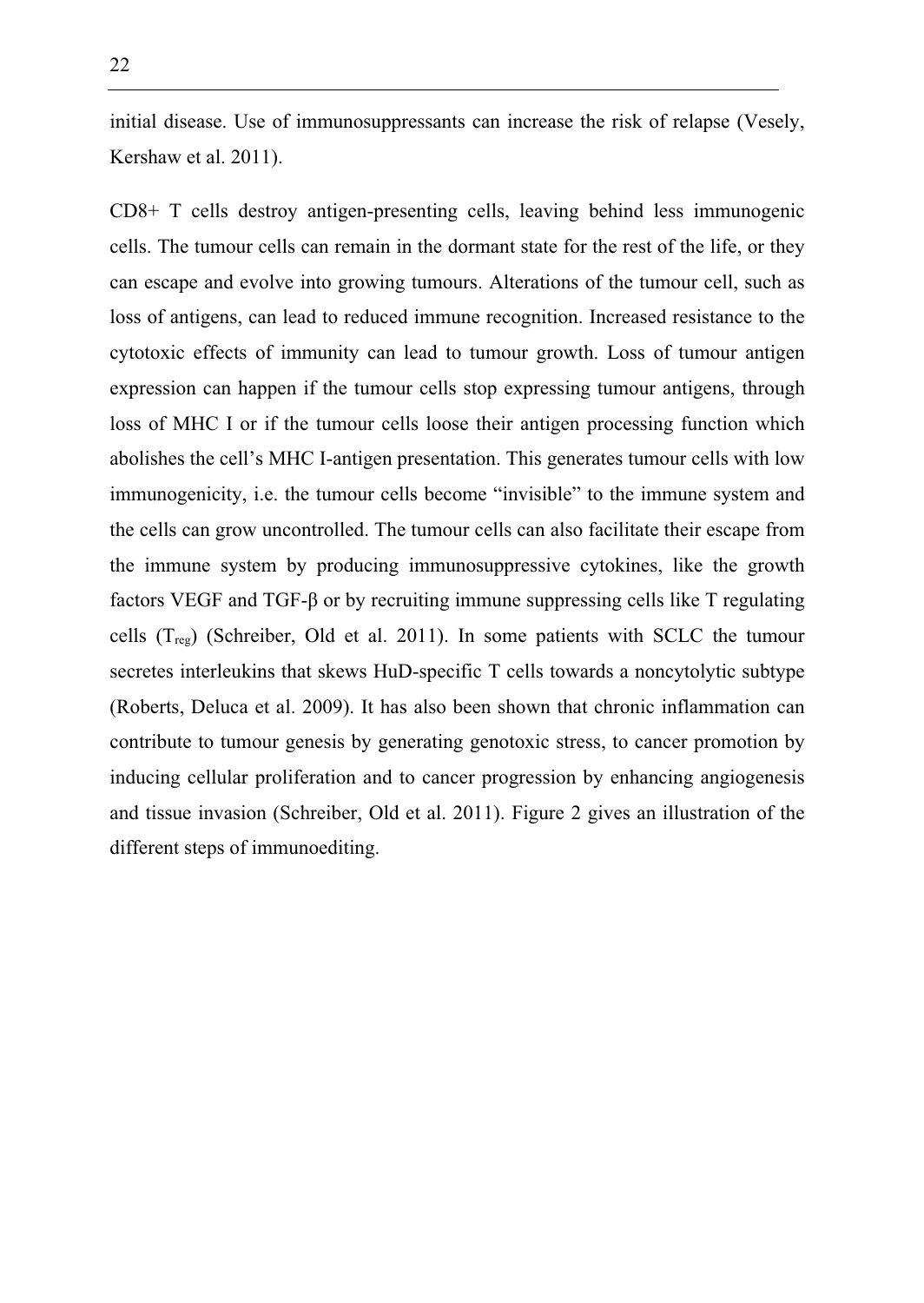initial disease. Use of immunosuppressants can increase the risk of relapse (Vesely, Kershaw et al. 2011).

CD8+ T cells destroy antigen-presenting cells, leaving behind less immunogenic cells. The tumour cells can remain in the dormant state for the rest of the life, or they can escape and evolve into growing tumours. Alterations of the tumour cell, such as loss of antigens, can lead to reduced immune recognition. Increased resistance to the cytotoxic effects of immunity can lead to tumour growth. Loss of tumour antigen expression can happen if the tumour cells stop expressing tumour antigens, through loss of MHC I or if the tumour cells loose their antigen processing function which abolishes the cell's MHC I-antigen presentation. This generates tumour cells with low immunogenicity, i.e. the tumour cells become "invisible" to the immune system and the cells can grow uncontrolled. The tumour cells can also facilitate their escape from the immune system by producing immunosuppressive cytokines, like the growth factors VEGF and TGF-β or by recruiting immune suppressing cells like T regulating cells ($T_{reg}$) (Schreiber, Old et al. 2011). In some patients with SCLC the tumour secretes interleukins that skews HuD-specific T cells towards a noncytolytic subtype (Roberts, Deluca et al. 2009). It has also been shown that chronic inflammation can contribute to tumour genesis by generating genotoxic stress, to cancer promotion by inducing cellular proliferation and to cancer progression by enhancing angiogenesis and tissue invasion (Schreiber, Old et al. 2011). Figure 2 gives an illustration of the different steps of immunoediting.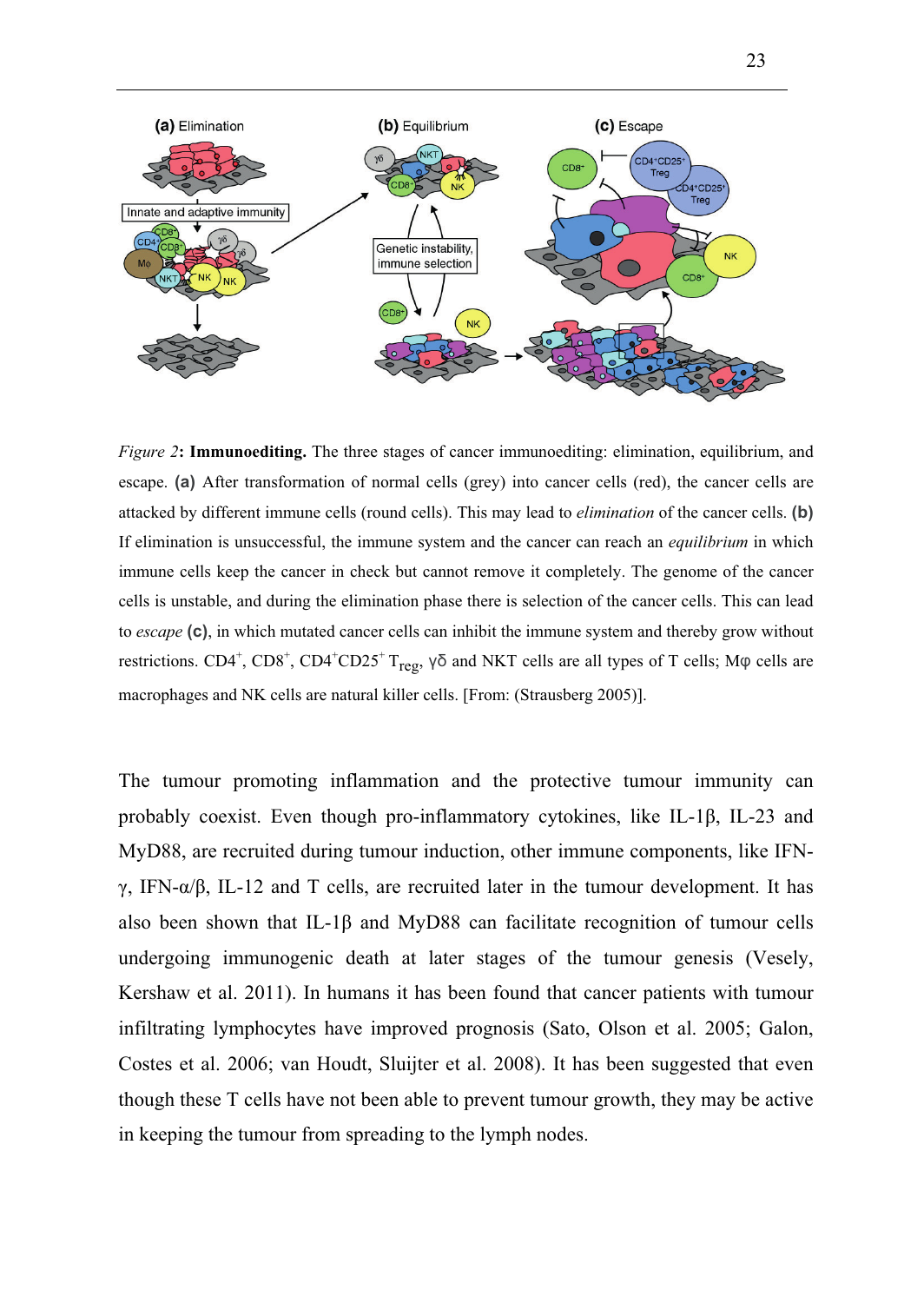(a) Elimination

Innate and adaptive immunity

(b) Equilibrium

Genetic instability, immune selection

(c) Escape

CD4+CD25+ Treg

CD8+

NK

NKT

γδ

CD4+

Mφ

*Figure 2*: **Immunoediting.** The three stages of cancer immunoediting: elimination, equilibrium, and escape. **(a)** After transformation of normal cells (grey) into cancer cells (red), the cancer cells are attacked by different immune cells (round cells). This may lead to *elimination* of the cancer cells. **(b)** If elimination is unsuccessful, the immune system and the cancer can reach an *equilibrium* in which immune cells keep the cancer in check but cannot remove it completely. The genome of the cancer cells is unstable, and during the elimination phase there is selection of the cancer cells. This can lead to *escape* **(c)**, in which mutated cancer cells can inhibit the immune system and thereby grow without restrictions. $CD4^{+}$, $CD8^{+}$, $CD4^{+}CD25^{+}$ $T_{reg}$, γδ and NKT cells are all types of T cells; Mφ cells are macrophages and NK cells are natural killer cells. [From: (Strausberg 2005)].

The tumour promoting inflammation and the protective tumour immunity can probably coexist. Even though pro-inflammatory cytokines, like IL-1β, IL-23 and MyD88, are recruited during tumour induction, other immune components, like IFN-γ, IFN-α/β, IL-12 and T cells, are recruited later in the tumour development. It has also been shown that IL-1β and MyD88 can facilitate recognition of tumour cells undergoing immunogenic death at later stages of the tumour genesis (Vesely, Kershaw et al. 2011). In humans it has been found that cancer patients with tumour infiltrating lymphocytes have improved prognosis (Sato, Olson et al. 2005; Galon, Costes et al. 2006; van Houdt, Sluijter et al. 2008). It has been suggested that even though these T cells have not been able to prevent tumour growth, they may be active in keeping the tumour from spreading to the lymph nodes.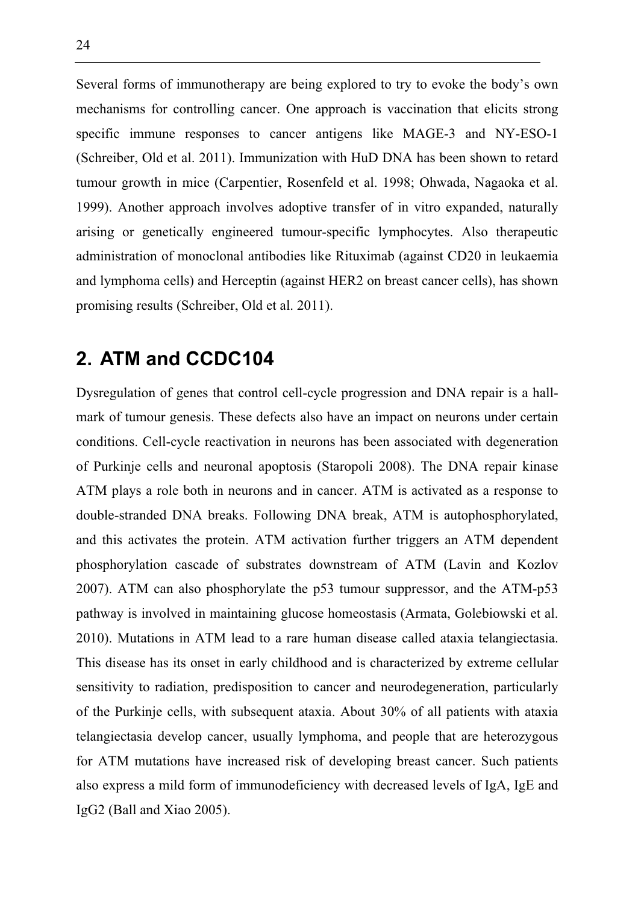Several forms of immunotherapy are being explored to try to evoke the body's own mechanisms for controlling cancer. One approach is vaccination that elicits strong specific immune responses to cancer antigens like MAGE-3 and NY-ESO-1 (Schreiber, Old et al. 2011). Immunization with HuD DNA has been shown to retard tumour growth in mice (Carpentier, Rosenfeld et al. 1998; Ohwada, Nagaoka et al. 1999). Another approach involves adoptive transfer of in vitro expanded, naturally arising or genetically engineered tumour-specific lymphocytes. Also therapeutic administration of monoclonal antibodies like Rituximab (against CD20 in leukaemia and lymphoma cells) and Herceptin (against HER2 on breast cancer cells), has shown promising results (Schreiber, Old et al. 2011).

## 2. ATM and CCDC104

Dysregulation of genes that control cell-cycle progression and DNA repair is a hallmark of tumour genesis. These defects also have an impact on neurons under certain conditions. Cell-cycle reactivation in neurons has been associated with degeneration of Purkinje cells and neuronal apoptosis (Staropoli 2008). The DNA repair kinase ATM plays a role both in neurons and in cancer. ATM is activated as a response to double-stranded DNA breaks. Following DNA break, ATM is autophosphorylated, and this activates the protein. ATM activation further triggers an ATM dependent phosphorylation cascade of substrates downstream of ATM (Lavin and Kozlov 2007). ATM can also phosphorylate the p53 tumour suppressor, and the ATM-p53 pathway is involved in maintaining glucose homeostasis (Armata, Golebiowski et al. 2010). Mutations in ATM lead to a rare human disease called ataxia telangiectasia. This disease has its onset in early childhood and is characterized by extreme cellular sensitivity to radiation, predisposition to cancer and neurodegeneration, particularly of the Purkinje cells, with subsequent ataxia. About 30% of all patients with ataxia telangiectasia develop cancer, usually lymphoma, and people that are heterozygous for ATM mutations have increased risk of developing breast cancer. Such patients also express a mild form of immunodeficiency with decreased levels of IgA, IgE and IgG2 (Ball and Xiao 2005).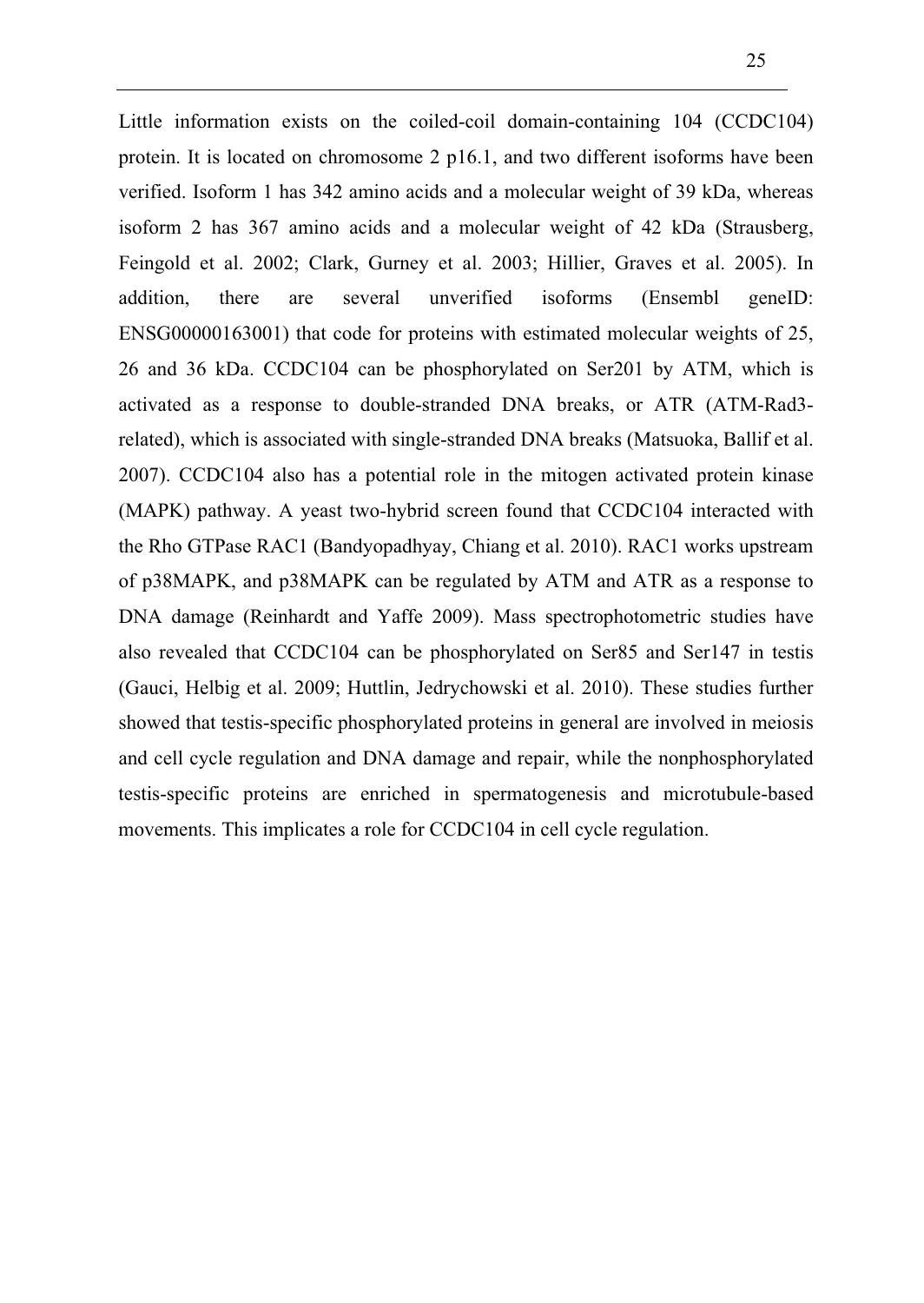Little information exists on the coiled-coil domain-containing 104 (CCDC104) protein. It is located on chromosome 2 p16.1, and two different isoforms have been verified. Isoform 1 has 342 amino acids and a molecular weight of 39 kDa, whereas isoform 2 has 367 amino acids and a molecular weight of 42 kDa (Strausberg, Feingold et al. 2002; Clark, Gurney et al. 2003; Hillier, Graves et al. 2005). In addition, there are several unverified isoforms (Ensembl geneID: ENSG00000163001) that code for proteins with estimated molecular weights of 25, 26 and 36 kDa. CCDC104 can be phosphorylated on Ser201 by ATM, which is activated as a response to double-stranded DNA breaks, or ATR (ATM-Rad3-related), which is associated with single-stranded DNA breaks (Matsuoka, Ballif et al. 2007). CCDC104 also has a potential role in the mitogen activated protein kinase (MAPK) pathway. A yeast two-hybrid screen found that CCDC104 interacted with the Rho GTPase RAC1 (Bandyopadhyay, Chiang et al. 2010). RAC1 works upstream of p38MAPK, and p38MAPK can be regulated by ATM and ATR as a response to DNA damage (Reinhardt and Yaffe 2009). Mass spectrophotometric studies have also revealed that CCDC104 can be phosphorylated on Ser85 and Ser147 in testis (Gauci, Helbig et al. 2009; Huttlin, Jedrychowski et al. 2010). These studies further showed that testis-specific phosphorylated proteins in general are involved in meiosis and cell cycle regulation and DNA damage and repair, while the nonphosphorylated testis-specific proteins are enriched in spermatogenesis and microtubule-based movements. This implicates a role for CCDC104 in cell cycle regulation.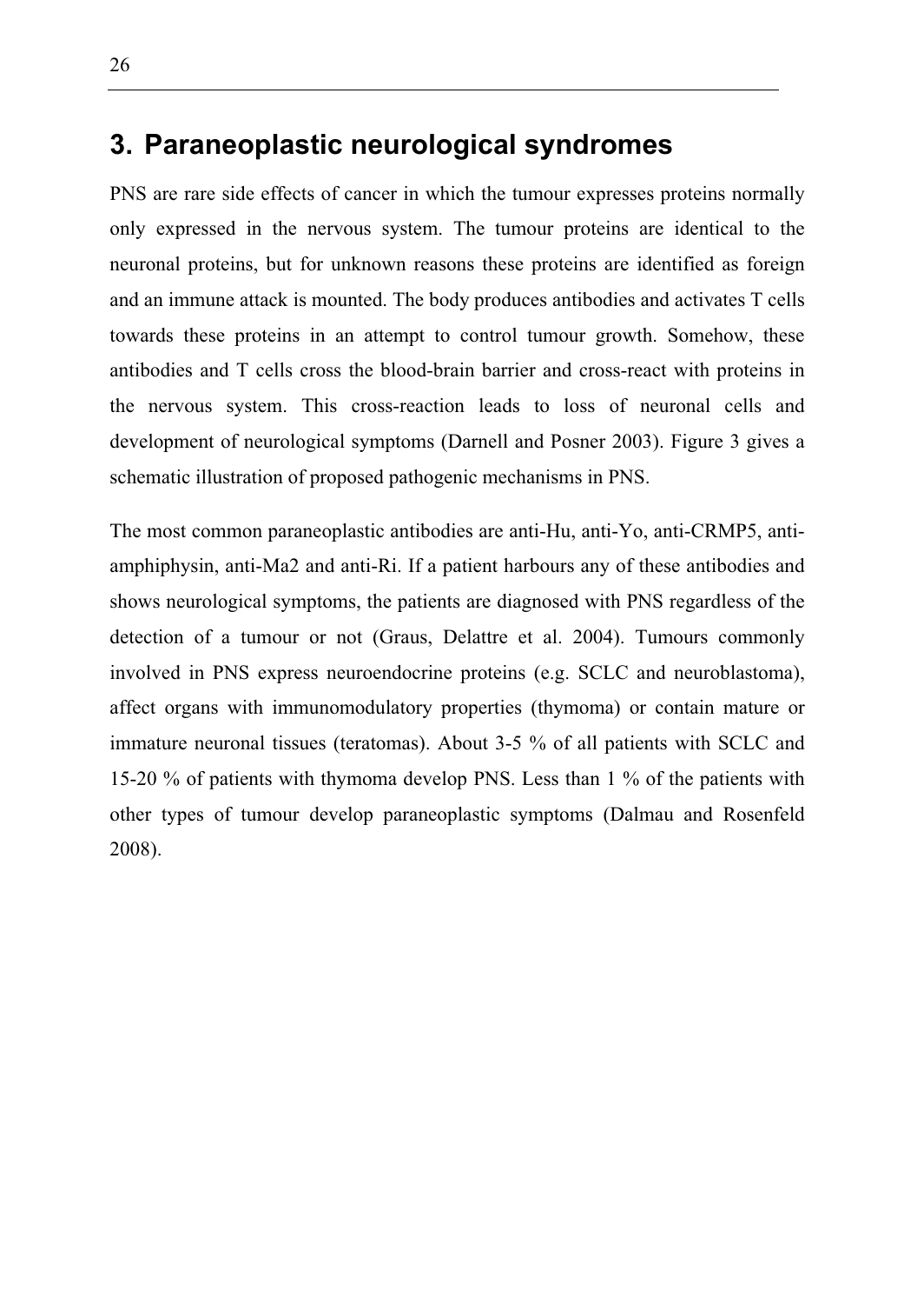# 3. Paraneoplastic neurological syndromes

PNS are rare side effects of cancer in which the tumour expresses proteins normally only expressed in the nervous system. The tumour proteins are identical to the neuronal proteins, but for unknown reasons these proteins are identified as foreign and an immune attack is mounted. The body produces antibodies and activates T cells towards these proteins in an attempt to control tumour growth. Somehow, these antibodies and T cells cross the blood-brain barrier and cross-react with proteins in the nervous system. This cross-reaction leads to loss of neuronal cells and development of neurological symptoms (Darnell and Posner 2003). Figure 3 gives a schematic illustration of proposed pathogenic mechanisms in PNS.

The most common paraneoplastic antibodies are anti-Hu, anti-Yo, anti-CRMP5, anti-amphiphysin, anti-Ma2 and anti-Ri. If a patient harbours any of these antibodies and shows neurological symptoms, the patients are diagnosed with PNS regardless of the detection of a tumour or not (Graus, Delattre et al. 2004). Tumours commonly involved in PNS express neuroendocrine proteins (e.g. SCLC and neuroblastoma), affect organs with immunomodulatory properties (thymoma) or contain mature or immature neuronal tissues (teratomas). About 3-5 % of all patients with SCLC and 15-20 % of patients with thymoma develop PNS. Less than 1 % of the patients with other types of tumour develop paraneoplastic symptoms (Dalmau and Rosenfeld 2008).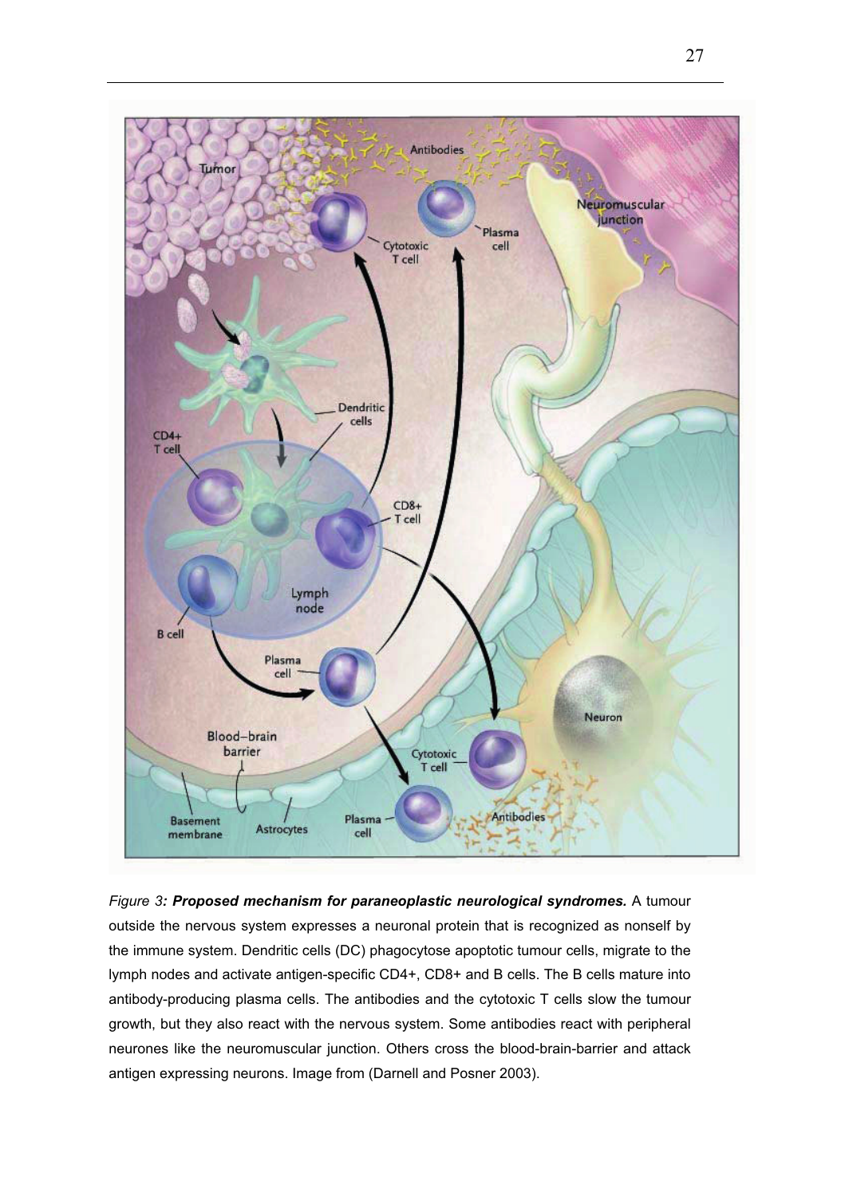Tumor

Antibodies

Neuromuscular junction

Cytotoxic T cell

Plasma cell

Dendritic cells

CD4+ T cell

CD8+ T cell

Lymph node

B cell

Plasma cell

Neuron

Blood–brain barrier

Cytotoxic T cell

Basement membrane

Astrocytes

Plasma cell

Antibodies

*Figure 3: **Proposed mechanism for paraneoplastic neurological syndromes.*** A tumour outside the nervous system expresses a neuronal protein that is recognized as nonself by the immune system. Dendritic cells (DC) phagocytose apoptotic tumour cells, migrate to the lymph nodes and activate antigen-specific CD4+, CD8+ and B cells. The B cells mature into antibody-producing plasma cells. The antibodies and the cytotoxic T cells slow the tumour growth, but they also react with the nervous system. Some antibodies react with peripheral neurones like the neuromuscular junction. Others cross the blood-brain-barrier and attack antigen expressing neurons. Image from (Darnell and Posner 2003).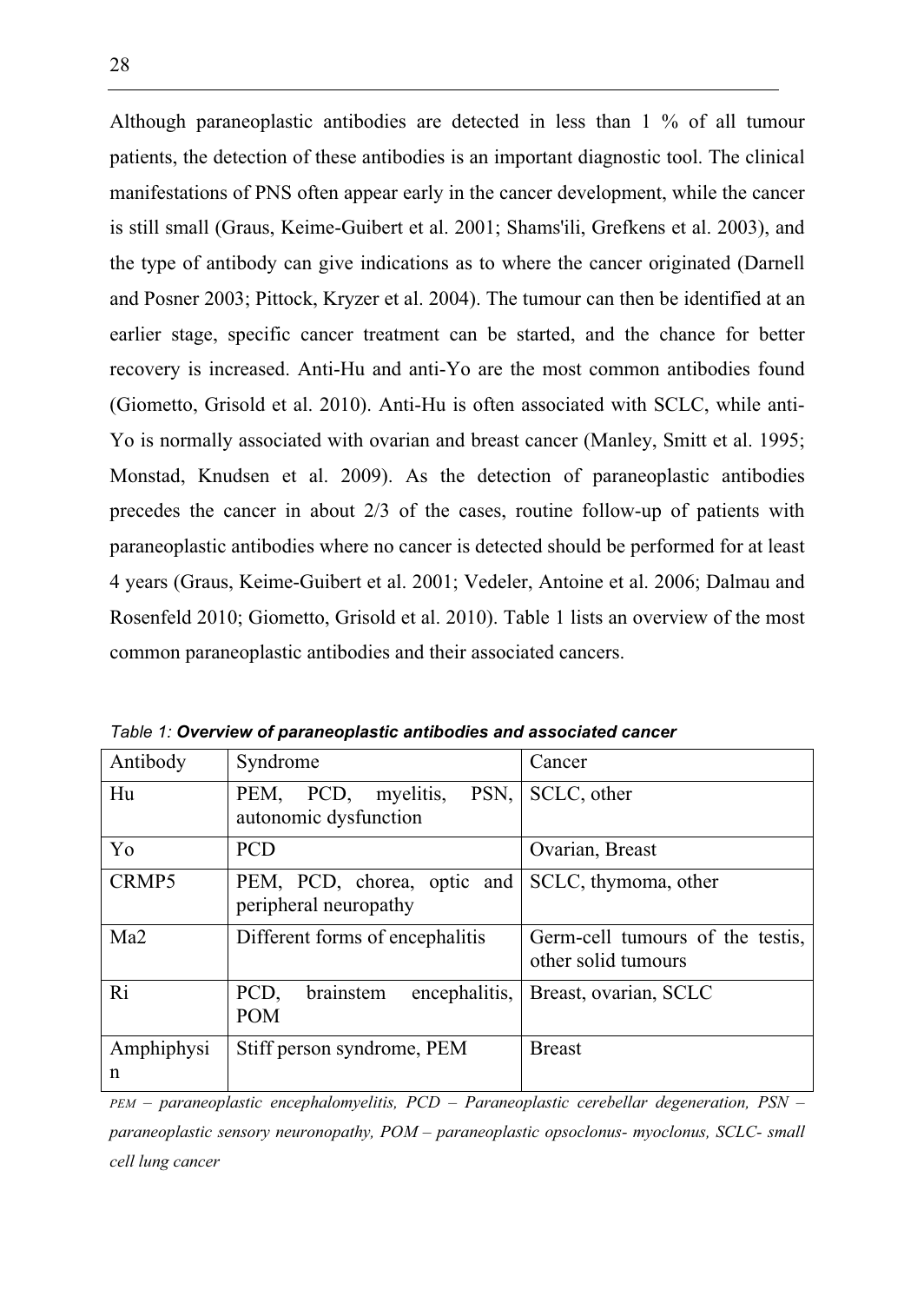Although paraneoplastic antibodies are detected in less than 1 % of all tumour patients, the detection of these antibodies is an important diagnostic tool. The clinical manifestations of PNS often appear early in the cancer development, while the cancer is still small (Graus, Keime-Guibert et al. 2001; Shams'ili, Grefkens et al. 2003), and the type of antibody can give indications as to where the cancer originated (Darnell and Posner 2003; Pittock, Kryzer et al. 2004). The tumour can then be identified at an earlier stage, specific cancer treatment can be started, and the chance for better recovery is increased. Anti-Hu and anti-Yo are the most common antibodies found (Giometto, Grisold et al. 2010). Anti-Hu is often associated with SCLC, while anti-Yo is normally associated with ovarian and breast cancer (Manley, Smitt et al. 1995; Monstad, Knudsen et al. 2009). As the detection of paraneoplastic antibodies precedes the cancer in about 2/3 of the cases, routine follow-up of patients with paraneoplastic antibodies where no cancer is detected should be performed for at least 4 years (Graus, Keime-Guibert et al. 2001; Vedeler, Antoine et al. 2006; Dalmau and Rosenfeld 2010; Giometto, Grisold et al. 2010). Table 1 lists an overview of the most common paraneoplastic antibodies and their associated cancers.

*Table 1:* ***Overview of paraneoplastic antibodies and associated cancer***

| Antibody | Syndrome | Cancer |
|---|---|---|
| Hu | PEM, PCD, myelitis, PSN, autonomic dysfunction | SCLC, other |
| Yo | PCD | Ovarian, Breast |
| CRMP5 | PEM, PCD, chorea, optic and peripheral neuropathy | SCLC, thymoma, other |
| Ma2 | Different forms of encephalitis | Germ-cell tumours of the testis, other solid tumours |
| Ri | PCD, brainstem encephalitis, POM | Breast, ovarian, SCLC |
| Amphiphysin | Stiff person syndrome, PEM | Breast |

*PEM – paraneoplastic encephalomyelitis, PCD – Paraneoplastic cerebellar degeneration, PSN – paraneoplastic sensory neuronopathy, POM – paraneoplastic opsoclonus- myoclonus, SCLC- small cell lung cancer*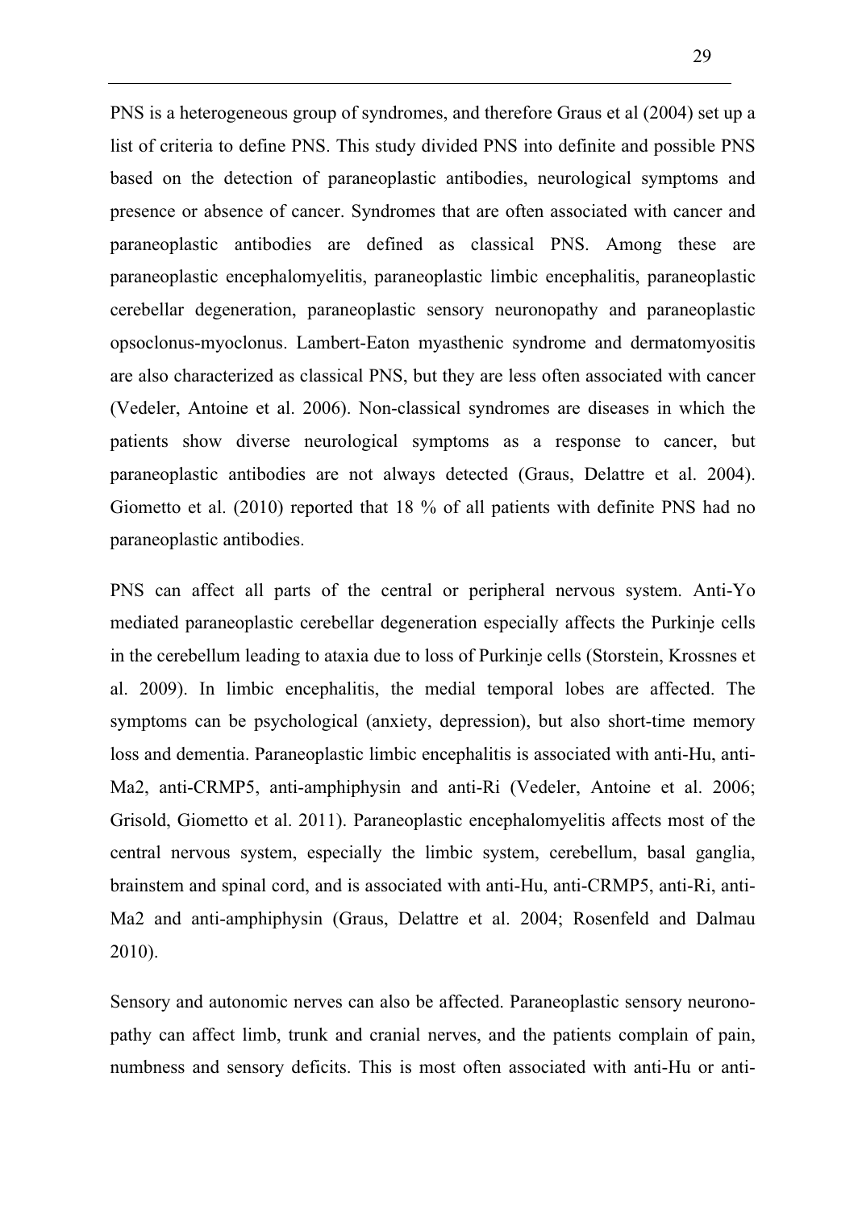PNS is a heterogeneous group of syndromes, and therefore Graus et al (2004) set up a list of criteria to define PNS. This study divided PNS into definite and possible PNS based on the detection of paraneoplastic antibodies, neurological symptoms and presence or absence of cancer. Syndromes that are often associated with cancer and paraneoplastic antibodies are defined as classical PNS. Among these are paraneoplastic encephalomyelitis, paraneoplastic limbic encephalitis, paraneoplastic cerebellar degeneration, paraneoplastic sensory neuronopathy and paraneoplastic opsoclonus-myoclonus. Lambert-Eaton myasthenic syndrome and dermatomyositis are also characterized as classical PNS, but they are less often associated with cancer (Vedeler, Antoine et al. 2006). Non-classical syndromes are diseases in which the patients show diverse neurological symptoms as a response to cancer, but paraneoplastic antibodies are not always detected (Graus, Delattre et al. 2004). Giometto et al. (2010) reported that 18 % of all patients with definite PNS had no paraneoplastic antibodies.

PNS can affect all parts of the central or peripheral nervous system. Anti-Yo mediated paraneoplastic cerebellar degeneration especially affects the Purkinje cells in the cerebellum leading to ataxia due to loss of Purkinje cells (Storstein, Krossnes et al. 2009). In limbic encephalitis, the medial temporal lobes are affected. The symptoms can be psychological (anxiety, depression), but also short-time memory loss and dementia. Paraneoplastic limbic encephalitis is associated with anti-Hu, anti-Ma2, anti-CRMP5, anti-amphiphysin and anti-Ri (Vedeler, Antoine et al. 2006; Grisold, Giometto et al. 2011). Paraneoplastic encephalomyelitis affects most of the central nervous system, especially the limbic system, cerebellum, basal ganglia, brainstem and spinal cord, and is associated with anti-Hu, anti-CRMP5, anti-Ri, anti-Ma2 and anti-amphiphysin (Graus, Delattre et al. 2004; Rosenfeld and Dalmau 2010).

Sensory and autonomic nerves can also be affected. Paraneoplastic sensory neuronopathy can affect limb, trunk and cranial nerves, and the patients complain of pain, numbness and sensory deficits. This is most often associated with anti-Hu or anti-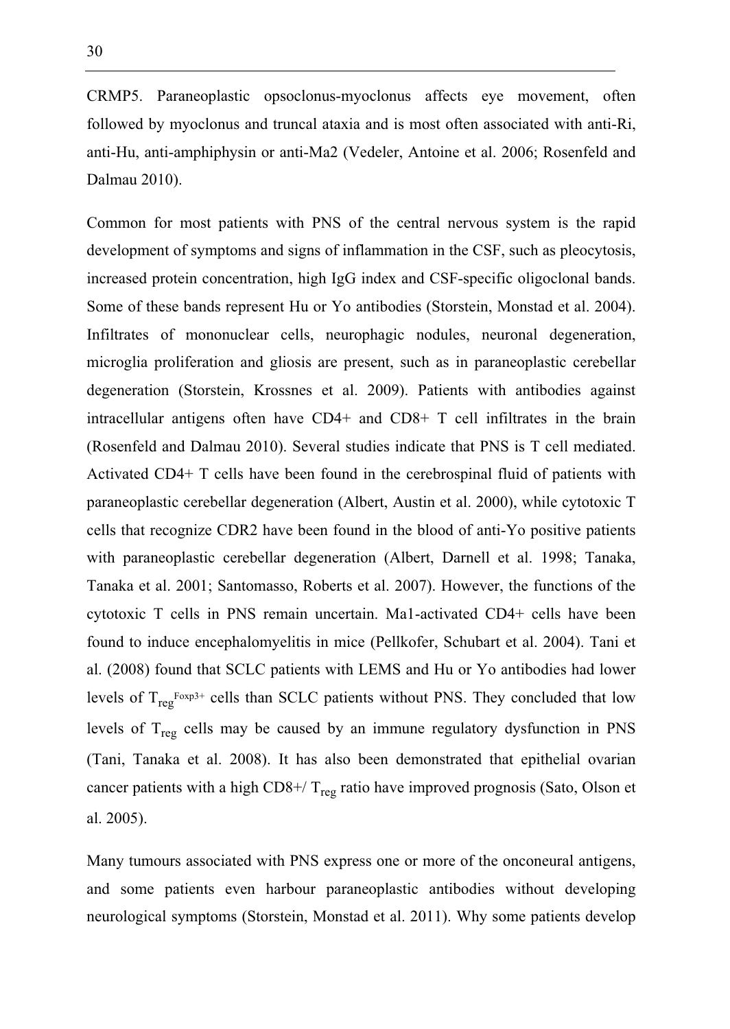CRMP5. Paraneoplastic opsoclonus-myoclonus affects eye movement, often followed by myoclonus and truncal ataxia and is most often associated with anti-Ri, anti-Hu, anti-amphiphysin or anti-Ma2 (Vedeler, Antoine et al. 2006; Rosenfeld and Dalmau 2010).

Common for most patients with PNS of the central nervous system is the rapid development of symptoms and signs of inflammation in the CSF, such as pleocytosis, increased protein concentration, high IgG index and CSF-specific oligoclonal bands. Some of these bands represent Hu or Yo antibodies (Storstein, Monstad et al. 2004). Infiltrates of mononuclear cells, neurophagic nodules, neuronal degeneration, microglia proliferation and gliosis are present, such as in paraneoplastic cerebellar degeneration (Storstein, Krossnes et al. 2009). Patients with antibodies against intracellular antigens often have CD4+ and CD8+ T cell infiltrates in the brain (Rosenfeld and Dalmau 2010). Several studies indicate that PNS is T cell mediated. Activated CD4+ T cells have been found in the cerebrospinal fluid of patients with paraneoplastic cerebellar degeneration (Albert, Austin et al. 2000), while cytotoxic T cells that recognize CDR2 have been found in the blood of anti-Yo positive patients with paraneoplastic cerebellar degeneration (Albert, Darnell et al. 1998; Tanaka, Tanaka et al. 2001; Santomasso, Roberts et al. 2007). However, the functions of the cytotoxic T cells in PNS remain uncertain. Ma1-activated CD4+ cells have been found to induce encephalomyelitis in mice (Pellkofer, Schubart et al. 2004). Tani et al. (2008) found that SCLC patients with LEMS and Hu or Yo antibodies had lower levels of $T_{reg}^{Foxp3+}$ cells than SCLC patients without PNS. They concluded that low levels of $T_{reg}$ cells may be caused by an immune regulatory dysfunction in PNS (Tani, Tanaka et al. 2008). It has also been demonstrated that epithelial ovarian cancer patients with a high CD8+/ $T_{reg}$ ratio have improved prognosis (Sato, Olson et al. 2005).

Many tumours associated with PNS express one or more of the onconeural antigens, and some patients even harbour paraneoplastic antibodies without developing neurological symptoms (Storstein, Monstad et al. 2011). Why some patients develop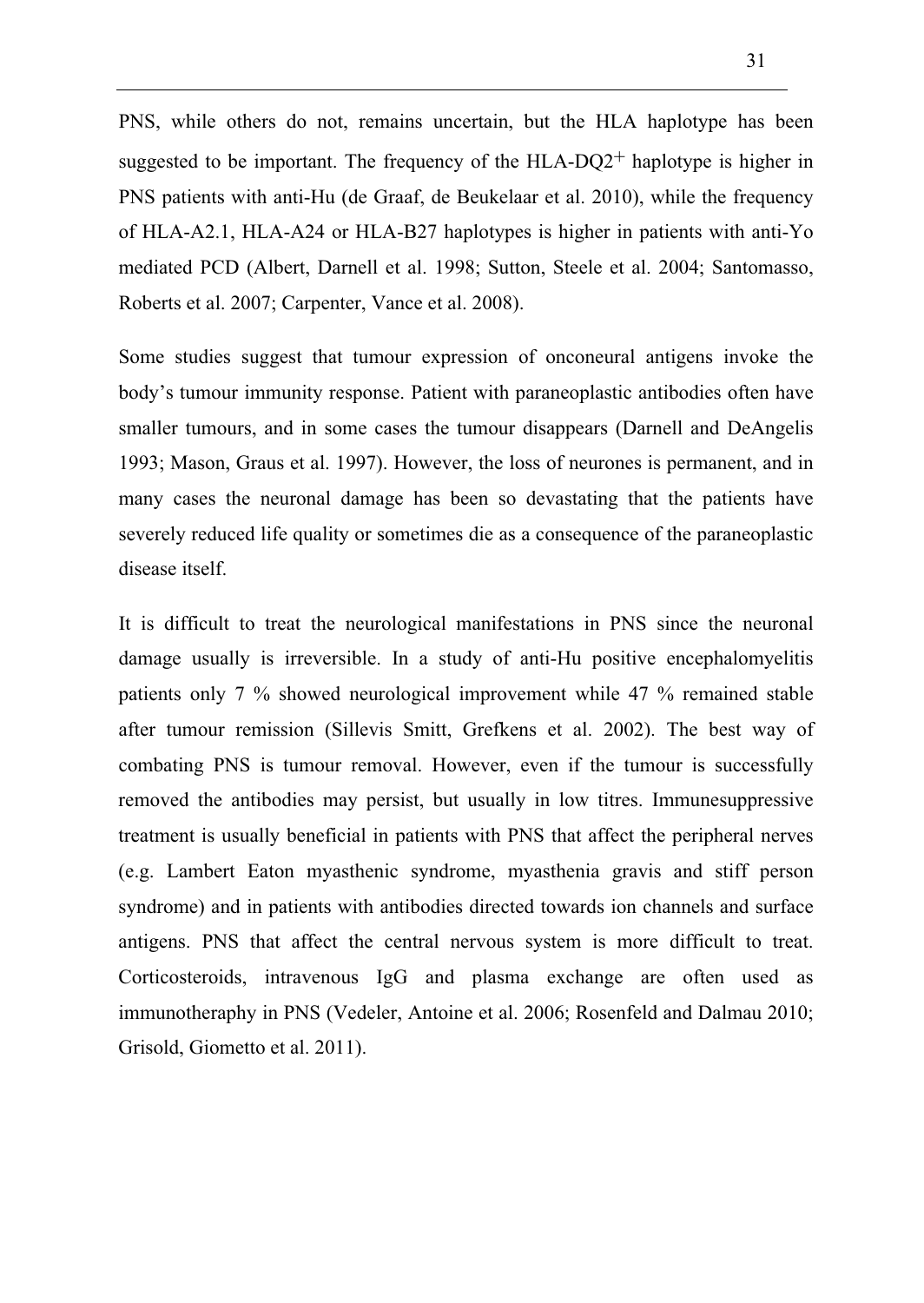PNS, while others do not, remains uncertain, but the HLA haplotype has been suggested to be important. The frequency of the HLA-DQ2+ haplotype is higher in PNS patients with anti-Hu (de Graaf, de Beukelaar et al. 2010), while the frequency of HLA-A2.1, HLA-A24 or HLA-B27 haplotypes is higher in patients with anti-Yo mediated PCD (Albert, Darnell et al. 1998; Sutton, Steele et al. 2004; Santomasso, Roberts et al. 2007; Carpenter, Vance et al. 2008).

Some studies suggest that tumour expression of onconeural antigens invoke the body's tumour immunity response. Patient with paraneoplastic antibodies often have smaller tumours, and in some cases the tumour disappears (Darnell and DeAngelis 1993; Mason, Graus et al. 1997). However, the loss of neurones is permanent, and in many cases the neuronal damage has been so devastating that the patients have severely reduced life quality or sometimes die as a consequence of the paraneoplastic disease itself.

It is difficult to treat the neurological manifestations in PNS since the neuronal damage usually is irreversible. In a study of anti-Hu positive encephalomyelitis patients only 7 % showed neurological improvement while 47 % remained stable after tumour remission (Sillevis Smitt, Grefkens et al. 2002). The best way of combating PNS is tumour removal. However, even if the tumour is successfully removed the antibodies may persist, but usually in low titres. Immunesuppressive treatment is usually beneficial in patients with PNS that affect the peripheral nerves (e.g. Lambert Eaton myasthenic syndrome, myasthenia gravis and stiff person syndrome) and in patients with antibodies directed towards ion channels and surface antigens. PNS that affect the central nervous system is more difficult to treat. Corticosteroids, intravenous IgG and plasma exchange are often used as immunotheraphy in PNS (Vedeler, Antoine et al. 2006; Rosenfeld and Dalmau 2010; Grisold, Giometto et al. 2011).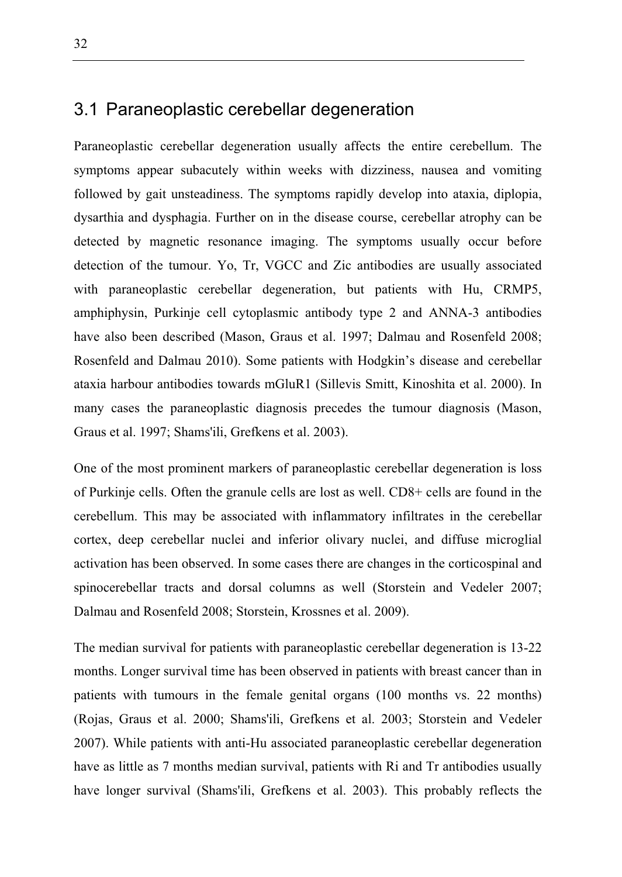## 3.1 Paraneoplastic cerebellar degeneration

Paraneoplastic cerebellar degeneration usually affects the entire cerebellum. The symptoms appear subacutely within weeks with dizziness, nausea and vomiting followed by gait unsteadiness. The symptoms rapidly develop into ataxia, diplopia, dysarthia and dysphagia. Further on in the disease course, cerebellar atrophy can be detected by magnetic resonance imaging. The symptoms usually occur before detection of the tumour. Yo, Tr, VGCC and Zic antibodies are usually associated with paraneoplastic cerebellar degeneration, but patients with Hu, CRMP5, amphiphysin, Purkinje cell cytoplasmic antibody type 2 and ANNA-3 antibodies have also been described (Mason, Graus et al. 1997; Dalmau and Rosenfeld 2008; Rosenfeld and Dalmau 2010). Some patients with Hodgkin's disease and cerebellar ataxia harbour antibodies towards mGluR1 (Sillevis Smitt, Kinoshita et al. 2000). In many cases the paraneoplastic diagnosis precedes the tumour diagnosis (Mason, Graus et al. 1997; Shams'ili, Grefkens et al. 2003).

One of the most prominent markers of paraneoplastic cerebellar degeneration is loss of Purkinje cells. Often the granule cells are lost as well. CD8+ cells are found in the cerebellum. This may be associated with inflammatory infiltrates in the cerebellar cortex, deep cerebellar nuclei and inferior olivary nuclei, and diffuse microglial activation has been observed. In some cases there are changes in the corticospinal and spinocerebellar tracts and dorsal columns as well (Storstein and Vedeler 2007; Dalmau and Rosenfeld 2008; Storstein, Krossnes et al. 2009).

The median survival for patients with paraneoplastic cerebellar degeneration is 13-22 months. Longer survival time has been observed in patients with breast cancer than in patients with tumours in the female genital organs (100 months vs. 22 months) (Rojas, Graus et al. 2000; Shams'ili, Grefkens et al. 2003; Storstein and Vedeler 2007). While patients with anti-Hu associated paraneoplastic cerebellar degeneration have as little as 7 months median survival, patients with Ri and Tr antibodies usually have longer survival (Shams'ili, Grefkens et al. 2003). This probably reflects the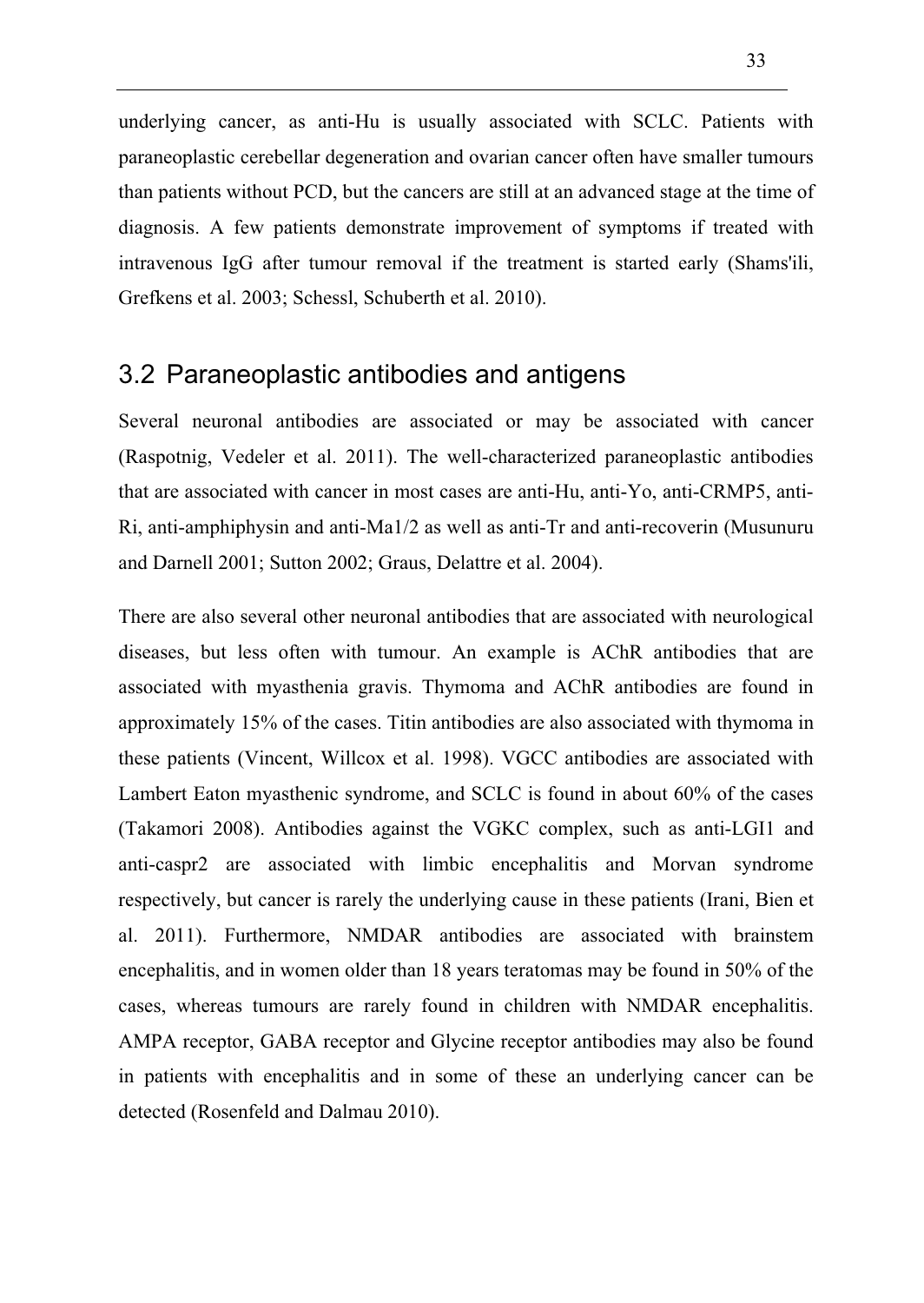underlying cancer, as anti-Hu is usually associated with SCLC. Patients with paraneoplastic cerebellar degeneration and ovarian cancer often have smaller tumours than patients without PCD, but the cancers are still at an advanced stage at the time of diagnosis. A few patients demonstrate improvement of symptoms if treated with intravenous IgG after tumour removal if the treatment is started early (Shams'ili, Grefkens et al. 2003; Schessl, Schuberth et al. 2010).

## 3.2 Paraneoplastic antibodies and antigens

Several neuronal antibodies are associated or may be associated with cancer (Raspotnig, Vedeler et al. 2011). The well-characterized paraneoplastic antibodies that are associated with cancer in most cases are anti-Hu, anti-Yo, anti-CRMP5, anti-Ri, anti-amphiphysin and anti-Ma1/2 as well as anti-Tr and anti-recoverin (Musunuru and Darnell 2001; Sutton 2002; Graus, Delattre et al. 2004).

There are also several other neuronal antibodies that are associated with neurological diseases, but less often with tumour. An example is AChR antibodies that are associated with myasthenia gravis. Thymoma and AChR antibodies are found in approximately 15% of the cases. Titin antibodies are also associated with thymoma in these patients (Vincent, Willcox et al. 1998). VGCC antibodies are associated with Lambert Eaton myasthenic syndrome, and SCLC is found in about 60% of the cases (Takamori 2008). Antibodies against the VGKC complex, such as anti-LGI1 and anti-caspr2 are associated with limbic encephalitis and Morvan syndrome respectively, but cancer is rarely the underlying cause in these patients (Irani, Bien et al. 2011). Furthermore, NMDAR antibodies are associated with brainstem encephalitis, and in women older than 18 years teratomas may be found in 50% of the cases, whereas tumours are rarely found in children with NMDAR encephalitis. AMPA receptor, GABA receptor and Glycine receptor antibodies may also be found in patients with encephalitis and in some of these an underlying cancer can be detected (Rosenfeld and Dalmau 2010).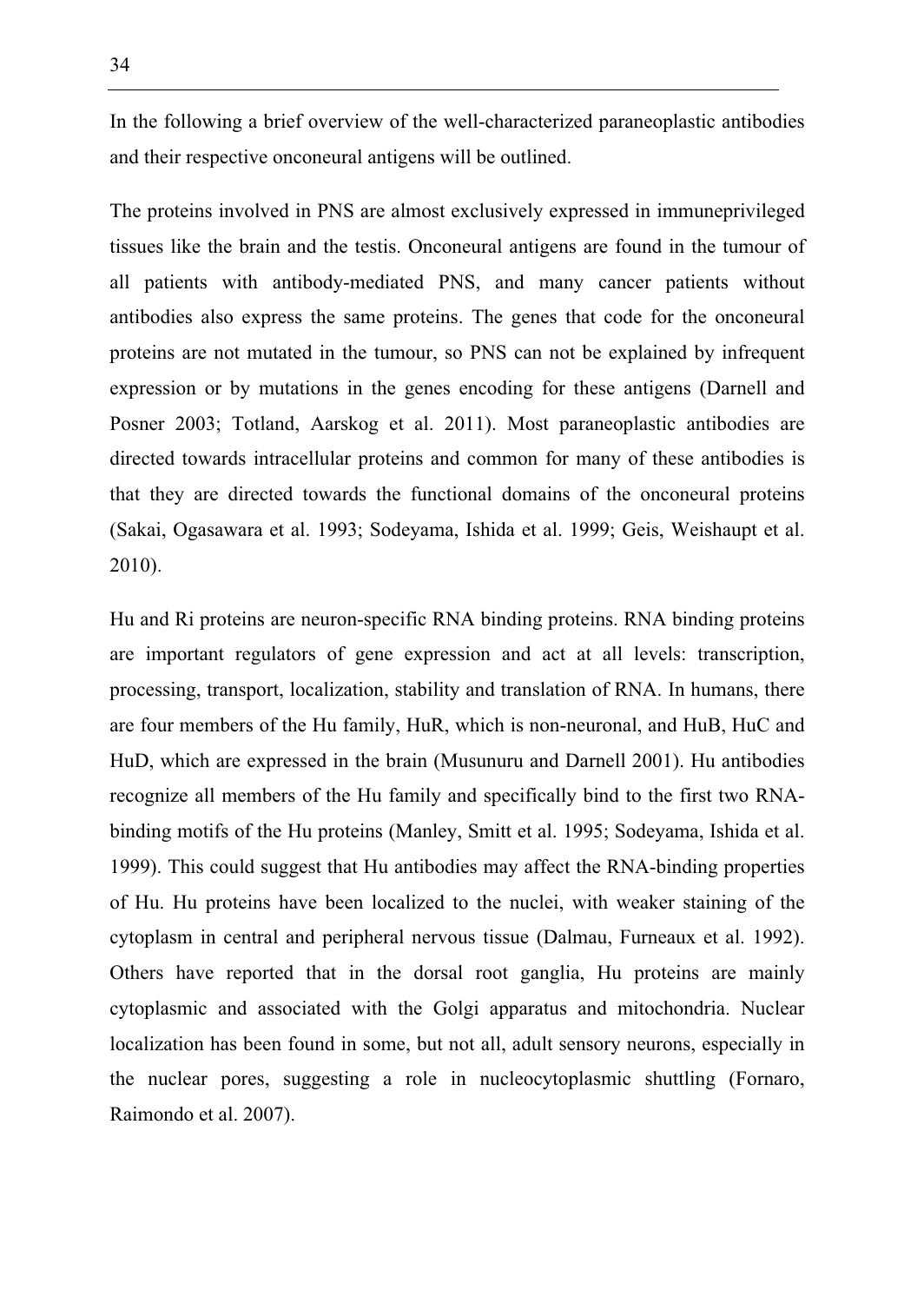In the following a brief overview of the well-characterized paraneoplastic antibodies and their respective onconeural antigens will be outlined.

The proteins involved in PNS are almost exclusively expressed in immuneprivileged tissues like the brain and the testis. Onconeural antigens are found in the tumour of all patients with antibody-mediated PNS, and many cancer patients without antibodies also express the same proteins. The genes that code for the onconeural proteins are not mutated in the tumour, so PNS can not be explained by infrequent expression or by mutations in the genes encoding for these antigens (Darnell and Posner 2003; Totland, Aarskog et al. 2011). Most paraneoplastic antibodies are directed towards intracellular proteins and common for many of these antibodies is that they are directed towards the functional domains of the onconeural proteins (Sakai, Ogasawara et al. 1993; Sodeyama, Ishida et al. 1999; Geis, Weishaupt et al. 2010).

Hu and Ri proteins are neuron-specific RNA binding proteins. RNA binding proteins are important regulators of gene expression and act at all levels: transcription, processing, transport, localization, stability and translation of RNA. In humans, there are four members of the Hu family, HuR, which is non-neuronal, and HuB, HuC and HuD, which are expressed in the brain (Musunuru and Darnell 2001). Hu antibodies recognize all members of the Hu family and specifically bind to the first two RNA-binding motifs of the Hu proteins (Manley, Smitt et al. 1995; Sodeyama, Ishida et al. 1999). This could suggest that Hu antibodies may affect the RNA-binding properties of Hu. Hu proteins have been localized to the nuclei, with weaker staining of the cytoplasm in central and peripheral nervous tissue (Dalmau, Furneaux et al. 1992). Others have reported that in the dorsal root ganglia, Hu proteins are mainly cytoplasmic and associated with the Golgi apparatus and mitochondria. Nuclear localization has been found in some, but not all, adult sensory neurons, especially in the nuclear pores, suggesting a role in nucleocytoplasmic shuttling (Fornaro, Raimondo et al. 2007).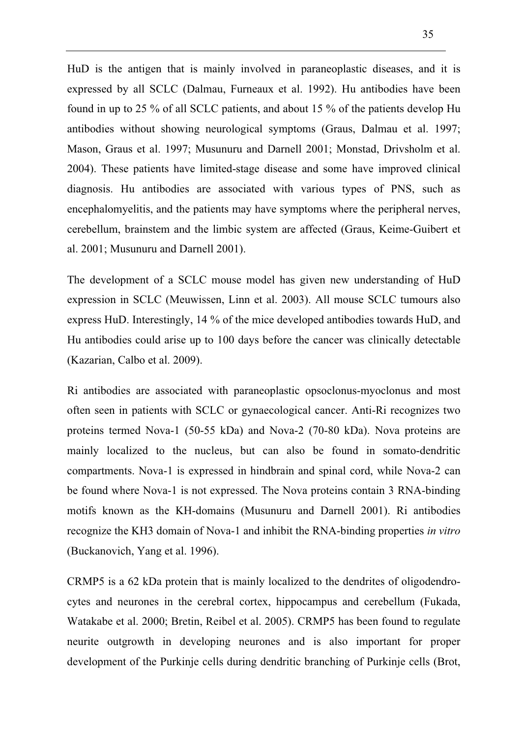HuD is the antigen that is mainly involved in paraneoplastic diseases, and it is expressed by all SCLC (Dalmau, Furneaux et al. 1992). Hu antibodies have been found in up to 25 % of all SCLC patients, and about 15 % of the patients develop Hu antibodies without showing neurological symptoms (Graus, Dalmau et al. 1997; Mason, Graus et al. 1997; Musunuru and Darnell 2001; Monstad, Drivsholm et al. 2004). These patients have limited-stage disease and some have improved clinical diagnosis. Hu antibodies are associated with various types of PNS, such as encephalomyelitis, and the patients may have symptoms where the peripheral nerves, cerebellum, brainstem and the limbic system are affected (Graus, Keime-Guibert et al. 2001; Musunuru and Darnell 2001).

The development of a SCLC mouse model has given new understanding of HuD expression in SCLC (Meuwissen, Linn et al. 2003). All mouse SCLC tumours also express HuD. Interestingly, 14 % of the mice developed antibodies towards HuD, and Hu antibodies could arise up to 100 days before the cancer was clinically detectable (Kazarian, Calbo et al. 2009).

Ri antibodies are associated with paraneoplastic opsoclonus-myoclonus and most often seen in patients with SCLC or gynaecological cancer. Anti-Ri recognizes two proteins termed Nova-1 (50-55 kDa) and Nova-2 (70-80 kDa). Nova proteins are mainly localized to the nucleus, but can also be found in somato-dendritic compartments. Nova-1 is expressed in hindbrain and spinal cord, while Nova-2 can be found where Nova-1 is not expressed. The Nova proteins contain 3 RNA-binding motifs known as the KH-domains (Musunuru and Darnell 2001). Ri antibodies recognize the KH3 domain of Nova-1 and inhibit the RNA-binding properties *in vitro* (Buckanovich, Yang et al. 1996).

CRMP5 is a 62 kDa protein that is mainly localized to the dendrites of oligodendrocytes and neurones in the cerebral cortex, hippocampus and cerebellum (Fukada, Watakabe et al. 2000; Bretin, Reibel et al. 2005). CRMP5 has been found to regulate neurite outgrowth in developing neurones and is also important for proper development of the Purkinje cells during dendritic branching of Purkinje cells (Brot,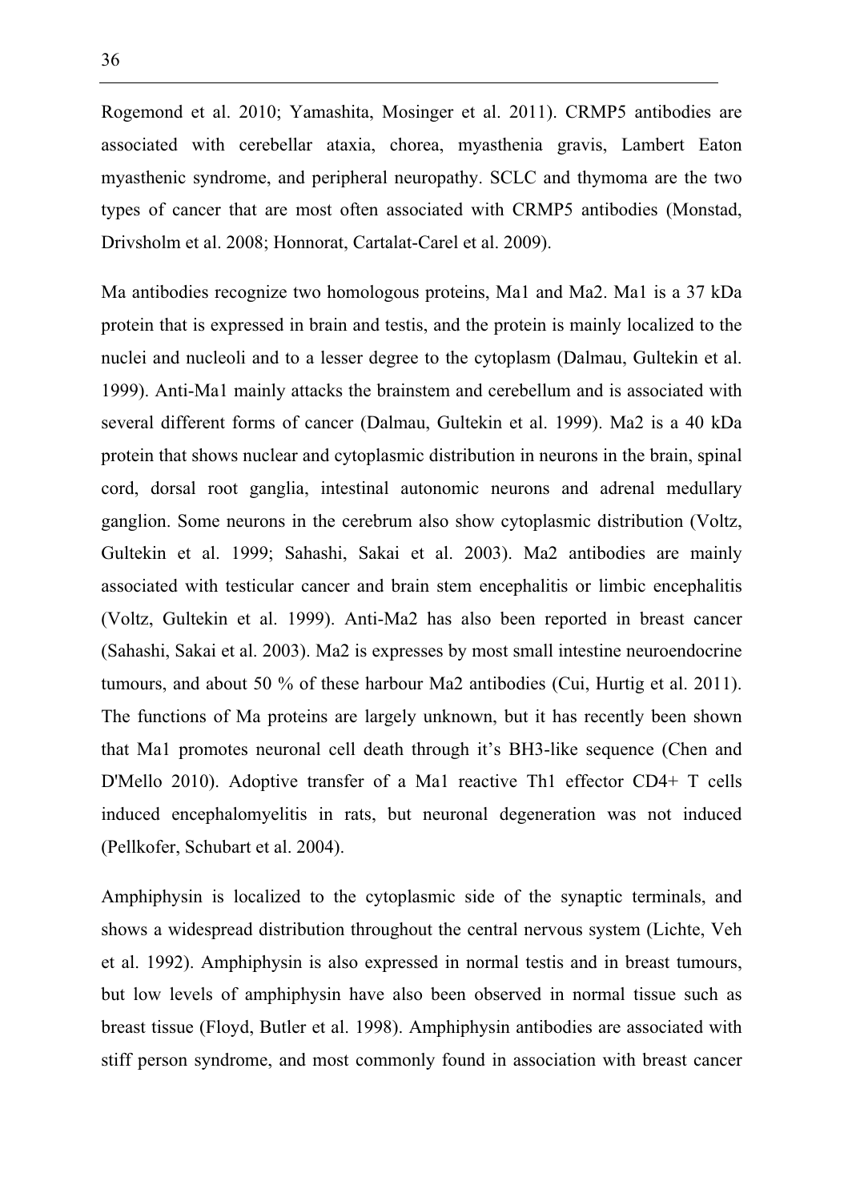Rogemond et al. 2010; Yamashita, Mosinger et al. 2011). CRMP5 antibodies are associated with cerebellar ataxia, chorea, myasthenia gravis, Lambert Eaton myasthenic syndrome, and peripheral neuropathy. SCLC and thymoma are the two types of cancer that are most often associated with CRMP5 antibodies (Monstad, Drivsholm et al. 2008; Honnorat, Cartalat-Carel et al. 2009).

Ma antibodies recognize two homologous proteins, Ma1 and Ma2. Ma1 is a 37 kDa protein that is expressed in brain and testis, and the protein is mainly localized to the nuclei and nucleoli and to a lesser degree to the cytoplasm (Dalmau, Gultekin et al. 1999). Anti-Ma1 mainly attacks the brainstem and cerebellum and is associated with several different forms of cancer (Dalmau, Gultekin et al. 1999). Ma2 is a 40 kDa protein that shows nuclear and cytoplasmic distribution in neurons in the brain, spinal cord, dorsal root ganglia, intestinal autonomic neurons and adrenal medullary ganglion. Some neurons in the cerebrum also show cytoplasmic distribution (Voltz, Gultekin et al. 1999; Sahashi, Sakai et al. 2003). Ma2 antibodies are mainly associated with testicular cancer and brain stem encephalitis or limbic encephalitis (Voltz, Gultekin et al. 1999). Anti-Ma2 has also been reported in breast cancer (Sahashi, Sakai et al. 2003). Ma2 is expresses by most small intestine neuroendocrine tumours, and about 50 % of these harbour Ma2 antibodies (Cui, Hurtig et al. 2011). The functions of Ma proteins are largely unknown, but it has recently been shown that Ma1 promotes neuronal cell death through it's BH3-like sequence (Chen and D'Mello 2010). Adoptive transfer of a Ma1 reactive Th1 effector CD4+ T cells induced encephalomyelitis in rats, but neuronal degeneration was not induced (Pellkofer, Schubart et al. 2004).

Amphiphysin is localized to the cytoplasmic side of the synaptic terminals, and shows a widespread distribution throughout the central nervous system (Lichte, Veh et al. 1992). Amphiphysin is also expressed in normal testis and in breast tumours, but low levels of amphiphysin have also been observed in normal tissue such as breast tissue (Floyd, Butler et al. 1998). Amphiphysin antibodies are associated with stiff person syndrome, and most commonly found in association with breast cancer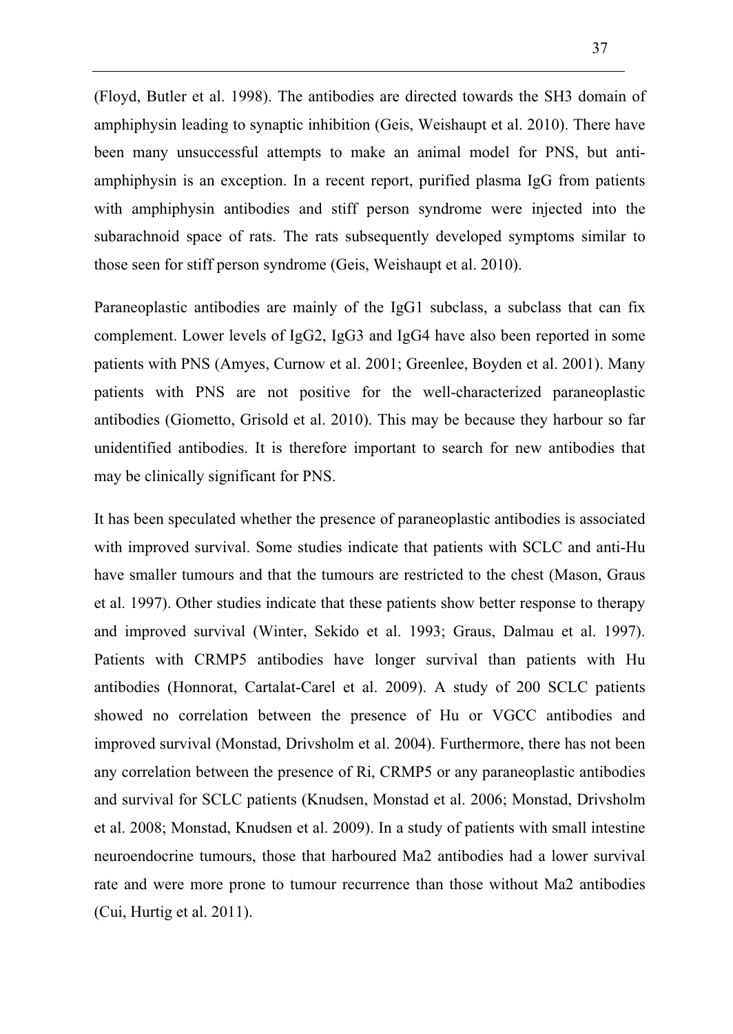(Floyd, Butler et al. 1998). The antibodies are directed towards the SH3 domain of amphiphysin leading to synaptic inhibition (Geis, Weishaupt et al. 2010). There have been many unsuccessful attempts to make an animal model for PNS, but anti-amphiphysin is an exception. In a recent report, purified plasma IgG from patients with amphiphysin antibodies and stiff person syndrome were injected into the subarachnoid space of rats. The rats subsequently developed symptoms similar to those seen for stiff person syndrome (Geis, Weishaupt et al. 2010).

Paraneoplastic antibodies are mainly of the IgG1 subclass, a subclass that can fix complement. Lower levels of IgG2, IgG3 and IgG4 have also been reported in some patients with PNS (Amyes, Curnow et al. 2001; Greenlee, Boyden et al. 2001). Many patients with PNS are not positive for the well-characterized paraneoplastic antibodies (Giometto, Grisold et al. 2010). This may be because they harbour so far unidentified antibodies. It is therefore important to search for new antibodies that may be clinically significant for PNS.

It has been speculated whether the presence of paraneoplastic antibodies is associated with improved survival. Some studies indicate that patients with SCLC and anti-Hu have smaller tumours and that the tumours are restricted to the chest (Mason, Graus et al. 1997). Other studies indicate that these patients show better response to therapy and improved survival (Winter, Sekido et al. 1993; Graus, Dalmau et al. 1997). Patients with CRMP5 antibodies have longer survival than patients with Hu antibodies (Honnorat, Cartalat-Carel et al. 2009). A study of 200 SCLC patients showed no correlation between the presence of Hu or VGCC antibodies and improved survival (Monstad, Drivsholm et al. 2004). Furthermore, there has not been any correlation between the presence of Ri, CRMP5 or any paraneoplastic antibodies and survival for SCLC patients (Knudsen, Monstad et al. 2006; Monstad, Drivsholm et al. 2008; Monstad, Knudsen et al. 2009). In a study of patients with small intestine neuroendocrine tumours, those that harboured Ma2 antibodies had a lower survival rate and were more prone to tumour recurrence than those without Ma2 antibodies (Cui, Hurtig et al. 2011).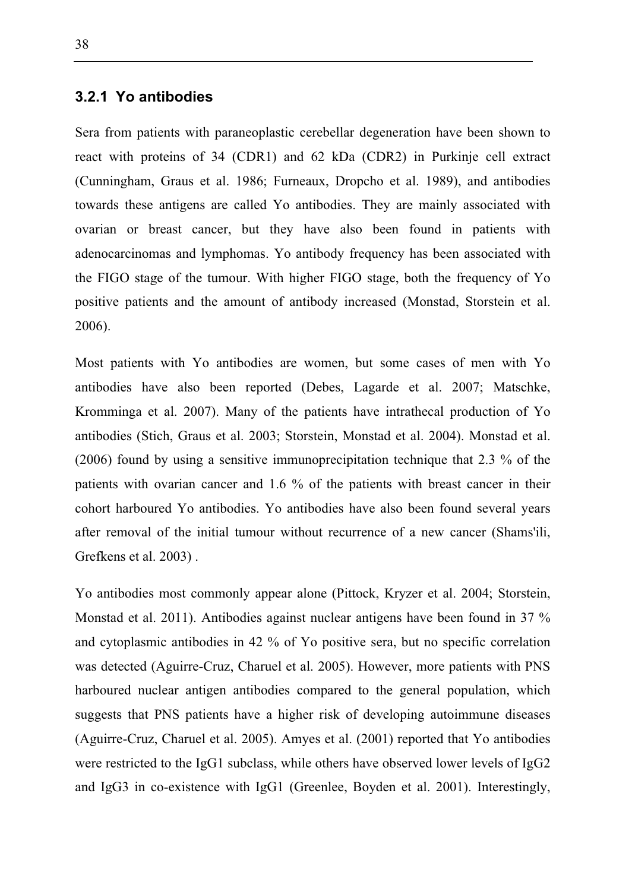### 3.2.1 Yo antibodies

Sera from patients with paraneoplastic cerebellar degeneration have been shown to react with proteins of 34 (CDR1) and 62 kDa (CDR2) in Purkinje cell extract (Cunningham, Graus et al. 1986; Furneaux, Dropcho et al. 1989), and antibodies towards these antigens are called Yo antibodies. They are mainly associated with ovarian or breast cancer, but they have also been found in patients with adenocarcinomas and lymphomas. Yo antibody frequency has been associated with the FIGO stage of the tumour. With higher FIGO stage, both the frequency of Yo positive patients and the amount of antibody increased (Monstad, Storstein et al. 2006).

Most patients with Yo antibodies are women, but some cases of men with Yo antibodies have also been reported (Debes, Lagarde et al. 2007; Matschke, Kromminga et al. 2007). Many of the patients have intrathecal production of Yo antibodies (Stich, Graus et al. 2003; Storstein, Monstad et al. 2004). Monstad et al. (2006) found by using a sensitive immunoprecipitation technique that 2.3 % of the patients with ovarian cancer and 1.6 % of the patients with breast cancer in their cohort harboured Yo antibodies. Yo antibodies have also been found several years after removal of the initial tumour without recurrence of a new cancer (Shams'ili, Grefkens et al. 2003) .

Yo antibodies most commonly appear alone (Pittock, Kryzer et al. 2004; Storstein, Monstad et al. 2011). Antibodies against nuclear antigens have been found in 37 % and cytoplasmic antibodies in 42 % of Yo positive sera, but no specific correlation was detected (Aguirre-Cruz, Charuel et al. 2005). However, more patients with PNS harboured nuclear antigen antibodies compared to the general population, which suggests that PNS patients have a higher risk of developing autoimmune diseases (Aguirre-Cruz, Charuel et al. 2005). Amyes et al. (2001) reported that Yo antibodies were restricted to the IgG1 subclass, while others have observed lower levels of IgG2 and IgG3 in co-existence with IgG1 (Greenlee, Boyden et al. 2001). Interestingly,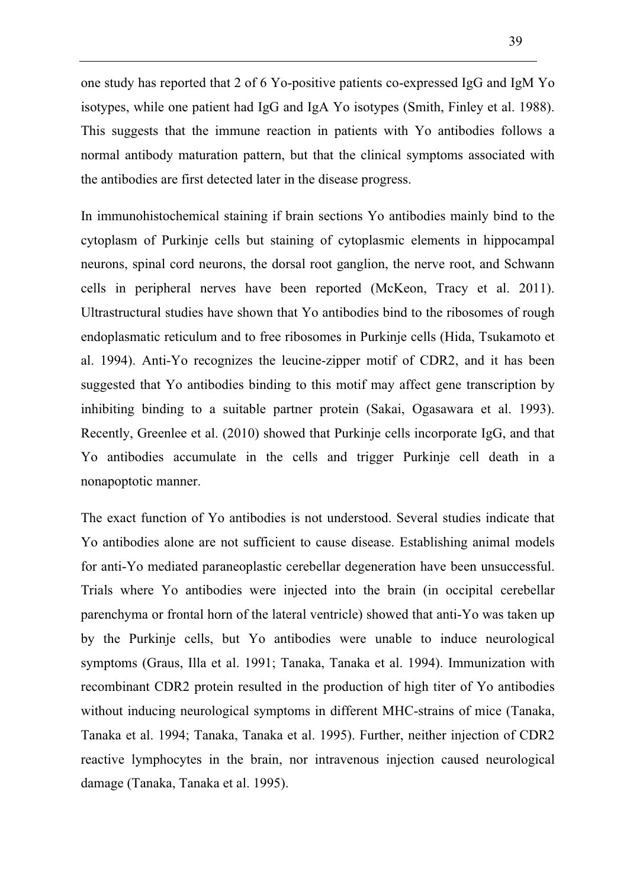one study has reported that 2 of 6 Yo-positive patients co-expressed IgG and IgM Yo isotypes, while one patient had IgG and IgA Yo isotypes (Smith, Finley et al. 1988). This suggests that the immune reaction in patients with Yo antibodies follows a normal antibody maturation pattern, but that the clinical symptoms associated with the antibodies are first detected later in the disease progress.

In immunohistochemical staining if brain sections Yo antibodies mainly bind to the cytoplasm of Purkinje cells but staining of cytoplasmic elements in hippocampal neurons, spinal cord neurons, the dorsal root ganglion, the nerve root, and Schwann cells in peripheral nerves have been reported (McKeon, Tracy et al. 2011). Ultrastructural studies have shown that Yo antibodies bind to the ribosomes of rough endoplasmatic reticulum and to free ribosomes in Purkinje cells (Hida, Tsukamoto et al. 1994). Anti-Yo recognizes the leucine-zipper motif of CDR2, and it has been suggested that Yo antibodies binding to this motif may affect gene transcription by inhibiting binding to a suitable partner protein (Sakai, Ogasawara et al. 1993). Recently, Greenlee et al. (2010) showed that Purkinje cells incorporate IgG, and that Yo antibodies accumulate in the cells and trigger Purkinje cell death in a nonapoptotic manner.

The exact function of Yo antibodies is not understood. Several studies indicate that Yo antibodies alone are not sufficient to cause disease. Establishing animal models for anti-Yo mediated paraneoplastic cerebellar degeneration have been unsuccessful. Trials where Yo antibodies were injected into the brain (in occipital cerebellar parenchyma or frontal horn of the lateral ventricle) showed that anti-Yo was taken up by the Purkinje cells, but Yo antibodies were unable to induce neurological symptoms (Graus, Illa et al. 1991; Tanaka, Tanaka et al. 1994). Immunization with recombinant CDR2 protein resulted in the production of high titer of Yo antibodies without inducing neurological symptoms in different MHC-strains of mice (Tanaka, Tanaka et al. 1994; Tanaka, Tanaka et al. 1995). Further, neither injection of CDR2 reactive lymphocytes in the brain, nor intravenous injection caused neurological damage (Tanaka, Tanaka et al. 1995).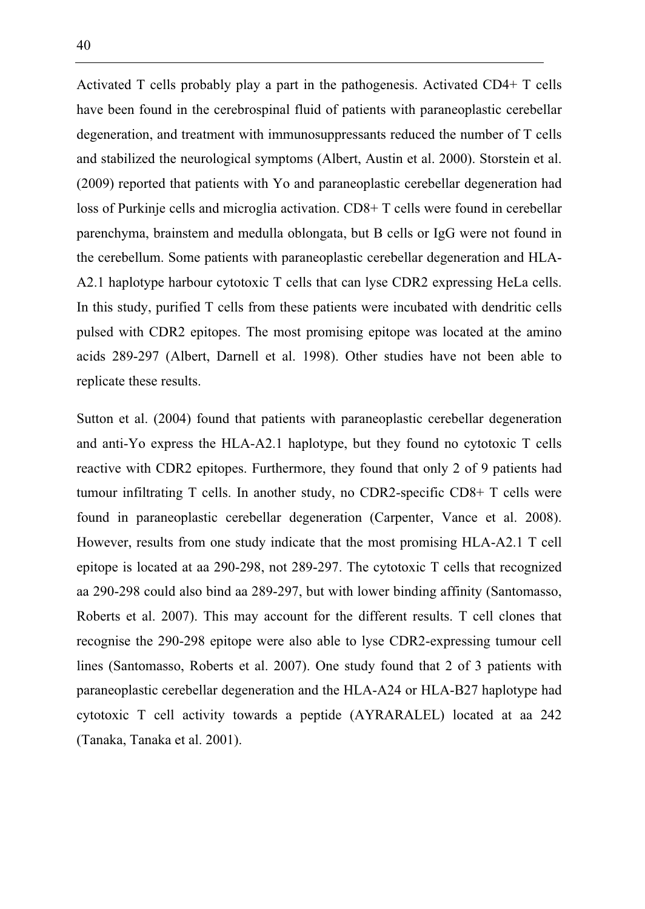Activated T cells probably play a part in the pathogenesis. Activated CD4+ T cells have been found in the cerebrospinal fluid of patients with paraneoplastic cerebellar degeneration, and treatment with immunosuppressants reduced the number of T cells and stabilized the neurological symptoms (Albert, Austin et al. 2000). Storstein et al. (2009) reported that patients with Yo and paraneoplastic cerebellar degeneration had loss of Purkinje cells and microglia activation. CD8+ T cells were found in cerebellar parenchyma, brainstem and medulla oblongata, but B cells or IgG were not found in the cerebellum. Some patients with paraneoplastic cerebellar degeneration and HLA-A2.1 haplotype harbour cytotoxic T cells that can lyse CDR2 expressing HeLa cells. In this study, purified T cells from these patients were incubated with dendritic cells pulsed with CDR2 epitopes. The most promising epitope was located at the amino acids 289-297 (Albert, Darnell et al. 1998). Other studies have not been able to replicate these results.

Sutton et al. (2004) found that patients with paraneoplastic cerebellar degeneration and anti-Yo express the HLA-A2.1 haplotype, but they found no cytotoxic T cells reactive with CDR2 epitopes. Furthermore, they found that only 2 of 9 patients had tumour infiltrating T cells. In another study, no CDR2-specific CD8+ T cells were found in paraneoplastic cerebellar degeneration (Carpenter, Vance et al. 2008). However, results from one study indicate that the most promising HLA-A2.1 T cell epitope is located at aa 290-298, not 289-297. The cytotoxic T cells that recognized aa 290-298 could also bind aa 289-297, but with lower binding affinity (Santomasso, Roberts et al. 2007). This may account for the different results. T cell clones that recognise the 290-298 epitope were also able to lyse CDR2-expressing tumour cell lines (Santomasso, Roberts et al. 2007). One study found that 2 of 3 patients with paraneoplastic cerebellar degeneration and the HLA-A24 or HLA-B27 haplotype had cytotoxic T cell activity towards a peptide (AYRARALEL) located at aa 242 (Tanaka, Tanaka et al. 2001).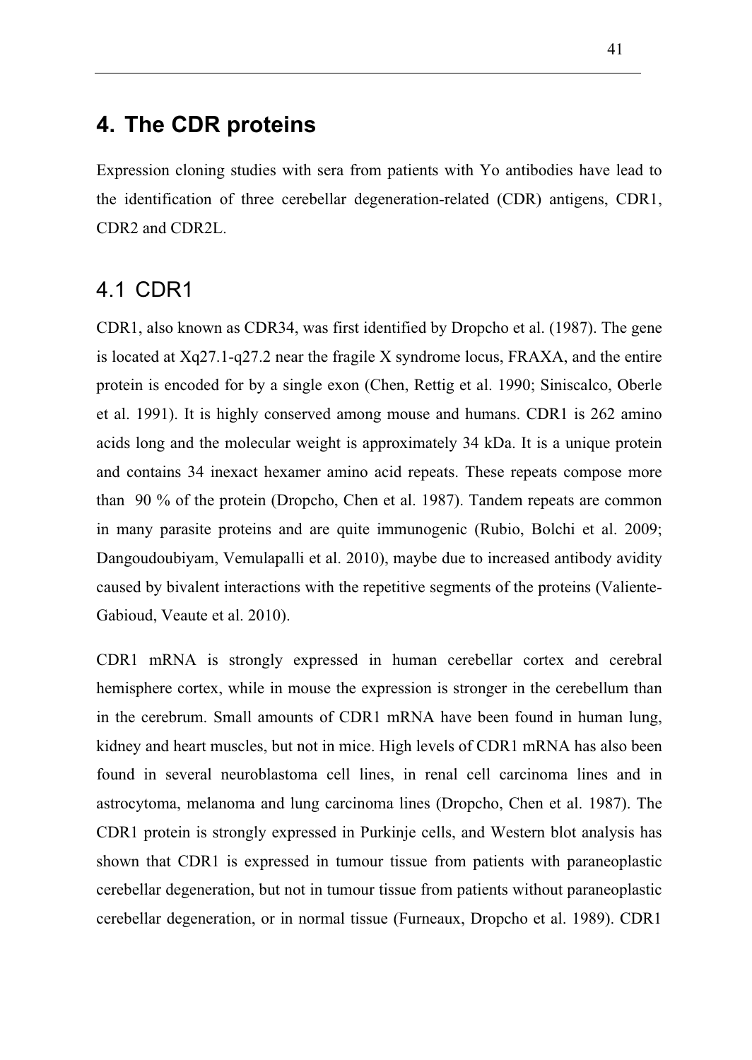# 4. The CDR proteins

Expression cloning studies with sera from patients with Yo antibodies have lead to the identification of three cerebellar degeneration-related (CDR) antigens, CDR1, CDR2 and CDR2L.

## 4.1 CDR1

CDR1, also known as CDR34, was first identified by Dropcho et al. (1987). The gene is located at Xq27.1-q27.2 near the fragile X syndrome locus, FRAXA, and the entire protein is encoded for by a single exon (Chen, Rettig et al. 1990; Siniscalco, Oberle et al. 1991). It is highly conserved among mouse and humans. CDR1 is 262 amino acids long and the molecular weight is approximately 34 kDa. It is a unique protein and contains 34 inexact hexamer amino acid repeats. These repeats compose more than 90 % of the protein (Dropcho, Chen et al. 1987). Tandem repeats are common in many parasite proteins and are quite immunogenic (Rubio, Bolchi et al. 2009; Dangoudoubiyam, Vemulapalli et al. 2010), maybe due to increased antibody avidity caused by bivalent interactions with the repetitive segments of the proteins (Valiente-Gabioud, Veaute et al. 2010).

CDR1 mRNA is strongly expressed in human cerebellar cortex and cerebral hemisphere cortex, while in mouse the expression is stronger in the cerebellum than in the cerebrum. Small amounts of CDR1 mRNA have been found in human lung, kidney and heart muscles, but not in mice. High levels of CDR1 mRNA has also been found in several neuroblastoma cell lines, in renal cell carcinoma lines and in astrocytoma, melanoma and lung carcinoma lines (Dropcho, Chen et al. 1987). The CDR1 protein is strongly expressed in Purkinje cells, and Western blot analysis has shown that CDR1 is expressed in tumour tissue from patients with paraneoplastic cerebellar degeneration, but not in tumour tissue from patients without paraneoplastic cerebellar degeneration, or in normal tissue (Furneaux, Dropcho et al. 1989). CDR1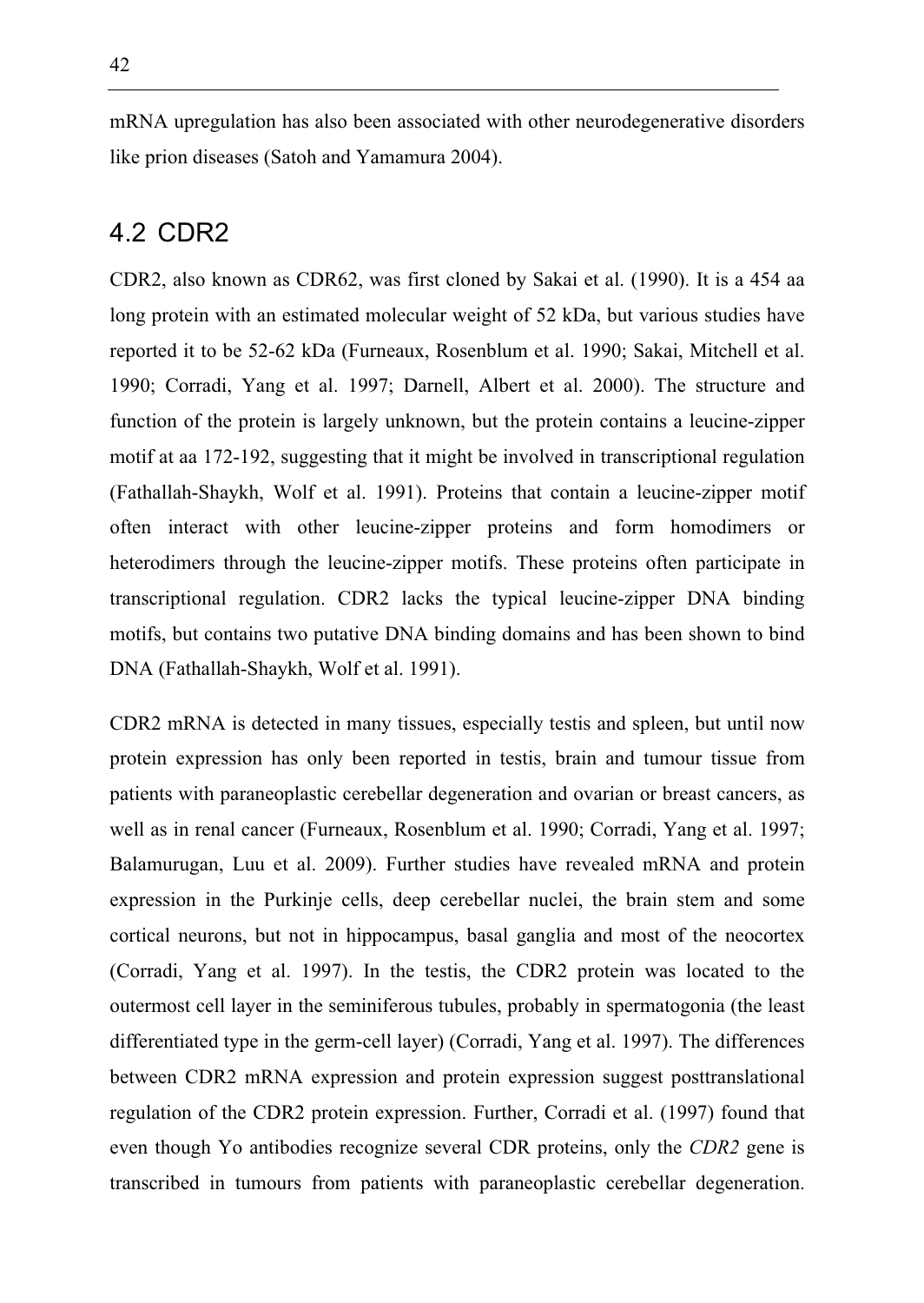mRNA upregulation has also been associated with other neurodegenerative disorders like prion diseases (Satoh and Yamamura 2004).

## 4.2 CDR2

CDR2, also known as CDR62, was first cloned by Sakai et al. (1990). It is a 454 aa long protein with an estimated molecular weight of 52 kDa, but various studies have reported it to be 52-62 kDa (Furneaux, Rosenblum et al. 1990; Sakai, Mitchell et al. 1990; Corradi, Yang et al. 1997; Darnell, Albert et al. 2000). The structure and function of the protein is largely unknown, but the protein contains a leucine-zipper motif at aa 172-192, suggesting that it might be involved in transcriptional regulation (Fathallah-Shaykh, Wolf et al. 1991). Proteins that contain a leucine-zipper motif often interact with other leucine-zipper proteins and form homodimers or heterodimers through the leucine-zipper motifs. These proteins often participate in transcriptional regulation. CDR2 lacks the typical leucine-zipper DNA binding motifs, but contains two putative DNA binding domains and has been shown to bind DNA (Fathallah-Shaykh, Wolf et al. 1991).

CDR2 mRNA is detected in many tissues, especially testis and spleen, but until now protein expression has only been reported in testis, brain and tumour tissue from patients with paraneoplastic cerebellar degeneration and ovarian or breast cancers, as well as in renal cancer (Furneaux, Rosenblum et al. 1990; Corradi, Yang et al. 1997; Balamurugan, Luu et al. 2009). Further studies have revealed mRNA and protein expression in the Purkinje cells, deep cerebellar nuclei, the brain stem and some cortical neurons, but not in hippocampus, basal ganglia and most of the neocortex (Corradi, Yang et al. 1997). In the testis, the CDR2 protein was located to the outermost cell layer in the seminiferous tubules, probably in spermatogonia (the least differentiated type in the germ-cell layer) (Corradi, Yang et al. 1997). The differences between CDR2 mRNA expression and protein expression suggest posttranslational regulation of the CDR2 protein expression. Further, Corradi et al. (1997) found that even though Yo antibodies recognize several CDR proteins, only the *CDR2* gene is transcribed in tumours from patients with paraneoplastic cerebellar degeneration.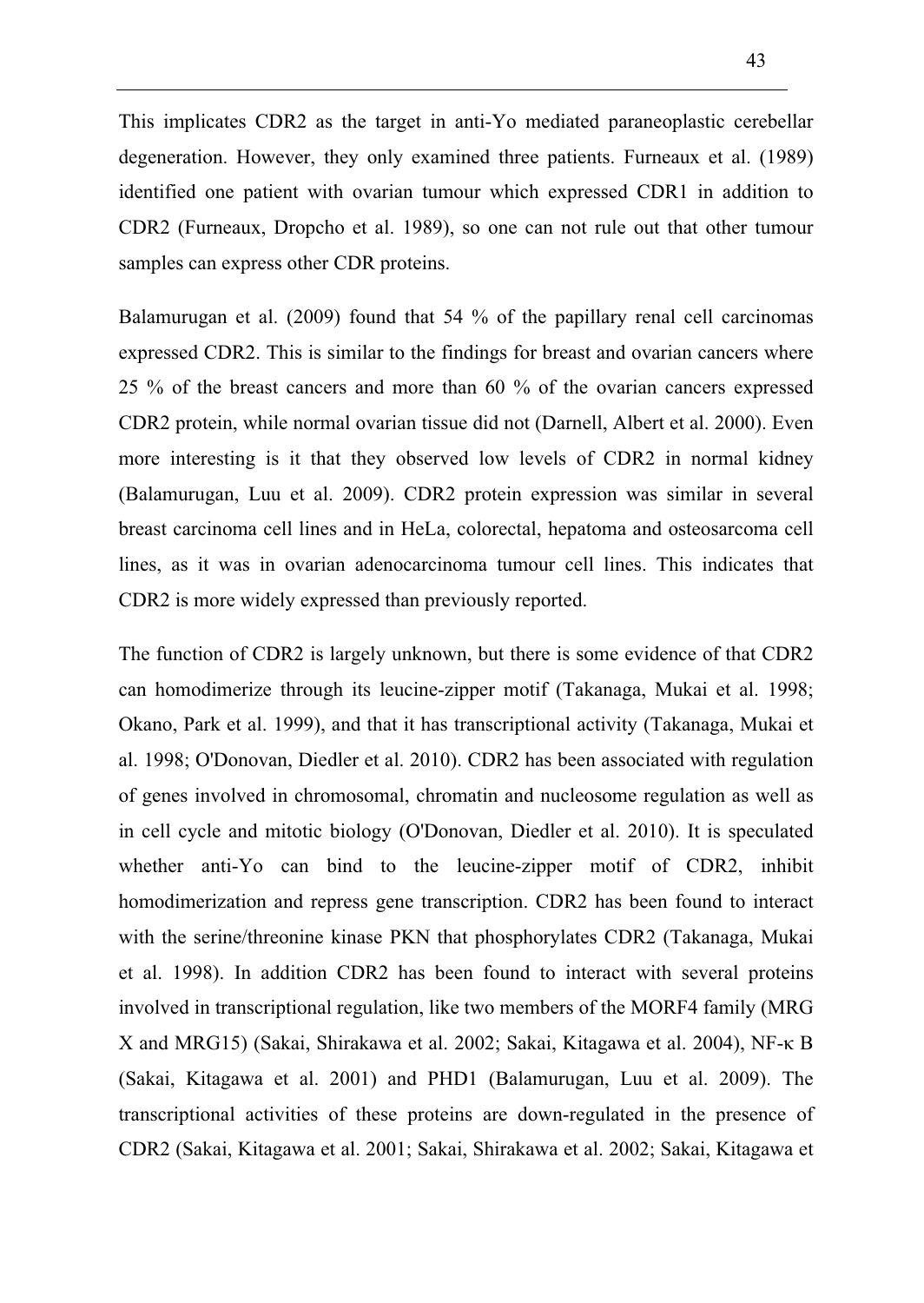This implicates CDR2 as the target in anti-Yo mediated paraneoplastic cerebellar degeneration. However, they only examined three patients. Furneaux et al. (1989) identified one patient with ovarian tumour which expressed CDR1 in addition to CDR2 (Furneaux, Dropcho et al. 1989), so one can not rule out that other tumour samples can express other CDR proteins.

Balamurugan et al. (2009) found that 54 % of the papillary renal cell carcinomas expressed CDR2. This is similar to the findings for breast and ovarian cancers where 25 % of the breast cancers and more than 60 % of the ovarian cancers expressed CDR2 protein, while normal ovarian tissue did not (Darnell, Albert et al. 2000). Even more interesting is it that they observed low levels of CDR2 in normal kidney (Balamurugan, Luu et al. 2009). CDR2 protein expression was similar in several breast carcinoma cell lines and in HeLa, colorectal, hepatoma and osteosarcoma cell lines, as it was in ovarian adenocarcinoma tumour cell lines. This indicates that CDR2 is more widely expressed than previously reported.

The function of CDR2 is largely unknown, but there is some evidence of that CDR2 can homodimerize through its leucine-zipper motif (Takanaga, Mukai et al. 1998; Okano, Park et al. 1999), and that it has transcriptional activity (Takanaga, Mukai et al. 1998; O'Donovan, Diedler et al. 2010). CDR2 has been associated with regulation of genes involved in chromosomal, chromatin and nucleosome regulation as well as in cell cycle and mitotic biology (O'Donovan, Diedler et al. 2010). It is speculated whether anti-Yo can bind to the leucine-zipper motif of CDR2, inhibit homodimerization and repress gene transcription. CDR2 has been found to interact with the serine/threonine kinase PKN that phosphorylates CDR2 (Takanaga, Mukai et al. 1998). In addition CDR2 has been found to interact with several proteins involved in transcriptional regulation, like two members of the MORF4 family (MRG X and MRG15) (Sakai, Shirakawa et al. 2002; Sakai, Kitagawa et al. 2004), NF-κ B (Sakai, Kitagawa et al. 2001) and PHD1 (Balamurugan, Luu et al. 2009). The transcriptional activities of these proteins are down-regulated in the presence of CDR2 (Sakai, Kitagawa et al. 2001; Sakai, Shirakawa et al. 2002; Sakai, Kitagawa et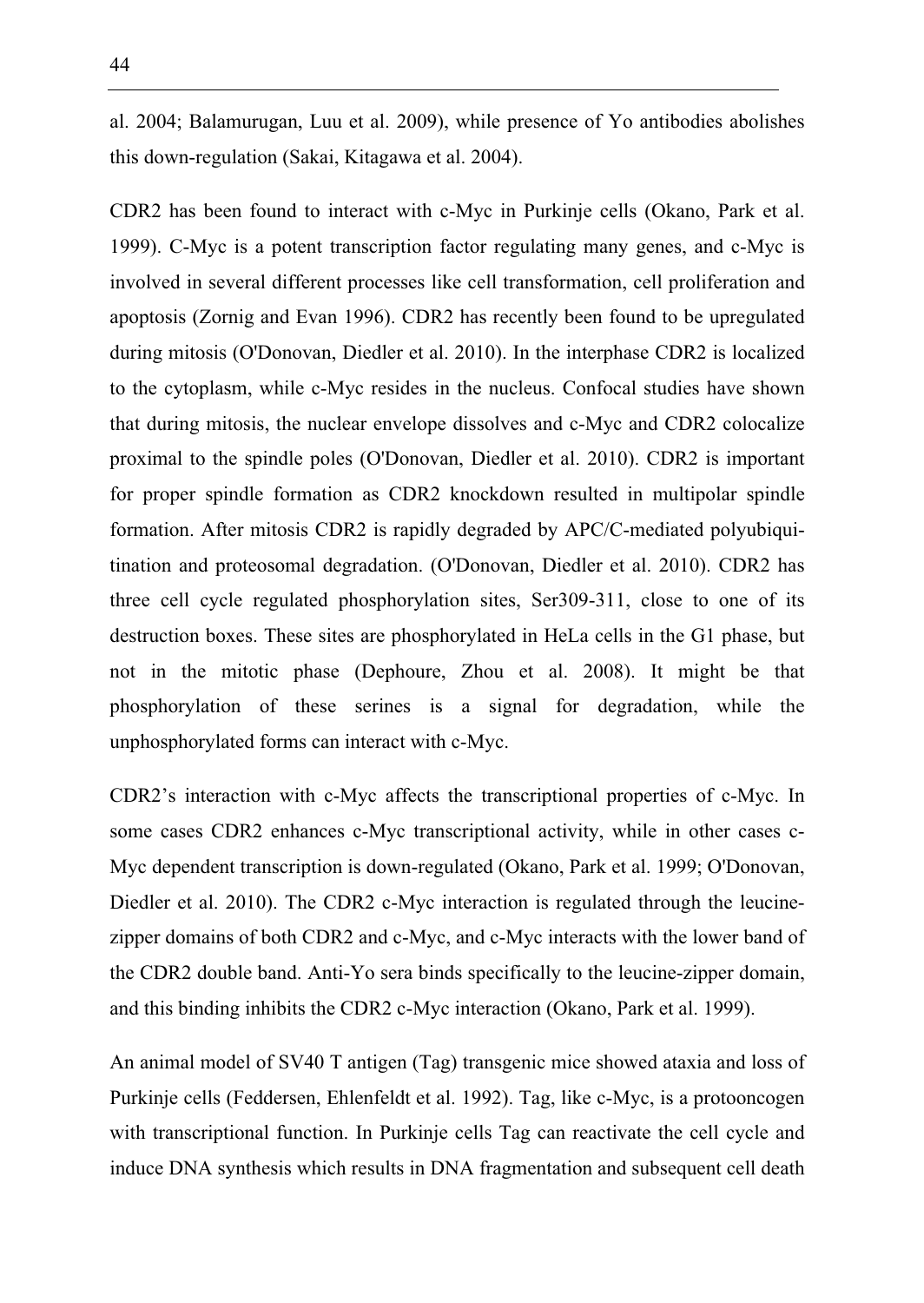al. 2004; Balamurugan, Luu et al. 2009), while presence of Yo antibodies abolishes this down-regulation (Sakai, Kitagawa et al. 2004).

CDR2 has been found to interact with c-Myc in Purkinje cells (Okano, Park et al. 1999). C-Myc is a potent transcription factor regulating many genes, and c-Myc is involved in several different processes like cell transformation, cell proliferation and apoptosis (Zornig and Evan 1996). CDR2 has recently been found to be upregulated during mitosis (O'Donovan, Diedler et al. 2010). In the interphase CDR2 is localized to the cytoplasm, while c-Myc resides in the nucleus. Confocal studies have shown that during mitosis, the nuclear envelope dissolves and c-Myc and CDR2 colocalize proximal to the spindle poles (O'Donovan, Diedler et al. 2010). CDR2 is important for proper spindle formation as CDR2 knockdown resulted in multipolar spindle formation. After mitosis CDR2 is rapidly degraded by APC/C-mediated polyubiquitination and proteosomal degradation. (O'Donovan, Diedler et al. 2010). CDR2 has three cell cycle regulated phosphorylation sites, Ser309-311, close to one of its destruction boxes. These sites are phosphorylated in HeLa cells in the G1 phase, but not in the mitotic phase (Dephoure, Zhou et al. 2008). It might be that phosphorylation of these serines is a signal for degradation, while the unphosphorylated forms can interact with c-Myc.

CDR2's interaction with c-Myc affects the transcriptional properties of c-Myc. In some cases CDR2 enhances c-Myc transcriptional activity, while in other cases c-Myc dependent transcription is down-regulated (Okano, Park et al. 1999; O'Donovan, Diedler et al. 2010). The CDR2 c-Myc interaction is regulated through the leucine-zipper domains of both CDR2 and c-Myc, and c-Myc interacts with the lower band of the CDR2 double band. Anti-Yo sera binds specifically to the leucine-zipper domain, and this binding inhibits the CDR2 c-Myc interaction (Okano, Park et al. 1999).

An animal model of SV40 T antigen (Tag) transgenic mice showed ataxia and loss of Purkinje cells (Feddersen, Ehlenfeldt et al. 1992). Tag, like c-Myc, is a protooncogen with transcriptional function. In Purkinje cells Tag can reactivate the cell cycle and induce DNA synthesis which results in DNA fragmentation and subsequent cell death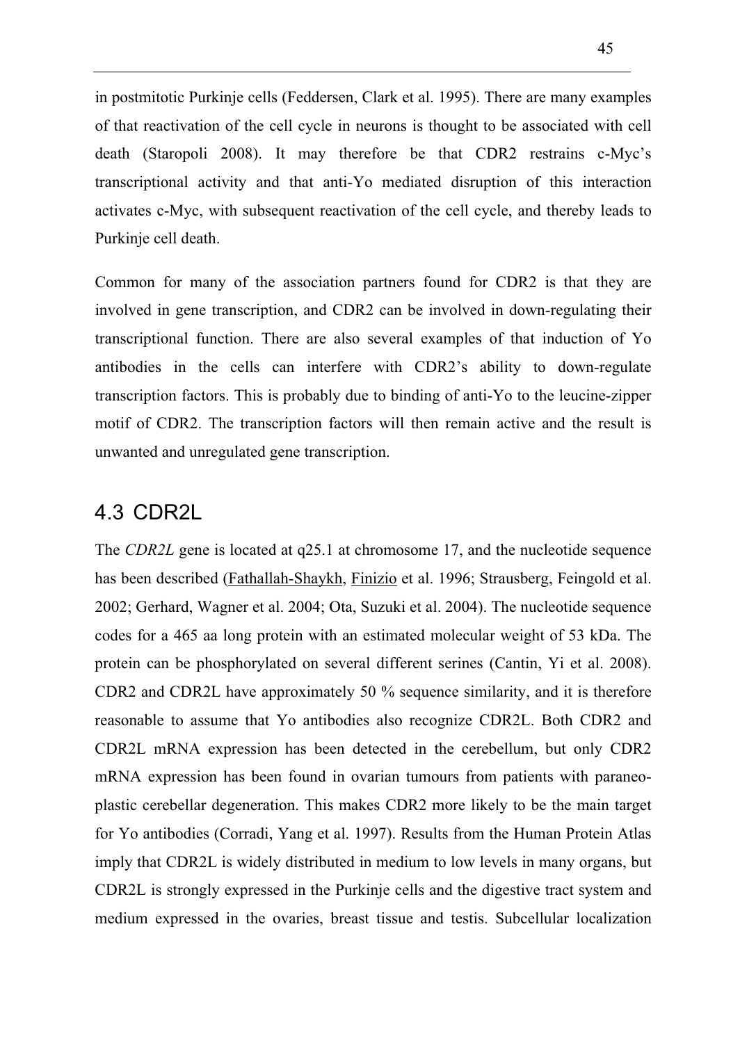in postmitotic Purkinje cells (Feddersen, Clark et al. 1995). There are many examples of that reactivation of the cell cycle in neurons is thought to be associated with cell death (Staropoli 2008). It may therefore be that CDR2 restrains c-Myc's transcriptional activity and that anti-Yo mediated disruption of this interaction activates c-Myc, with subsequent reactivation of the cell cycle, and thereby leads to Purkinje cell death.

Common for many of the association partners found for CDR2 is that they are involved in gene transcription, and CDR2 can be involved in down-regulating their transcriptional function. There are also several examples of that induction of Yo antibodies in the cells can interfere with CDR2's ability to down-regulate transcription factors. This is probably due to binding of anti-Yo to the leucine-zipper motif of CDR2. The transcription factors will then remain active and the result is unwanted and unregulated gene transcription.

## 4.3 CDR2L

The *CDR2L* gene is located at q25.1 at chromosome 17, and the nucleotide sequence has been described (Fathallah-Shaykh, Finizio et al. 1996; Strausberg, Feingold et al. 2002; Gerhard, Wagner et al. 2004; Ota, Suzuki et al. 2004). The nucleotide sequence codes for a 465 aa long protein with an estimated molecular weight of 53 kDa. The protein can be phosphorylated on several different serines (Cantin, Yi et al. 2008). CDR2 and CDR2L have approximately 50 % sequence similarity, and it is therefore reasonable to assume that Yo antibodies also recognize CDR2L. Both CDR2 and CDR2L mRNA expression has been detected in the cerebellum, but only CDR2 mRNA expression has been found in ovarian tumours from patients with paraneoplastic cerebellar degeneration. This makes CDR2 more likely to be the main target for Yo antibodies (Corradi, Yang et al. 1997). Results from the Human Protein Atlas imply that CDR2L is widely distributed in medium to low levels in many organs, but CDR2L is strongly expressed in the Purkinje cells and the digestive tract system and medium expressed in the ovaries, breast tissue and testis. Subcellular localization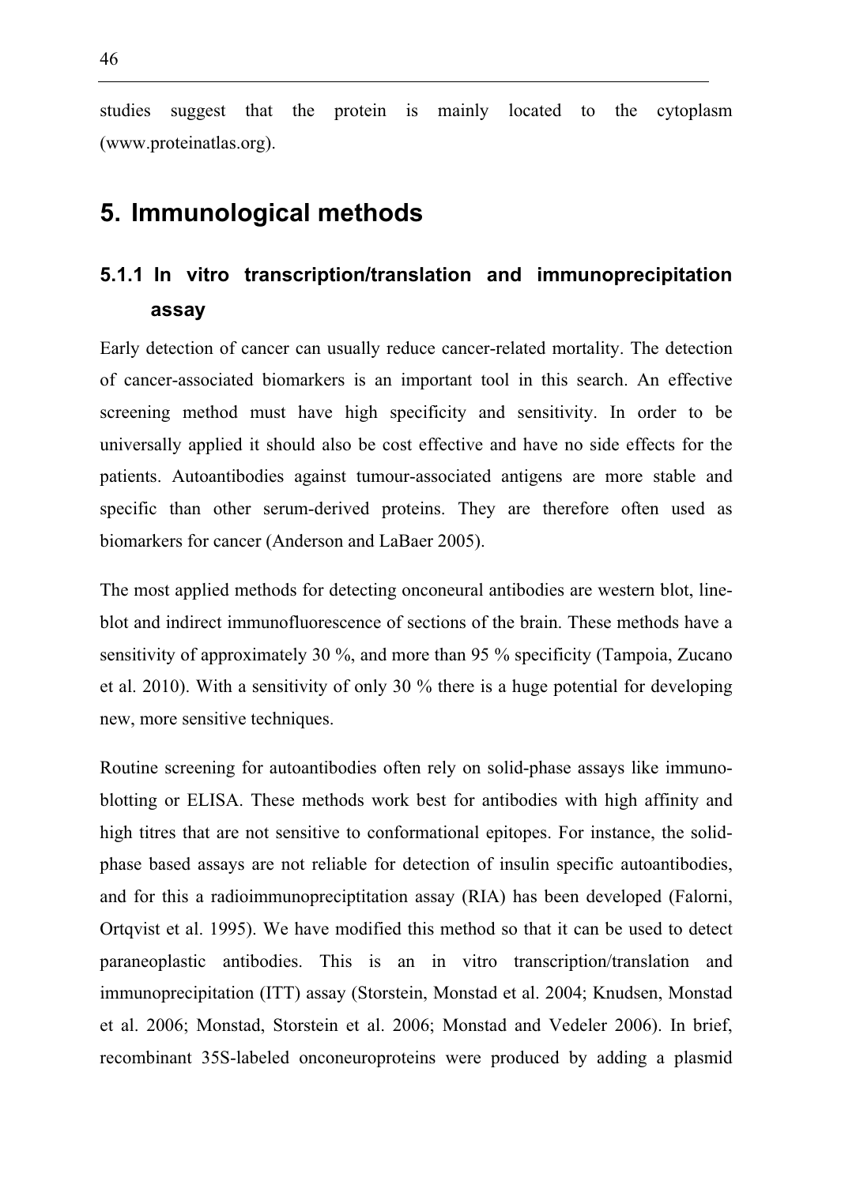studies suggest that the protein is mainly located to the cytoplasm (www.proteinatlas.org).

# 5. Immunological methods

### 5.1.1 In vitro transcription/translation and immunoprecipitation assay

Early detection of cancer can usually reduce cancer-related mortality. The detection of cancer-associated biomarkers is an important tool in this search. An effective screening method must have high specificity and sensitivity. In order to be universally applied it should also be cost effective and have no side effects for the patients. Autoantibodies against tumour-associated antigens are more stable and specific than other serum-derived proteins. They are therefore often used as biomarkers for cancer (Anderson and LaBaer 2005).

The most applied methods for detecting onconeural antibodies are western blot, line-blot and indirect immunofluorescence of sections of the brain. These methods have a sensitivity of approximately 30 %, and more than 95 % specificity (Tampoia, Zucano et al. 2010). With a sensitivity of only 30 % there is a huge potential for developing new, more sensitive techniques.

Routine screening for autoantibodies often rely on solid-phase assays like immuno-blotting or ELISA. These methods work best for antibodies with high affinity and high titres that are not sensitive to conformational epitopes. For instance, the solid-phase based assays are not reliable for detection of insulin specific autoantibodies, and for this a radioimmunopreciptitation assay (RIA) has been developed (Falorni, Ortqvist et al. 1995). We have modified this method so that it can be used to detect paraneoplastic antibodies. This is an in vitro transcription/translation and immunoprecipitation (ITT) assay (Storstein, Monstad et al. 2004; Knudsen, Monstad et al. 2006; Monstad, Storstein et al. 2006; Monstad and Vedeler 2006). In brief, recombinant 35S-labeled onconeuroproteins were produced by adding a plasmid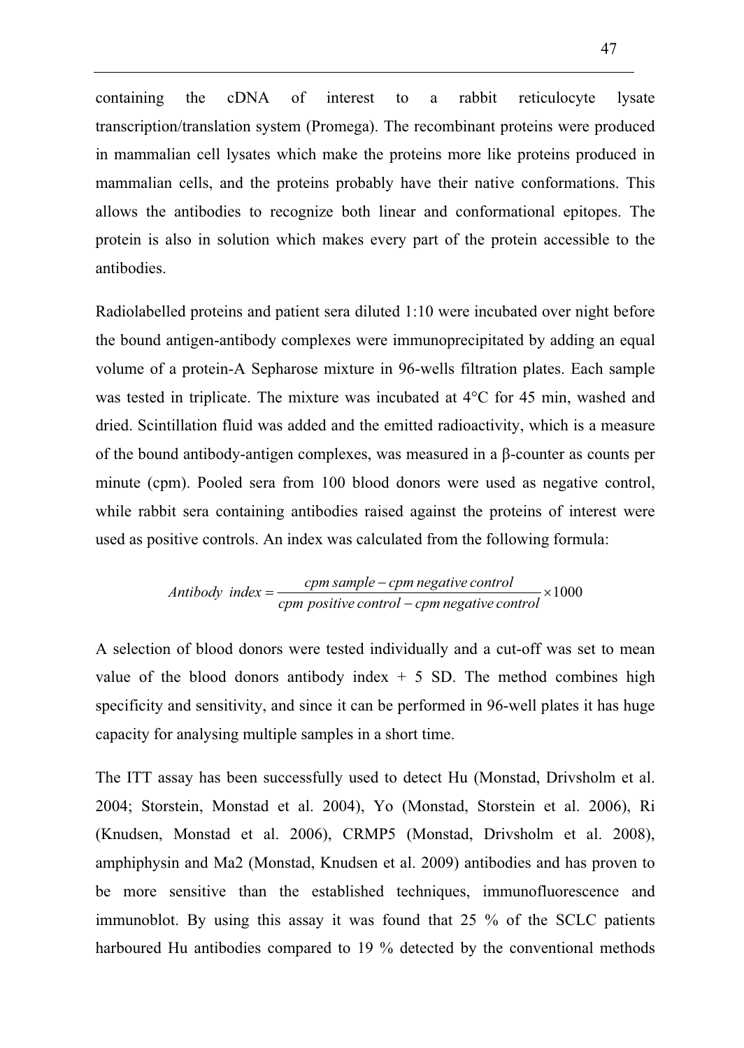containing the cDNA of interest to a rabbit reticulocyte lysate transcription/translation system (Promega). The recombinant proteins were produced in mammalian cell lysates which make the proteins more like proteins produced in mammalian cells, and the proteins probably have their native conformations. This allows the antibodies to recognize both linear and conformational epitopes. The protein is also in solution which makes every part of the protein accessible to the antibodies.

Radiolabelled proteins and patient sera diluted 1:10 were incubated over night before the bound antigen-antibody complexes were immunoprecipitated by adding an equal volume of a protein-A Sepharose mixture in 96-wells filtration plates. Each sample was tested in triplicate. The mixture was incubated at 4°C for 45 min, washed and dried. Scintillation fluid was added and the emitted radioactivity, which is a measure of the bound antibody-antigen complexes, was measured in a β-counter as counts per minute (cpm). Pooled sera from 100 blood donors were used as negative control, while rabbit sera containing antibodies raised against the proteins of interest were used as positive controls. An index was calculated from the following formula:

$$Antibody\ \ index = \frac{cpm\ sample - cpm\ negative\ control}{cpm\ positive\ control - cpm\ negative\ control} \times 1000$$

A selection of blood donors were tested individually and a cut-off was set to mean value of the blood donors antibody index + 5 SD. The method combines high specificity and sensitivity, and since it can be performed in 96-well plates it has huge capacity for analysing multiple samples in a short time.

The ITT assay has been successfully used to detect Hu (Monstad, Drivsholm et al. 2004; Storstein, Monstad et al. 2004), Yo (Monstad, Storstein et al. 2006), Ri (Knudsen, Monstad et al. 2006), CRMP5 (Monstad, Drivsholm et al. 2008), amphiphysin and Ma2 (Monstad, Knudsen et al. 2009) antibodies and has proven to be more sensitive than the established techniques, immunofluorescence and immunoblot. By using this assay it was found that 25 % of the SCLC patients harboured Hu antibodies compared to 19 % detected by the conventional methods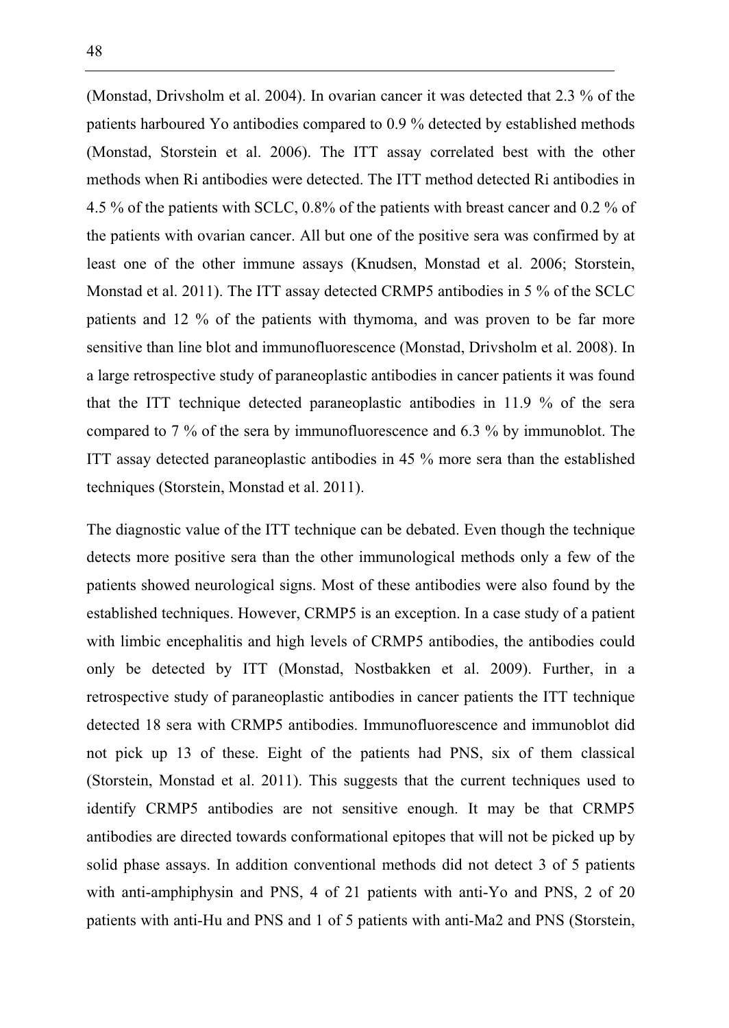(Monstad, Drivsholm et al. 2004). In ovarian cancer it was detected that 2.3 % of the patients harboured Yo antibodies compared to 0.9 % detected by established methods (Monstad, Storstein et al. 2006). The ITT assay correlated best with the other methods when Ri antibodies were detected. The ITT method detected Ri antibodies in 4.5 % of the patients with SCLC, 0.8% of the patients with breast cancer and 0.2 % of the patients with ovarian cancer. All but one of the positive sera was confirmed by at least one of the other immune assays (Knudsen, Monstad et al. 2006; Storstein, Monstad et al. 2011). The ITT assay detected CRMP5 antibodies in 5 % of the SCLC patients and 12 % of the patients with thymoma, and was proven to be far more sensitive than line blot and immunofluorescence (Monstad, Drivsholm et al. 2008). In a large retrospective study of paraneoplastic antibodies in cancer patients it was found that the ITT technique detected paraneoplastic antibodies in 11.9 % of the sera compared to 7 % of the sera by immunofluorescence and 6.3 % by immunoblot. The ITT assay detected paraneoplastic antibodies in 45 % more sera than the established techniques (Storstein, Monstad et al. 2011).

The diagnostic value of the ITT technique can be debated. Even though the technique detects more positive sera than the other immunological methods only a few of the patients showed neurological signs. Most of these antibodies were also found by the established techniques. However, CRMP5 is an exception. In a case study of a patient with limbic encephalitis and high levels of CRMP5 antibodies, the antibodies could only be detected by ITT (Monstad, Nostbakken et al. 2009). Further, in a retrospective study of paraneoplastic antibodies in cancer patients the ITT technique detected 18 sera with CRMP5 antibodies. Immunofluorescence and immunoblot did not pick up 13 of these. Eight of the patients had PNS, six of them classical (Storstein, Monstad et al. 2011). This suggests that the current techniques used to identify CRMP5 antibodies are not sensitive enough. It may be that CRMP5 antibodies are directed towards conformational epitopes that will not be picked up by solid phase assays. In addition conventional methods did not detect 3 of 5 patients with anti-amphiphysin and PNS, 4 of 21 patients with anti-Yo and PNS, 2 of 20 patients with anti-Hu and PNS and 1 of 5 patients with anti-Ma2 and PNS (Storstein,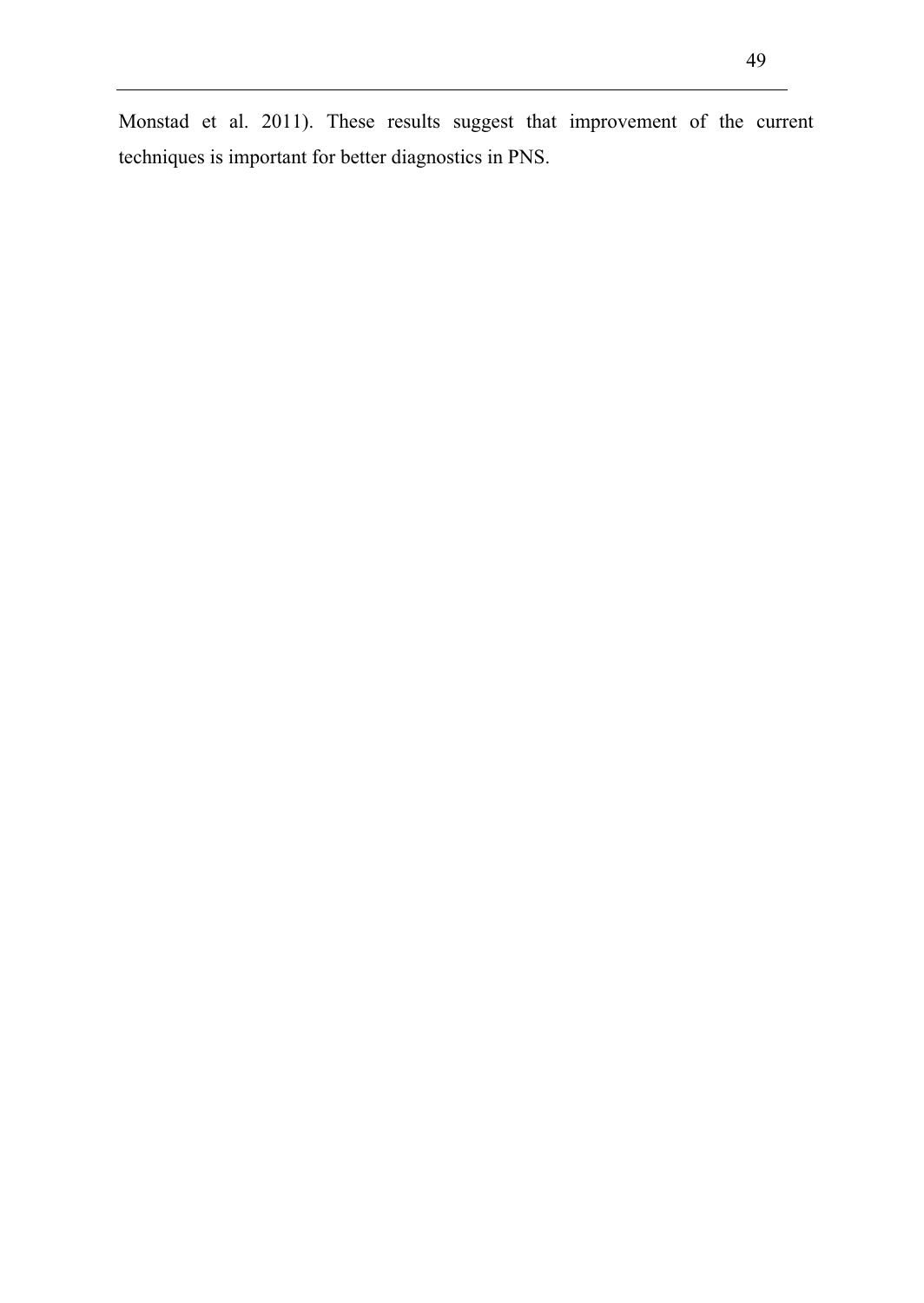Monstad et al. 2011). These results suggest that improvement of the current techniques is important for better diagnostics in PNS.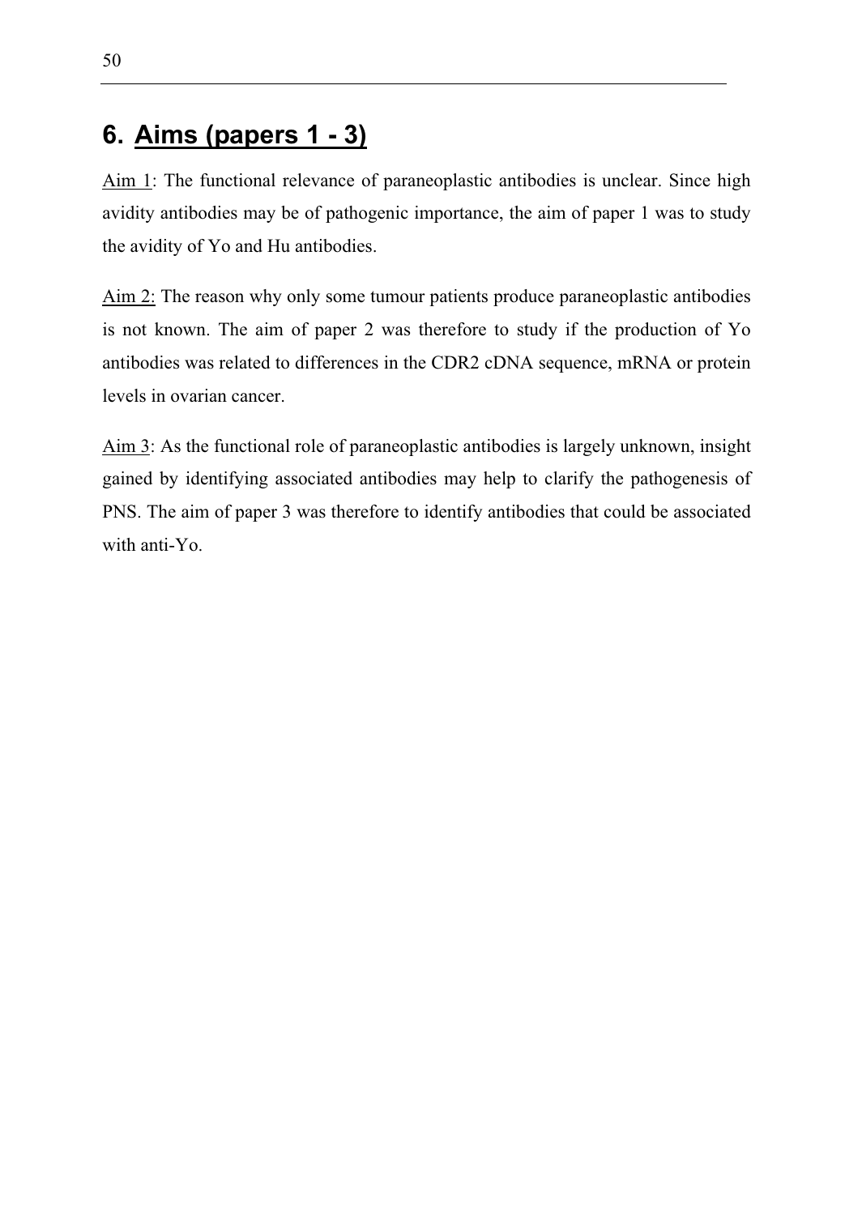# 6. Aims (papers 1 - 3)

Aim 1: The functional relevance of paraneoplastic antibodies is unclear. Since high avidity antibodies may be of pathogenic importance, the aim of paper 1 was to study the avidity of Yo and Hu antibodies.

Aim 2: The reason why only some tumour patients produce paraneoplastic antibodies is not known. The aim of paper 2 was therefore to study if the production of Yo antibodies was related to differences in the CDR2 cDNA sequence, mRNA or protein levels in ovarian cancer.

Aim 3: As the functional role of paraneoplastic antibodies is largely unknown, insight gained by identifying associated antibodies may help to clarify the pathogenesis of PNS. The aim of paper 3 was therefore to identify antibodies that could be associated with anti-Yo.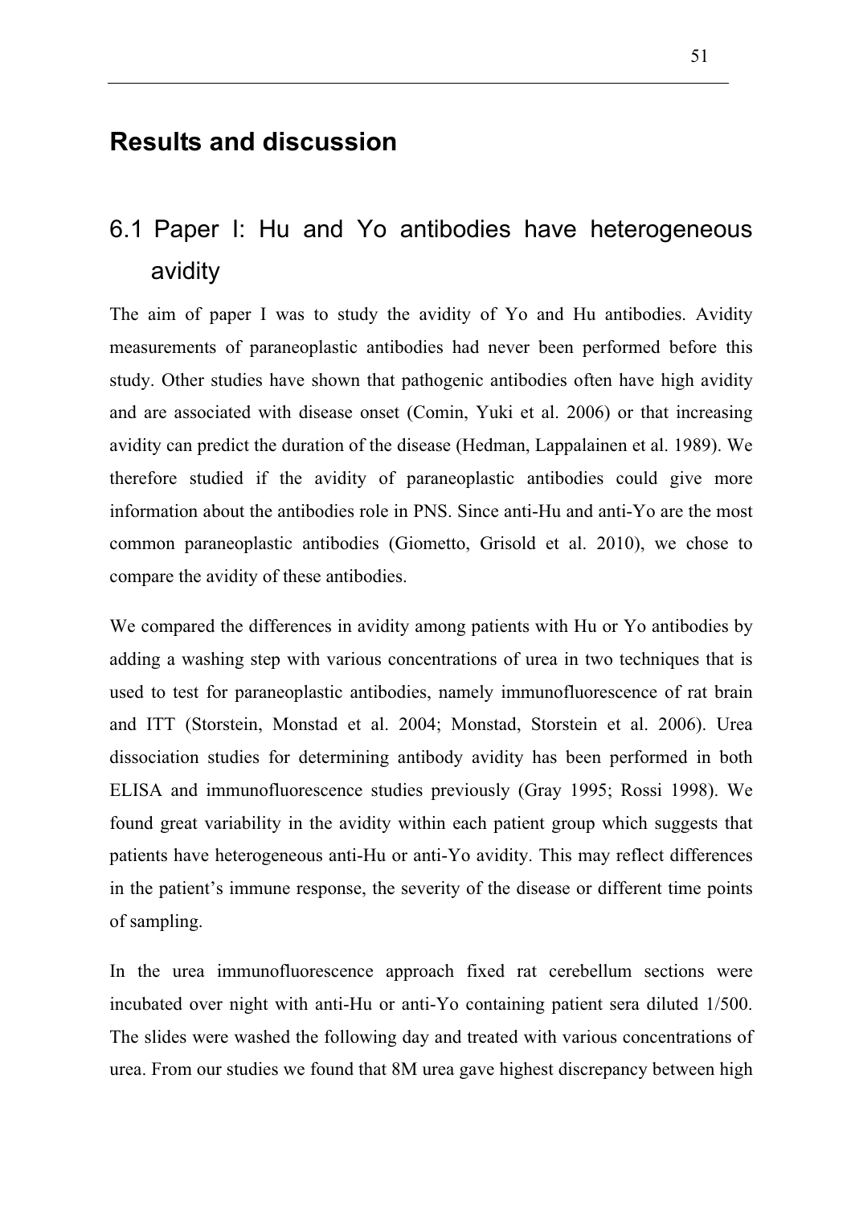# Results and discussion

## 6.1 Paper I: Hu and Yo antibodies have heterogeneous avidity

The aim of paper I was to study the avidity of Yo and Hu antibodies. Avidity measurements of paraneoplastic antibodies had never been performed before this study. Other studies have shown that pathogenic antibodies often have high avidity and are associated with disease onset (Comin, Yuki et al. 2006) or that increasing avidity can predict the duration of the disease (Hedman, Lappalainen et al. 1989). We therefore studied if the avidity of paraneoplastic antibodies could give more information about the antibodies role in PNS. Since anti-Hu and anti-Yo are the most common paraneoplastic antibodies (Giometto, Grisold et al. 2010), we chose to compare the avidity of these antibodies.

We compared the differences in avidity among patients with Hu or Yo antibodies by adding a washing step with various concentrations of urea in two techniques that is used to test for paraneoplastic antibodies, namely immunofluorescence of rat brain and ITT (Storstein, Monstad et al. 2004; Monstad, Storstein et al. 2006). Urea dissociation studies for determining antibody avidity has been performed in both ELISA and immunofluorescence studies previously (Gray 1995; Rossi 1998). We found great variability in the avidity within each patient group which suggests that patients have heterogeneous anti-Hu or anti-Yo avidity. This may reflect differences in the patient's immune response, the severity of the disease or different time points of sampling.

In the urea immunofluorescence approach fixed rat cerebellum sections were incubated over night with anti-Hu or anti-Yo containing patient sera diluted 1/500. The slides were washed the following day and treated with various concentrations of urea. From our studies we found that 8M urea gave highest discrepancy between high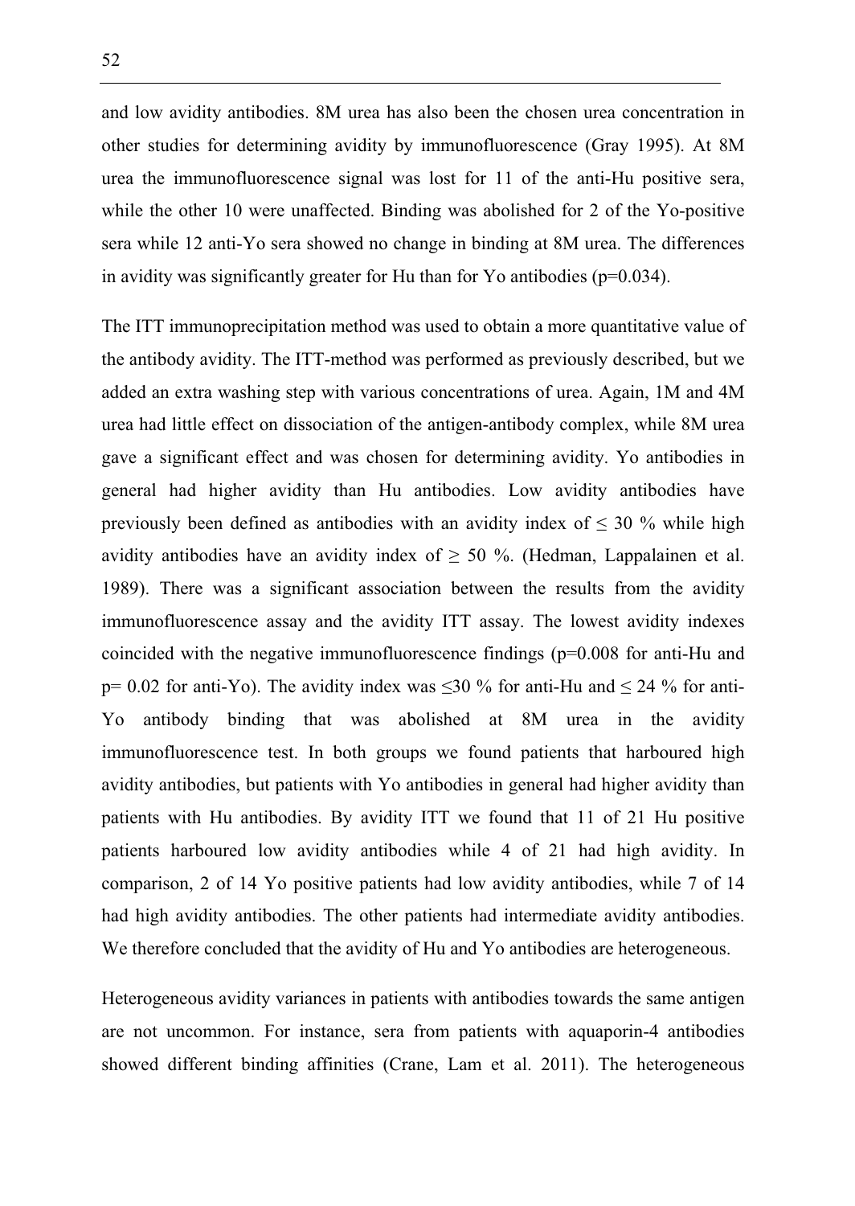and low avidity antibodies. 8M urea has also been the chosen urea concentration in other studies for determining avidity by immunofluorescence (Gray 1995). At 8M urea the immunofluorescence signal was lost for 11 of the anti-Hu positive sera, while the other 10 were unaffected. Binding was abolished for 2 of the Yo-positive sera while 12 anti-Yo sera showed no change in binding at 8M urea. The differences in avidity was significantly greater for Hu than for Yo antibodies ($p=0.034$).

The ITT immunoprecipitation method was used to obtain a more quantitative value of the antibody avidity. The ITT-method was performed as previously described, but we added an extra washing step with various concentrations of urea. Again, 1M and 4M urea had little effect on dissociation of the antigen-antibody complex, while 8M urea gave a significant effect and was chosen for determining avidity. Yo antibodies in general had higher avidity than Hu antibodies. Low avidity antibodies have previously been defined as antibodies with an avidity index of $\leq 30$ % while high avidity antibodies have an avidity index of $\geq 50$ %. (Hedman, Lappalainen et al. 1989). There was a significant association between the results from the avidity immunofluorescence assay and the avidity ITT assay. The lowest avidity indexes coincided with the negative immunofluorescence findings ($p=0.008$ for anti-Hu and $p= 0.02$ for anti-Yo). The avidity index was $\leq 30$ % for anti-Hu and $\leq 24$ % for anti-Yo antibody binding that was abolished at 8M urea in the avidity immunofluorescence test. In both groups we found patients that harboured high avidity antibodies, but patients with Yo antibodies in general had higher avidity than patients with Hu antibodies. By avidity ITT we found that 11 of 21 Hu positive patients harboured low avidity antibodies while 4 of 21 had high avidity. In comparison, 2 of 14 Yo positive patients had low avidity antibodies, while 7 of 14 had high avidity antibodies. The other patients had intermediate avidity antibodies. We therefore concluded that the avidity of Hu and Yo antibodies are heterogeneous.

Heterogeneous avidity variances in patients with antibodies towards the same antigen are not uncommon. For instance, sera from patients with aquaporin-4 antibodies showed different binding affinities (Crane, Lam et al. 2011). The heterogeneous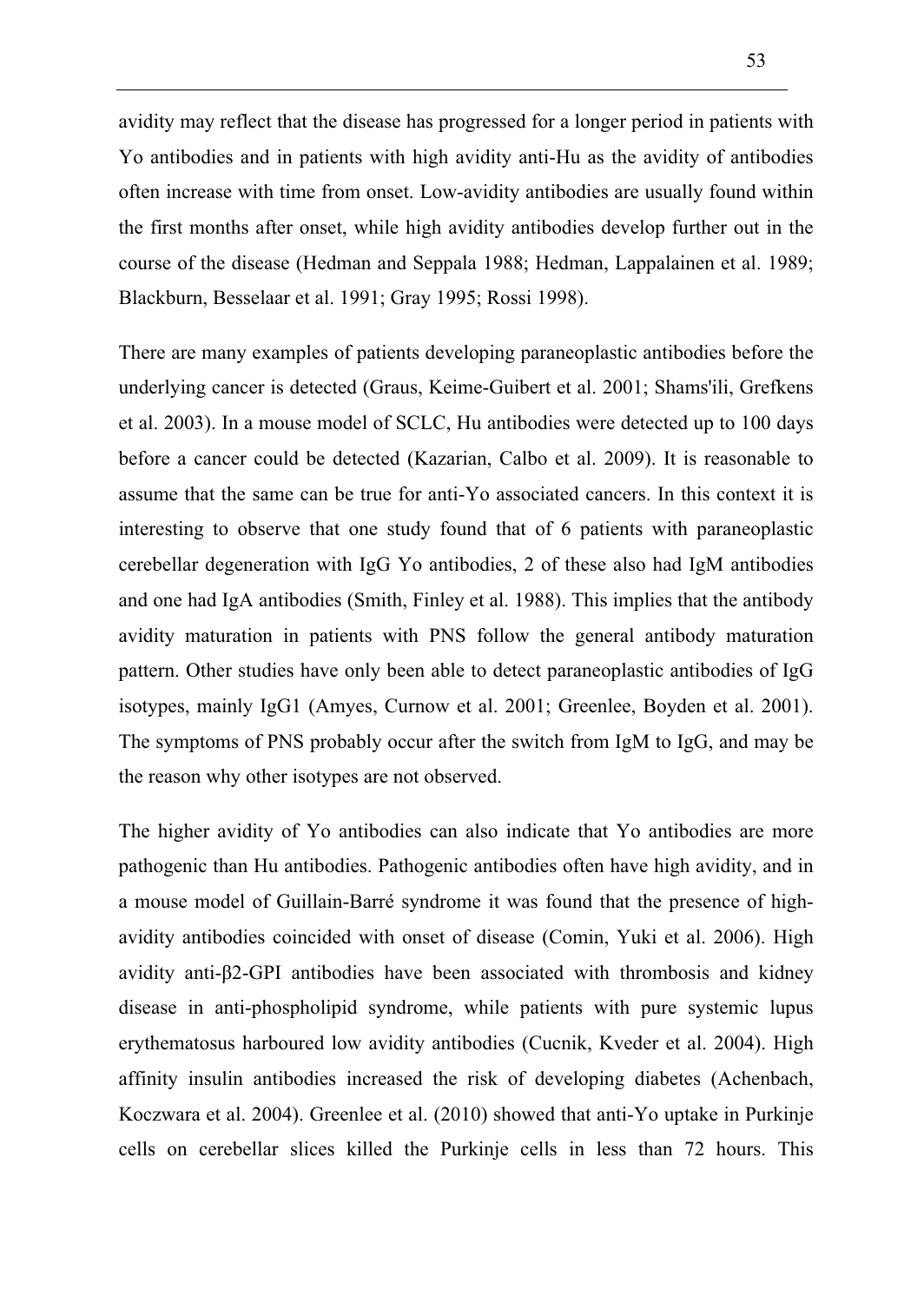avidity may reflect that the disease has progressed for a longer period in patients with Yo antibodies and in patients with high avidity anti-Hu as the avidity of antibodies often increase with time from onset. Low-avidity antibodies are usually found within the first months after onset, while high avidity antibodies develop further out in the course of the disease (Hedman and Seppala 1988; Hedman, Lappalainen et al. 1989; Blackburn, Besselaar et al. 1991; Gray 1995; Rossi 1998).

There are many examples of patients developing paraneoplastic antibodies before the underlying cancer is detected (Graus, Keime-Guibert et al. 2001; Shams'ili, Grefkens et al. 2003). In a mouse model of SCLC, Hu antibodies were detected up to 100 days before a cancer could be detected (Kazarian, Calbo et al. 2009). It is reasonable to assume that the same can be true for anti-Yo associated cancers. In this context it is interesting to observe that one study found that of 6 patients with paraneoplastic cerebellar degeneration with IgG Yo antibodies, 2 of these also had IgM antibodies and one had IgA antibodies (Smith, Finley et al. 1988). This implies that the antibody avidity maturation in patients with PNS follow the general antibody maturation pattern. Other studies have only been able to detect paraneoplastic antibodies of IgG isotypes, mainly IgG1 (Amyes, Curnow et al. 2001; Greenlee, Boyden et al. 2001). The symptoms of PNS probably occur after the switch from IgM to IgG, and may be the reason why other isotypes are not observed.

The higher avidity of Yo antibodies can also indicate that Yo antibodies are more pathogenic than Hu antibodies. Pathogenic antibodies often have high avidity, and in a mouse model of Guillain-Barré syndrome it was found that the presence of high-avidity antibodies coincided with onset of disease (Comin, Yuki et al. 2006). High avidity anti-β2-GPI antibodies have been associated with thrombosis and kidney disease in anti-phospholipid syndrome, while patients with pure systemic lupus erythematosus harboured low avidity antibodies (Cucnik, Kveder et al. 2004). High affinity insulin antibodies increased the risk of developing diabetes (Achenbach, Koczwara et al. 2004). Greenlee et al. (2010) showed that anti-Yo uptake in Purkinje cells on cerebellar slices killed the Purkinje cells in less than 72 hours. This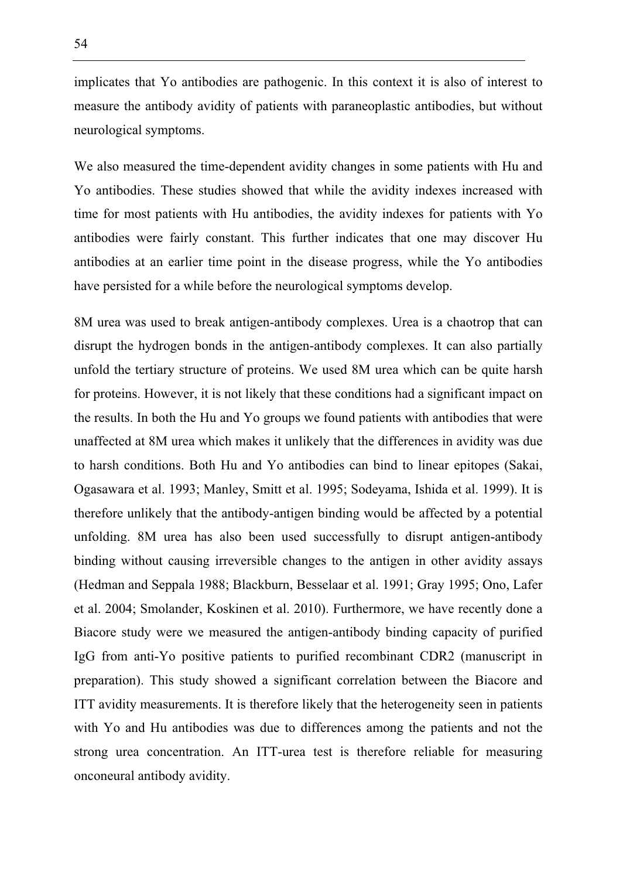implicates that Yo antibodies are pathogenic. In this context it is also of interest to measure the antibody avidity of patients with paraneoplastic antibodies, but without neurological symptoms.

We also measured the time-dependent avidity changes in some patients with Hu and Yo antibodies. These studies showed that while the avidity indexes increased with time for most patients with Hu antibodies, the avidity indexes for patients with Yo antibodies were fairly constant. This further indicates that one may discover Hu antibodies at an earlier time point in the disease progress, while the Yo antibodies have persisted for a while before the neurological symptoms develop.

8M urea was used to break antigen-antibody complexes. Urea is a chaotrop that can disrupt the hydrogen bonds in the antigen-antibody complexes. It can also partially unfold the tertiary structure of proteins. We used 8M urea which can be quite harsh for proteins. However, it is not likely that these conditions had a significant impact on the results. In both the Hu and Yo groups we found patients with antibodies that were unaffected at 8M urea which makes it unlikely that the differences in avidity was due to harsh conditions. Both Hu and Yo antibodies can bind to linear epitopes (Sakai, Ogasawara et al. 1993; Manley, Smitt et al. 1995; Sodeyama, Ishida et al. 1999). It is therefore unlikely that the antibody-antigen binding would be affected by a potential unfolding. 8M urea has also been used successfully to disrupt antigen-antibody binding without causing irreversible changes to the antigen in other avidity assays (Hedman and Seppala 1988; Blackburn, Besselaar et al. 1991; Gray 1995; Ono, Lafer et al. 2004; Smolander, Koskinen et al. 2010). Furthermore, we have recently done a Biacore study were we measured the antigen-antibody binding capacity of purified IgG from anti-Yo positive patients to purified recombinant CDR2 (manuscript in preparation). This study showed a significant correlation between the Biacore and ITT avidity measurements. It is therefore likely that the heterogeneity seen in patients with Yo and Hu antibodies was due to differences among the patients and not the strong urea concentration. An ITT-urea test is therefore reliable for measuring onconeural antibody avidity.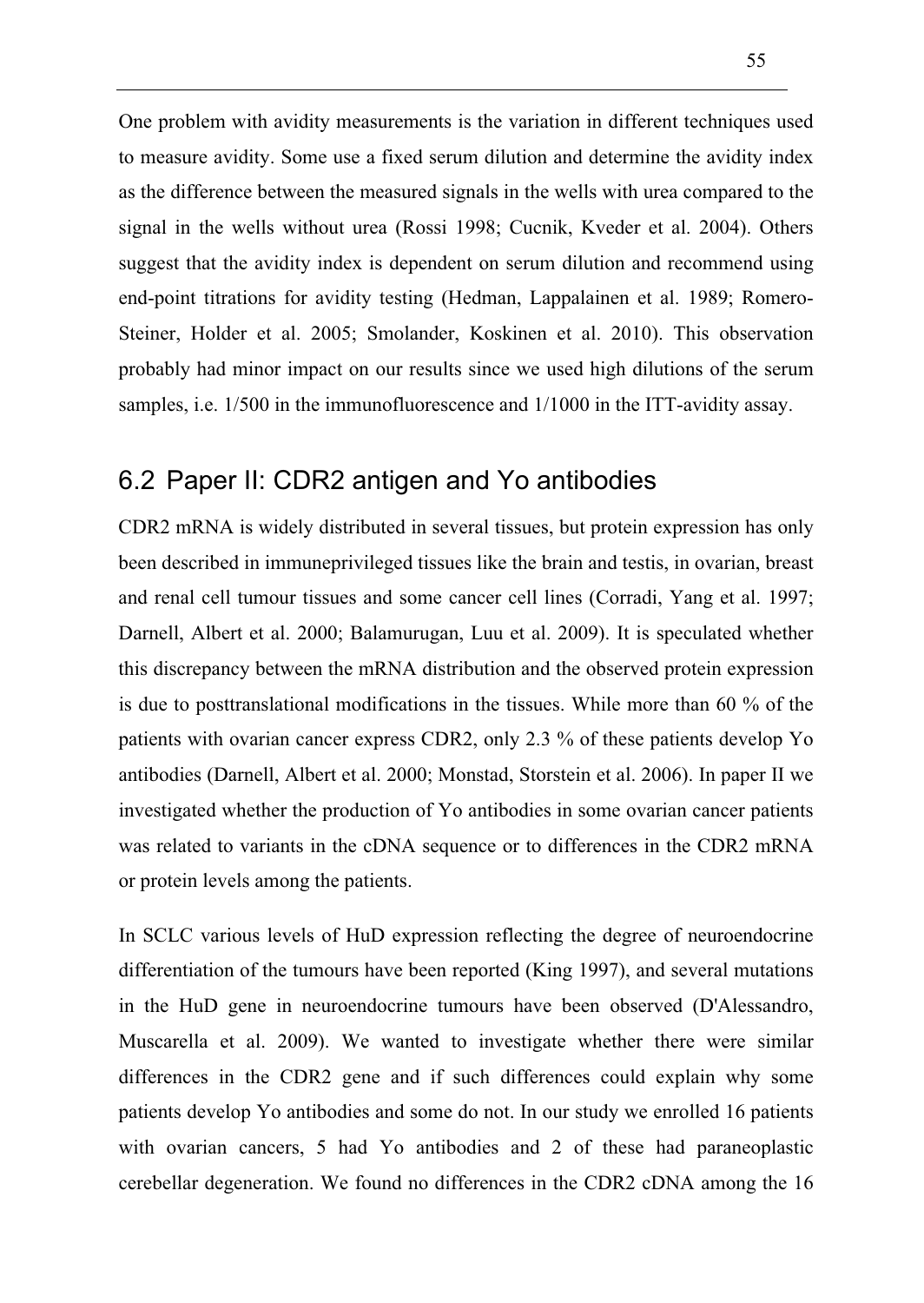One problem with avidity measurements is the variation in different techniques used to measure avidity. Some use a fixed serum dilution and determine the avidity index as the difference between the measured signals in the wells with urea compared to the signal in the wells without urea (Rossi 1998; Cucnik, Kveder et al. 2004). Others suggest that the avidity index is dependent on serum dilution and recommend using end-point titrations for avidity testing (Hedman, Lappalainen et al. 1989; Romero-Steiner, Holder et al. 2005; Smolander, Koskinen et al. 2010). This observation probably had minor impact on our results since we used high dilutions of the serum samples, i.e. 1/500 in the immunofluorescence and 1/1000 in the ITT-avidity assay.

## 6.2 Paper II: CDR2 antigen and Yo antibodies

CDR2 mRNA is widely distributed in several tissues, but protein expression has only been described in immuneprivileged tissues like the brain and testis, in ovarian, breast and renal cell tumour tissues and some cancer cell lines (Corradi, Yang et al. 1997; Darnell, Albert et al. 2000; Balamurugan, Luu et al. 2009). It is speculated whether this discrepancy between the mRNA distribution and the observed protein expression is due to posttranslational modifications in the tissues. While more than 60 % of the patients with ovarian cancer express CDR2, only 2.3 % of these patients develop Yo antibodies (Darnell, Albert et al. 2000; Monstad, Storstein et al. 2006). In paper II we investigated whether the production of Yo antibodies in some ovarian cancer patients was related to variants in the cDNA sequence or to differences in the CDR2 mRNA or protein levels among the patients.

In SCLC various levels of HuD expression reflecting the degree of neuroendocrine differentiation of the tumours have been reported (King 1997), and several mutations in the HuD gene in neuroendocrine tumours have been observed (D'Alessandro, Muscarella et al. 2009). We wanted to investigate whether there were similar differences in the CDR2 gene and if such differences could explain why some patients develop Yo antibodies and some do not. In our study we enrolled 16 patients with ovarian cancers, 5 had Yo antibodies and 2 of these had paraneoplastic cerebellar degeneration. We found no differences in the CDR2 cDNA among the 16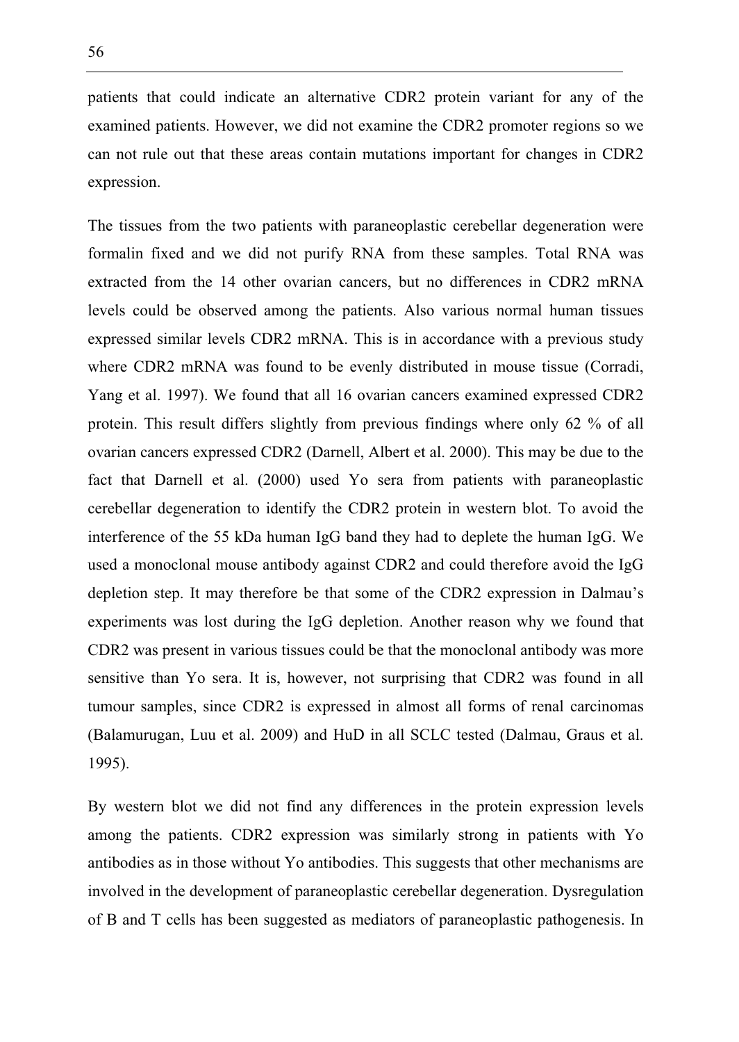patients that could indicate an alternative CDR2 protein variant for any of the examined patients. However, we did not examine the CDR2 promoter regions so we can not rule out that these areas contain mutations important for changes in CDR2 expression.

The tissues from the two patients with paraneoplastic cerebellar degeneration were formalin fixed and we did not purify RNA from these samples. Total RNA was extracted from the 14 other ovarian cancers, but no differences in CDR2 mRNA levels could be observed among the patients. Also various normal human tissues expressed similar levels CDR2 mRNA. This is in accordance with a previous study where CDR2 mRNA was found to be evenly distributed in mouse tissue (Corradi, Yang et al. 1997). We found that all 16 ovarian cancers examined expressed CDR2 protein. This result differs slightly from previous findings where only 62 % of all ovarian cancers expressed CDR2 (Darnell, Albert et al. 2000). This may be due to the fact that Darnell et al. (2000) used Yo sera from patients with paraneoplastic cerebellar degeneration to identify the CDR2 protein in western blot. To avoid the interference of the 55 kDa human IgG band they had to deplete the human IgG. We used a monoclonal mouse antibody against CDR2 and could therefore avoid the IgG depletion step. It may therefore be that some of the CDR2 expression in Dalmau's experiments was lost during the IgG depletion. Another reason why we found that CDR2 was present in various tissues could be that the monoclonal antibody was more sensitive than Yo sera. It is, however, not surprising that CDR2 was found in all tumour samples, since CDR2 is expressed in almost all forms of renal carcinomas (Balamurugan, Luu et al. 2009) and HuD in all SCLC tested (Dalmau, Graus et al. 1995).

By western blot we did not find any differences in the protein expression levels among the patients. CDR2 expression was similarly strong in patients with Yo antibodies as in those without Yo antibodies. This suggests that other mechanisms are involved in the development of paraneoplastic cerebellar degeneration. Dysregulation of B and T cells has been suggested as mediators of paraneoplastic pathogenesis. In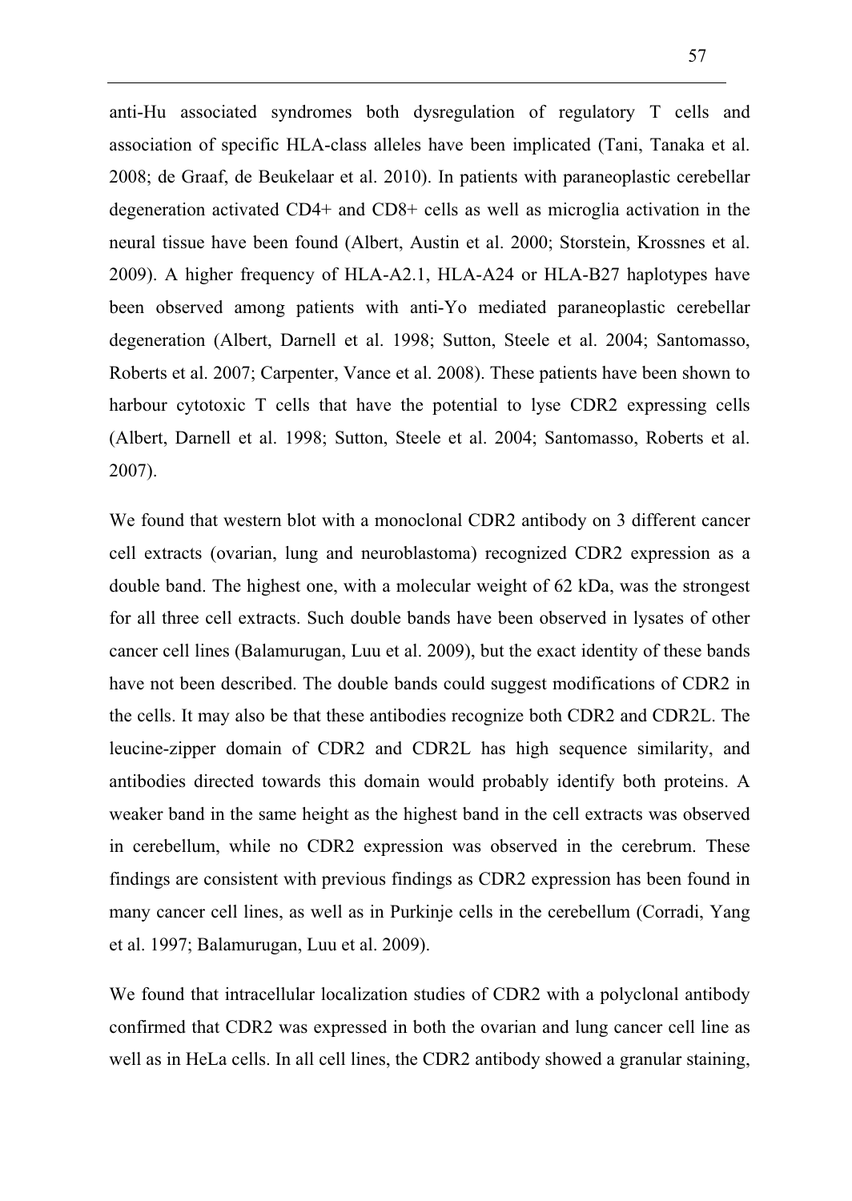anti-Hu associated syndromes both dysregulation of regulatory T cells and association of specific HLA-class alleles have been implicated (Tani, Tanaka et al. 2008; de Graaf, de Beukelaar et al. 2010). In patients with paraneoplastic cerebellar degeneration activated CD4+ and CD8+ cells as well as microglia activation in the neural tissue have been found (Albert, Austin et al. 2000; Storstein, Krossnes et al. 2009). A higher frequency of HLA-A2.1, HLA-A24 or HLA-B27 haplotypes have been observed among patients with anti-Yo mediated paraneoplastic cerebellar degeneration (Albert, Darnell et al. 1998; Sutton, Steele et al. 2004; Santomasso, Roberts et al. 2007; Carpenter, Vance et al. 2008). These patients have been shown to harbour cytotoxic T cells that have the potential to lyse CDR2 expressing cells (Albert, Darnell et al. 1998; Sutton, Steele et al. 2004; Santomasso, Roberts et al. 2007).

We found that western blot with a monoclonal CDR2 antibody on 3 different cancer cell extracts (ovarian, lung and neuroblastoma) recognized CDR2 expression as a double band. The highest one, with a molecular weight of 62 kDa, was the strongest for all three cell extracts. Such double bands have been observed in lysates of other cancer cell lines (Balamurugan, Luu et al. 2009), but the exact identity of these bands have not been described. The double bands could suggest modifications of CDR2 in the cells. It may also be that these antibodies recognize both CDR2 and CDR2L. The leucine-zipper domain of CDR2 and CDR2L has high sequence similarity, and antibodies directed towards this domain would probably identify both proteins. A weaker band in the same height as the highest band in the cell extracts was observed in cerebellum, while no CDR2 expression was observed in the cerebrum. These findings are consistent with previous findings as CDR2 expression has been found in many cancer cell lines, as well as in Purkinje cells in the cerebellum (Corradi, Yang et al. 1997; Balamurugan, Luu et al. 2009).

We found that intracellular localization studies of CDR2 with a polyclonal antibody confirmed that CDR2 was expressed in both the ovarian and lung cancer cell line as well as in HeLa cells. In all cell lines, the CDR2 antibody showed a granular staining,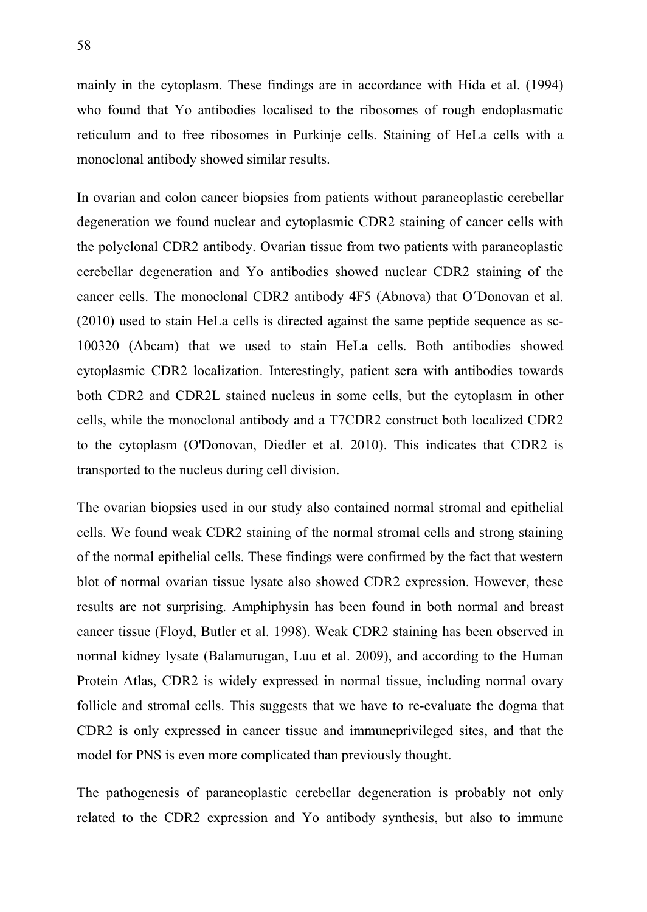mainly in the cytoplasm. These findings are in accordance with Hida et al. (1994) who found that Yo antibodies localised to the ribosomes of rough endoplasmatic reticulum and to free ribosomes in Purkinje cells. Staining of HeLa cells with a monoclonal antibody showed similar results.

In ovarian and colon cancer biopsies from patients without paraneoplastic cerebellar degeneration we found nuclear and cytoplasmic CDR2 staining of cancer cells with the polyclonal CDR2 antibody. Ovarian tissue from two patients with paraneoplastic cerebellar degeneration and Yo antibodies showed nuclear CDR2 staining of the cancer cells. The monoclonal CDR2 antibody 4F5 (Abnova) that O´Donovan et al. (2010) used to stain HeLa cells is directed against the same peptide sequence as sc-100320 (Abcam) that we used to stain HeLa cells. Both antibodies showed cytoplasmic CDR2 localization. Interestingly, patient sera with antibodies towards both CDR2 and CDR2L stained nucleus in some cells, but the cytoplasm in other cells, while the monoclonal antibody and a T7CDR2 construct both localized CDR2 to the cytoplasm (O'Donovan, Diedler et al. 2010). This indicates that CDR2 is transported to the nucleus during cell division.

The ovarian biopsies used in our study also contained normal stromal and epithelial cells. We found weak CDR2 staining of the normal stromal cells and strong staining of the normal epithelial cells. These findings were confirmed by the fact that western blot of normal ovarian tissue lysate also showed CDR2 expression. However, these results are not surprising. Amphiphysin has been found in both normal and breast cancer tissue (Floyd, Butler et al. 1998). Weak CDR2 staining has been observed in normal kidney lysate (Balamurugan, Luu et al. 2009), and according to the Human Protein Atlas, CDR2 is widely expressed in normal tissue, including normal ovary follicle and stromal cells. This suggests that we have to re-evaluate the dogma that CDR2 is only expressed in cancer tissue and immuneprivileged sites, and that the model for PNS is even more complicated than previously thought.

The pathogenesis of paraneoplastic cerebellar degeneration is probably not only related to the CDR2 expression and Yo antibody synthesis, but also to immune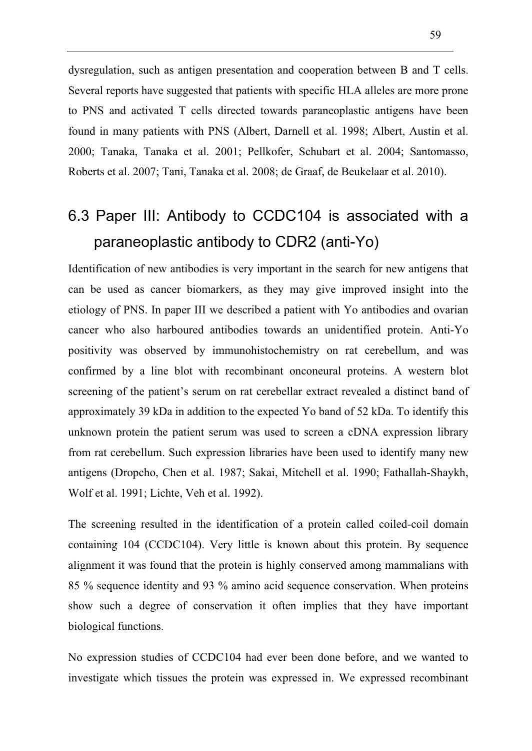dysregulation, such as antigen presentation and cooperation between B and T cells. Several reports have suggested that patients with specific HLA alleles are more prone to PNS and activated T cells directed towards paraneoplastic antigens have been found in many patients with PNS (Albert, Darnell et al. 1998; Albert, Austin et al. 2000; Tanaka, Tanaka et al. 2001; Pellkofer, Schubart et al. 2004; Santomasso, Roberts et al. 2007; Tani, Tanaka et al. 2008; de Graaf, de Beukelaar et al. 2010).

## 6.3 Paper III: Antibody to CCDC104 is associated with a paraneoplastic antibody to CDR2 (anti-Yo)

Identification of new antibodies is very important in the search for new antigens that can be used as cancer biomarkers, as they may give improved insight into the etiology of PNS. In paper III we described a patient with Yo antibodies and ovarian cancer who also harboured antibodies towards an unidentified protein. Anti-Yo positivity was observed by immunohistochemistry on rat cerebellum, and was confirmed by a line blot with recombinant onconeural proteins. A western blot screening of the patient's serum on rat cerebellar extract revealed a distinct band of approximately 39 kDa in addition to the expected Yo band of 52 kDa. To identify this unknown protein the patient serum was used to screen a cDNA expression library from rat cerebellum. Such expression libraries have been used to identify many new antigens (Dropcho, Chen et al. 1987; Sakai, Mitchell et al. 1990; Fathallah-Shaykh, Wolf et al. 1991; Lichte, Veh et al. 1992).

The screening resulted in the identification of a protein called coiled-coil domain containing 104 (CCDC104). Very little is known about this protein. By sequence alignment it was found that the protein is highly conserved among mammalians with 85 % sequence identity and 93 % amino acid sequence conservation. When proteins show such a degree of conservation it often implies that they have important biological functions.

No expression studies of CCDC104 had ever been done before, and we wanted to investigate which tissues the protein was expressed in. We expressed recombinant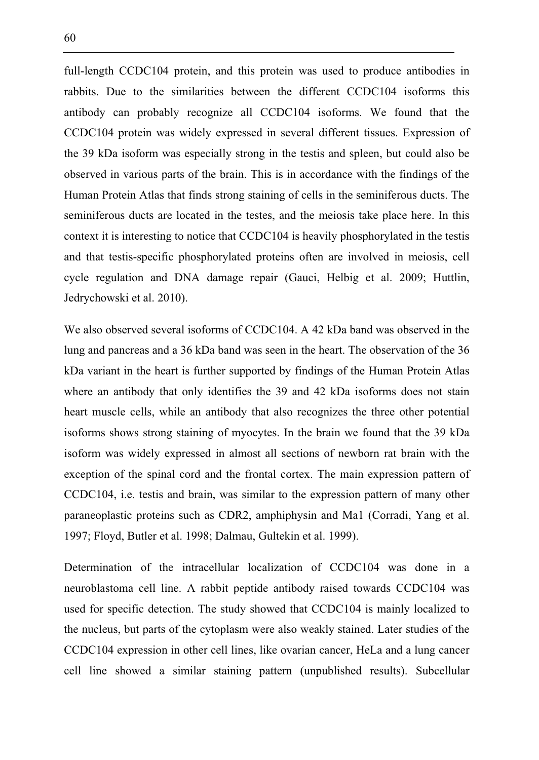full-length CCDC104 protein, and this protein was used to produce antibodies in rabbits. Due to the similarities between the different CCDC104 isoforms this antibody can probably recognize all CCDC104 isoforms. We found that the CCDC104 protein was widely expressed in several different tissues. Expression of the 39 kDa isoform was especially strong in the testis and spleen, but could also be observed in various parts of the brain. This is in accordance with the findings of the Human Protein Atlas that finds strong staining of cells in the seminiferous ducts. The seminiferous ducts are located in the testes, and the meiosis take place here. In this context it is interesting to notice that CCDC104 is heavily phosphorylated in the testis and that testis-specific phosphorylated proteins often are involved in meiosis, cell cycle regulation and DNA damage repair (Gauci, Helbig et al. 2009; Huttlin, Jedrychowski et al. 2010).

We also observed several isoforms of CCDC104. A 42 kDa band was observed in the lung and pancreas and a 36 kDa band was seen in the heart. The observation of the 36 kDa variant in the heart is further supported by findings of the Human Protein Atlas where an antibody that only identifies the 39 and 42 kDa isoforms does not stain heart muscle cells, while an antibody that also recognizes the three other potential isoforms shows strong staining of myocytes. In the brain we found that the 39 kDa isoform was widely expressed in almost all sections of newborn rat brain with the exception of the spinal cord and the frontal cortex. The main expression pattern of CCDC104, i.e. testis and brain, was similar to the expression pattern of many other paraneoplastic proteins such as CDR2, amphiphysin and Ma1 (Corradi, Yang et al. 1997; Floyd, Butler et al. 1998; Dalmau, Gultekin et al. 1999).

Determination of the intracellular localization of CCDC104 was done in a neuroblastoma cell line. A rabbit peptide antibody raised towards CCDC104 was used for specific detection. The study showed that CCDC104 is mainly localized to the nucleus, but parts of the cytoplasm were also weakly stained. Later studies of the CCDC104 expression in other cell lines, like ovarian cancer, HeLa and a lung cancer cell line showed a similar staining pattern (unpublished results). Subcellular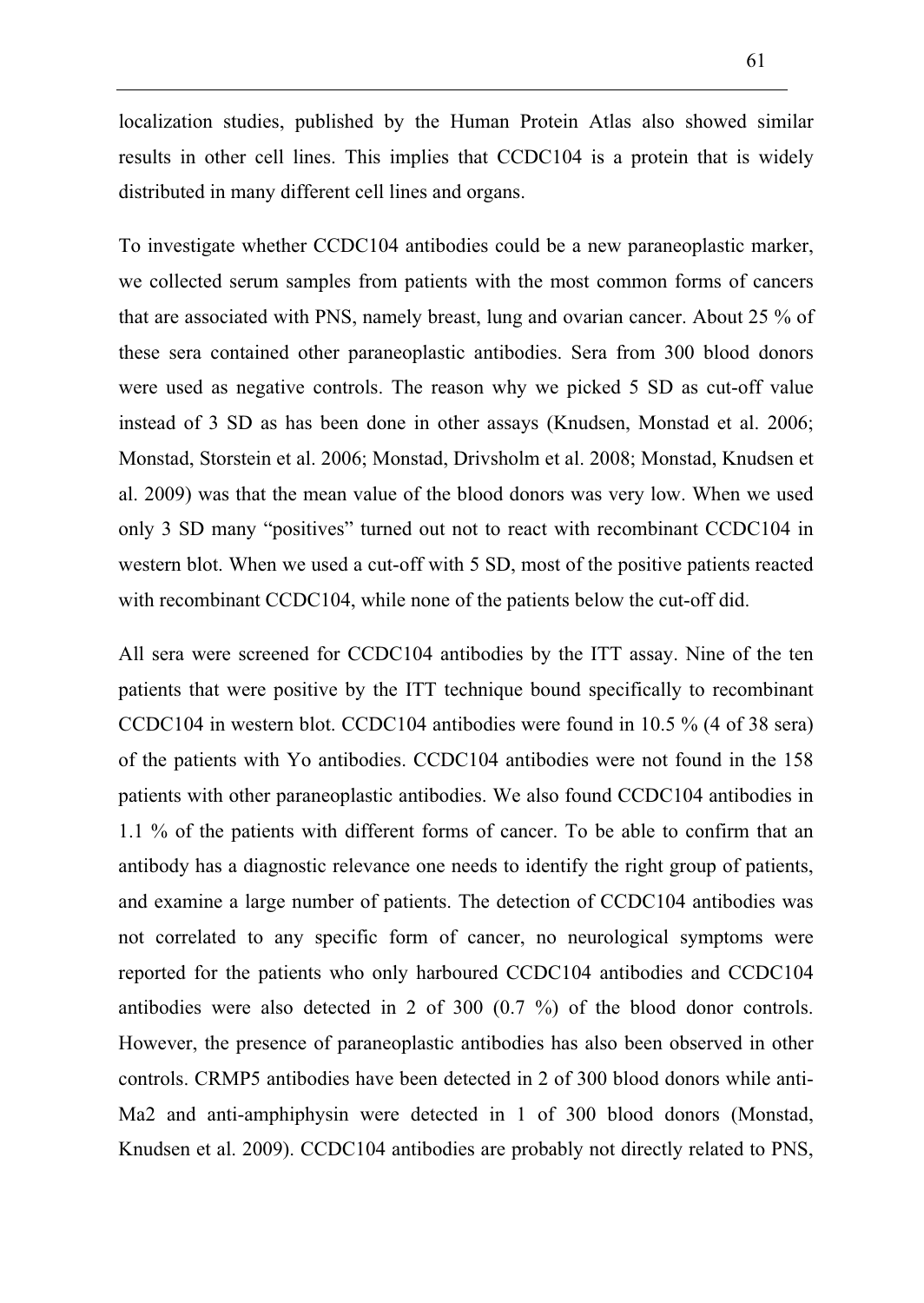localization studies, published by the Human Protein Atlas also showed similar results in other cell lines. This implies that CCDC104 is a protein that is widely distributed in many different cell lines and organs.

To investigate whether CCDC104 antibodies could be a new paraneoplastic marker, we collected serum samples from patients with the most common forms of cancers that are associated with PNS, namely breast, lung and ovarian cancer. About 25 % of these sera contained other paraneoplastic antibodies. Sera from 300 blood donors were used as negative controls. The reason why we picked 5 SD as cut-off value instead of 3 SD as has been done in other assays (Knudsen, Monstad et al. 2006; Monstad, Storstein et al. 2006; Monstad, Drivsholm et al. 2008; Monstad, Knudsen et al. 2009) was that the mean value of the blood donors was very low. When we used only 3 SD many "positives" turned out not to react with recombinant CCDC104 in western blot. When we used a cut-off with 5 SD, most of the positive patients reacted with recombinant CCDC104, while none of the patients below the cut-off did.

All sera were screened for CCDC104 antibodies by the ITT assay. Nine of the ten patients that were positive by the ITT technique bound specifically to recombinant CCDC104 in western blot. CCDC104 antibodies were found in 10.5 % (4 of 38 sera) of the patients with Yo antibodies. CCDC104 antibodies were not found in the 158 patients with other paraneoplastic antibodies. We also found CCDC104 antibodies in 1.1 % of the patients with different forms of cancer. To be able to confirm that an antibody has a diagnostic relevance one needs to identify the right group of patients, and examine a large number of patients. The detection of CCDC104 antibodies was not correlated to any specific form of cancer, no neurological symptoms were reported for the patients who only harboured CCDC104 antibodies and CCDC104 antibodies were also detected in 2 of 300 (0.7 %) of the blood donor controls. However, the presence of paraneoplastic antibodies has also been observed in other controls. CRMP5 antibodies have been detected in 2 of 300 blood donors while anti-Ma2 and anti-amphiphysin were detected in 1 of 300 blood donors (Monstad, Knudsen et al. 2009). CCDC104 antibodies are probably not directly related to PNS,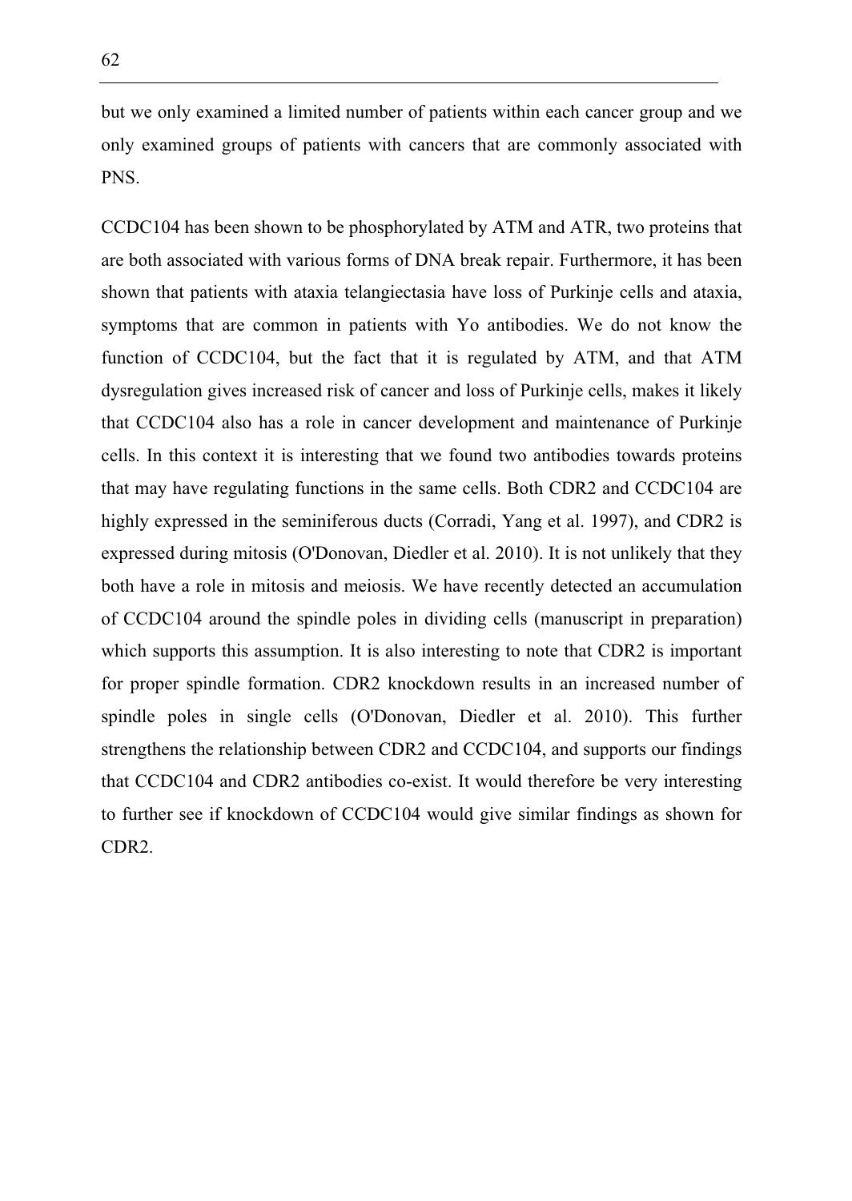but we only examined a limited number of patients within each cancer group and we only examined groups of patients with cancers that are commonly associated with PNS.

CCDC104 has been shown to be phosphorylated by ATM and ATR, two proteins that are both associated with various forms of DNA break repair. Furthermore, it has been shown that patients with ataxia telangiectasia have loss of Purkinje cells and ataxia, symptoms that are common in patients with Yo antibodies. We do not know the function of CCDC104, but the fact that it is regulated by ATM, and that ATM dysregulation gives increased risk of cancer and loss of Purkinje cells, makes it likely that CCDC104 also has a role in cancer development and maintenance of Purkinje cells. In this context it is interesting that we found two antibodies towards proteins that may have regulating functions in the same cells. Both CDR2 and CCDC104 are highly expressed in the seminiferous ducts (Corradi, Yang et al. 1997), and CDR2 is expressed during mitosis (O'Donovan, Diedler et al. 2010). It is not unlikely that they both have a role in mitosis and meiosis. We have recently detected an accumulation of CCDC104 around the spindle poles in dividing cells (manuscript in preparation) which supports this assumption. It is also interesting to note that CDR2 is important for proper spindle formation. CDR2 knockdown results in an increased number of spindle poles in single cells (O'Donovan, Diedler et al. 2010). This further strengthens the relationship between CDR2 and CCDC104, and supports our findings that CCDC104 and CDR2 antibodies co-exist. It would therefore be very interesting to further see if knockdown of CCDC104 would give similar findings as shown for CDR2.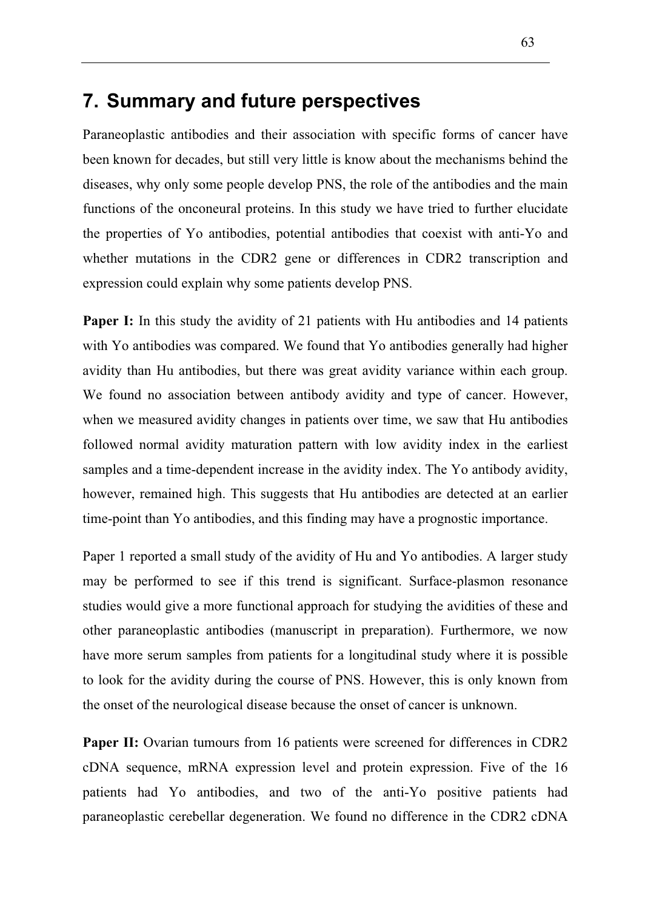# 7. Summary and future perspectives

Paraneoplastic antibodies and their association with specific forms of cancer have been known for decades, but still very little is know about the mechanisms behind the diseases, why only some people develop PNS, the role of the antibodies and the main functions of the onconeural proteins. In this study we have tried to further elucidate the properties of Yo antibodies, potential antibodies that coexist with anti-Yo and whether mutations in the CDR2 gene or differences in CDR2 transcription and expression could explain why some patients develop PNS.

**Paper I:** In this study the avidity of 21 patients with Hu antibodies and 14 patients with Yo antibodies was compared. We found that Yo antibodies generally had higher avidity than Hu antibodies, but there was great avidity variance within each group. We found no association between antibody avidity and type of cancer. However, when we measured avidity changes in patients over time, we saw that Hu antibodies followed normal avidity maturation pattern with low avidity index in the earliest samples and a time-dependent increase in the avidity index. The Yo antibody avidity, however, remained high. This suggests that Hu antibodies are detected at an earlier time-point than Yo antibodies, and this finding may have a prognostic importance.

Paper 1 reported a small study of the avidity of Hu and Yo antibodies. A larger study may be performed to see if this trend is significant. Surface-plasmon resonance studies would give a more functional approach for studying the avidities of these and other paraneoplastic antibodies (manuscript in preparation). Furthermore, we now have more serum samples from patients for a longitudinal study where it is possible to look for the avidity during the course of PNS. However, this is only known from the onset of the neurological disease because the onset of cancer is unknown.

**Paper II:** Ovarian tumours from 16 patients were screened for differences in CDR2 cDNA sequence, mRNA expression level and protein expression. Five of the 16 patients had Yo antibodies, and two of the anti-Yo positive patients had paraneoplastic cerebellar degeneration. We found no difference in the CDR2 cDNA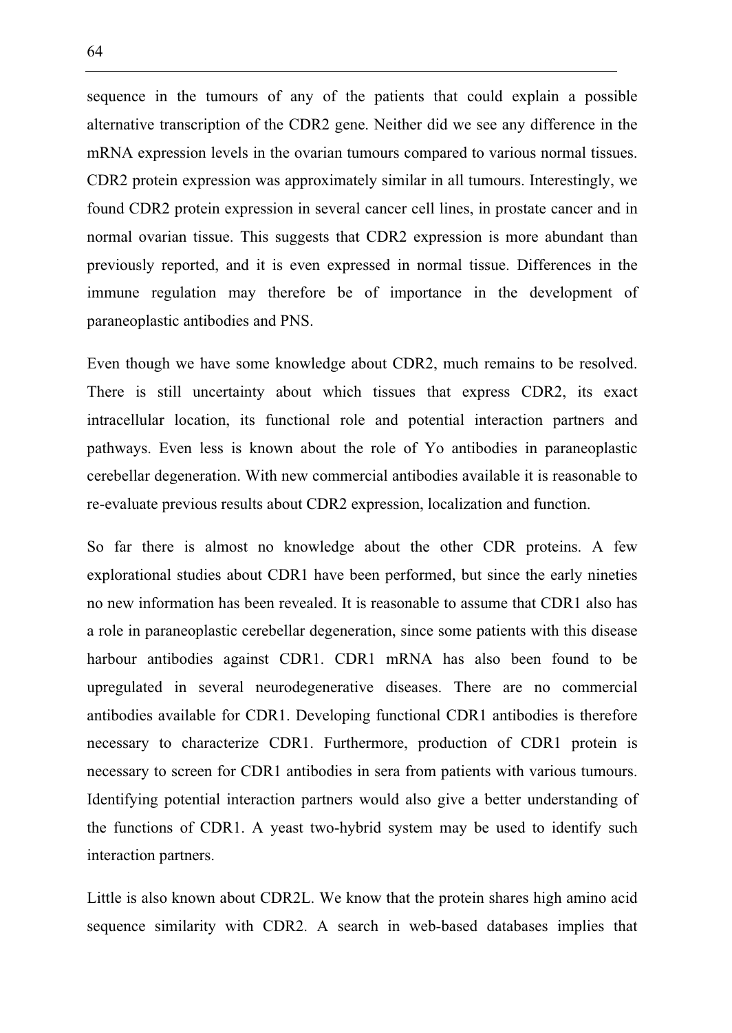sequence in the tumours of any of the patients that could explain a possible alternative transcription of the CDR2 gene. Neither did we see any difference in the mRNA expression levels in the ovarian tumours compared to various normal tissues. CDR2 protein expression was approximately similar in all tumours. Interestingly, we found CDR2 protein expression in several cancer cell lines, in prostate cancer and in normal ovarian tissue. This suggests that CDR2 expression is more abundant than previously reported, and it is even expressed in normal tissue. Differences in the immune regulation may therefore be of importance in the development of paraneoplastic antibodies and PNS.

Even though we have some knowledge about CDR2, much remains to be resolved. There is still uncertainty about which tissues that express CDR2, its exact intracellular location, its functional role and potential interaction partners and pathways. Even less is known about the role of Yo antibodies in paraneoplastic cerebellar degeneration. With new commercial antibodies available it is reasonable to re-evaluate previous results about CDR2 expression, localization and function.

So far there is almost no knowledge about the other CDR proteins. A few explorational studies about CDR1 have been performed, but since the early nineties no new information has been revealed. It is reasonable to assume that CDR1 also has a role in paraneoplastic cerebellar degeneration, since some patients with this disease harbour antibodies against CDR1. CDR1 mRNA has also been found to be upregulated in several neurodegenerative diseases. There are no commercial antibodies available for CDR1. Developing functional CDR1 antibodies is therefore necessary to characterize CDR1. Furthermore, production of CDR1 protein is necessary to screen for CDR1 antibodies in sera from patients with various tumours. Identifying potential interaction partners would also give a better understanding of the functions of CDR1. A yeast two-hybrid system may be used to identify such interaction partners.

Little is also known about CDR2L. We know that the protein shares high amino acid sequence similarity with CDR2. A search in web-based databases implies that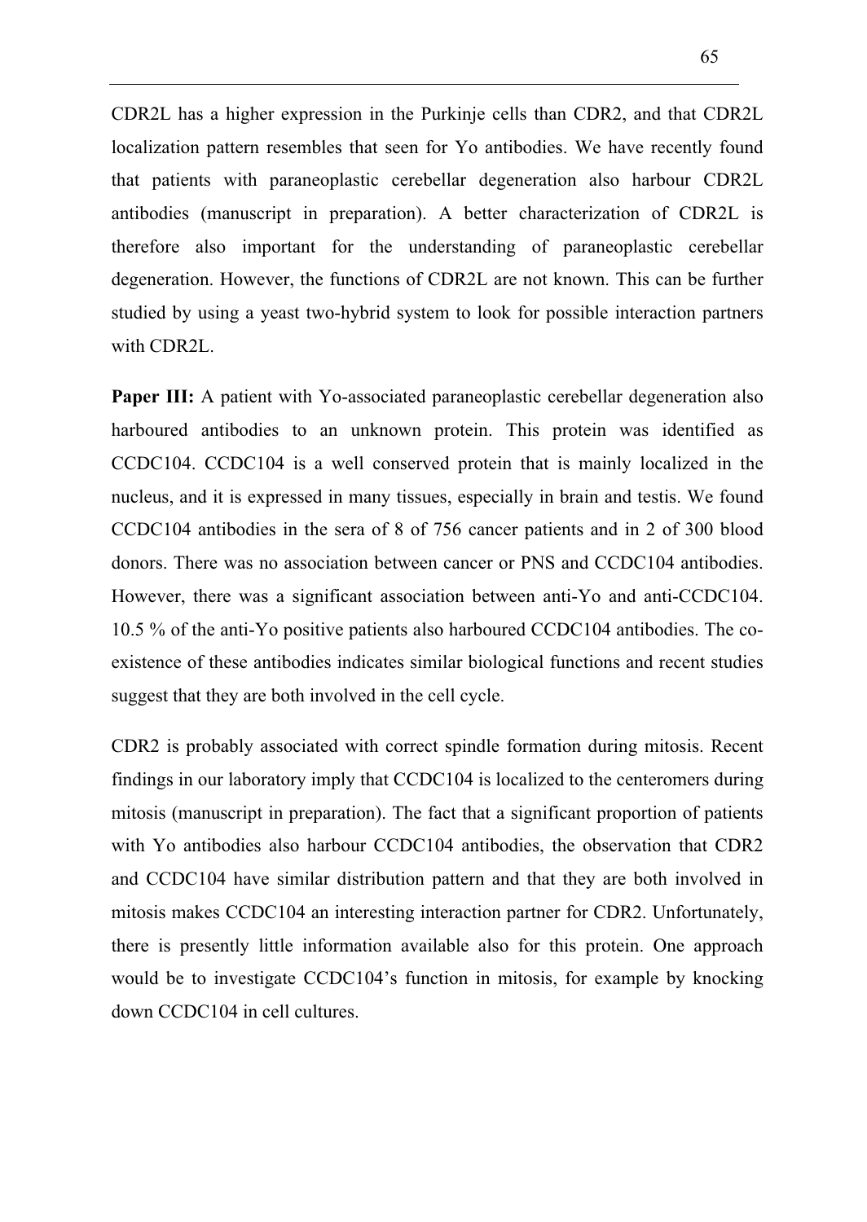CDR2L has a higher expression in the Purkinje cells than CDR2, and that CDR2L localization pattern resembles that seen for Yo antibodies. We have recently found that patients with paraneoplastic cerebellar degeneration also harbour CDR2L antibodies (manuscript in preparation). A better characterization of CDR2L is therefore also important for the understanding of paraneoplastic cerebellar degeneration. However, the functions of CDR2L are not known. This can be further studied by using a yeast two-hybrid system to look for possible interaction partners with CDR2L.

**Paper III:** A patient with Yo-associated paraneoplastic cerebellar degeneration also harboured antibodies to an unknown protein. This protein was identified as CCDC104. CCDC104 is a well conserved protein that is mainly localized in the nucleus, and it is expressed in many tissues, especially in brain and testis. We found CCDC104 antibodies in the sera of 8 of 756 cancer patients and in 2 of 300 blood donors. There was no association between cancer or PNS and CCDC104 antibodies. However, there was a significant association between anti-Yo and anti-CCDC104. 10.5 % of the anti-Yo positive patients also harboured CCDC104 antibodies. The co-existence of these antibodies indicates similar biological functions and recent studies suggest that they are both involved in the cell cycle.

CDR2 is probably associated with correct spindle formation during mitosis. Recent findings in our laboratory imply that CCDC104 is localized to the centeromers during mitosis (manuscript in preparation). The fact that a significant proportion of patients with Yo antibodies also harbour CCDC104 antibodies, the observation that CDR2 and CCDC104 have similar distribution pattern and that they are both involved in mitosis makes CCDC104 an interesting interaction partner for CDR2. Unfortunately, there is presently little information available also for this protein. One approach would be to investigate CCDC104's function in mitosis, for example by knocking down CCDC104 in cell cultures.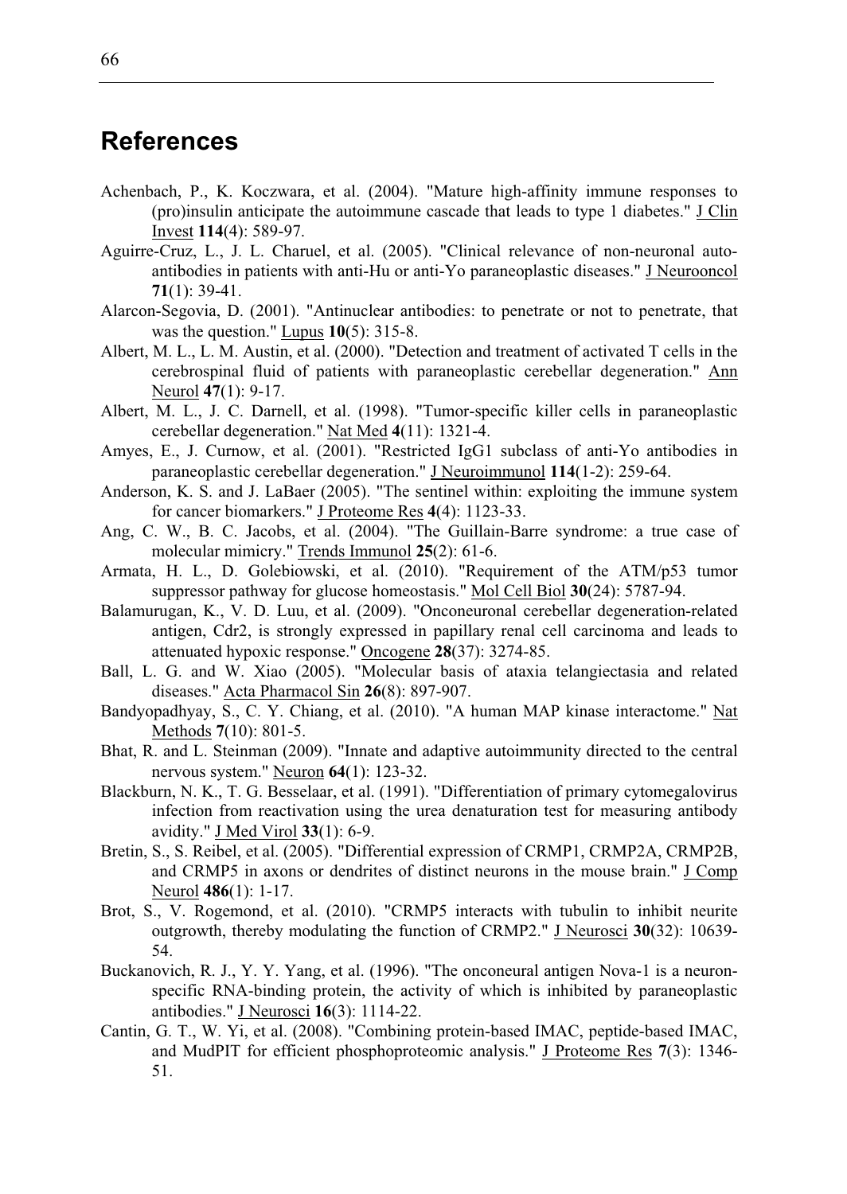# References

Achenbach, P., K. Koczwara, et al. (2004). "Mature high-affinity immune responses to (pro)insulin anticipate the autoimmune cascade that leads to type 1 diabetes." J Clin Invest **114**(4): 589-97.

Aguirre-Cruz, L., J. L. Charuel, et al. (2005). "Clinical relevance of non-neuronal auto-antibodies in patients with anti-Hu or anti-Yo paraneoplastic diseases." J Neurooncol **71**(1): 39-41.

Alarcon-Segovia, D. (2001). "Antinuclear antibodies: to penetrate or not to penetrate, that was the question." Lupus **10**(5): 315-8.

Albert, M. L., L. M. Austin, et al. (2000). "Detection and treatment of activated T cells in the cerebrospinal fluid of patients with paraneoplastic cerebellar degeneration." Ann Neurol **47**(1): 9-17.

Albert, M. L., J. C. Darnell, et al. (1998). "Tumor-specific killer cells in paraneoplastic cerebellar degeneration." Nat Med **4**(11): 1321-4.

Amyes, E., J. Curnow, et al. (2001). "Restricted IgG1 subclass of anti-Yo antibodies in paraneoplastic cerebellar degeneration." J Neuroimmunol **114**(1-2): 259-64.

Anderson, K. S. and J. LaBaer (2005). "The sentinel within: exploiting the immune system for cancer biomarkers." J Proteome Res **4**(4): 1123-33.

Ang, C. W., B. C. Jacobs, et al. (2004). "The Guillain-Barre syndrome: a true case of molecular mimicry." Trends Immunol **25**(2): 61-6.

Armata, H. L., D. Golebiowski, et al. (2010). "Requirement of the ATM/p53 tumor suppressor pathway for glucose homeostasis." Mol Cell Biol **30**(24): 5787-94.

Balamurugan, K., V. D. Luu, et al. (2009). "Onconeuronal cerebellar degeneration-related antigen, Cdr2, is strongly expressed in papillary renal cell carcinoma and leads to attenuated hypoxic response." Oncogene **28**(37): 3274-85.

Ball, L. G. and W. Xiao (2005). "Molecular basis of ataxia telangiectasia and related diseases." Acta Pharmacol Sin **26**(8): 897-907.

Bandyopadhyay, S., C. Y. Chiang, et al. (2010). "A human MAP kinase interactome." Nat Methods **7**(10): 801-5.

Bhat, R. and L. Steinman (2009). "Innate and adaptive autoimmunity directed to the central nervous system." Neuron **64**(1): 123-32.

Blackburn, N. K., T. G. Besselaar, et al. (1991). "Differentiation of primary cytomegalovirus infection from reactivation using the urea denaturation test for measuring antibody avidity." J Med Virol **33**(1): 6-9.

Bretin, S., S. Reibel, et al. (2005). "Differential expression of CRMP1, CRMP2A, CRMP2B, and CRMP5 in axons or dendrites of distinct neurons in the mouse brain." J Comp Neurol **486**(1): 1-17.

Brot, S., V. Rogemond, et al. (2010). "CRMP5 interacts with tubulin to inhibit neurite outgrowth, thereby modulating the function of CRMP2." J Neurosci **30**(32): 10639-54.

Buckanovich, R. J., Y. Y. Yang, et al. (1996). "The onconeural antigen Nova-1 is a neuron-specific RNA-binding protein, the activity of which is inhibited by paraneoplastic antibodies." J Neurosci **16**(3): 1114-22.

Cantin, G. T., W. Yi, et al. (2008). "Combining protein-based IMAC, peptide-based IMAC, and MudPIT for efficient phosphoproteomic analysis." J Proteome Res **7**(3): 1346-51.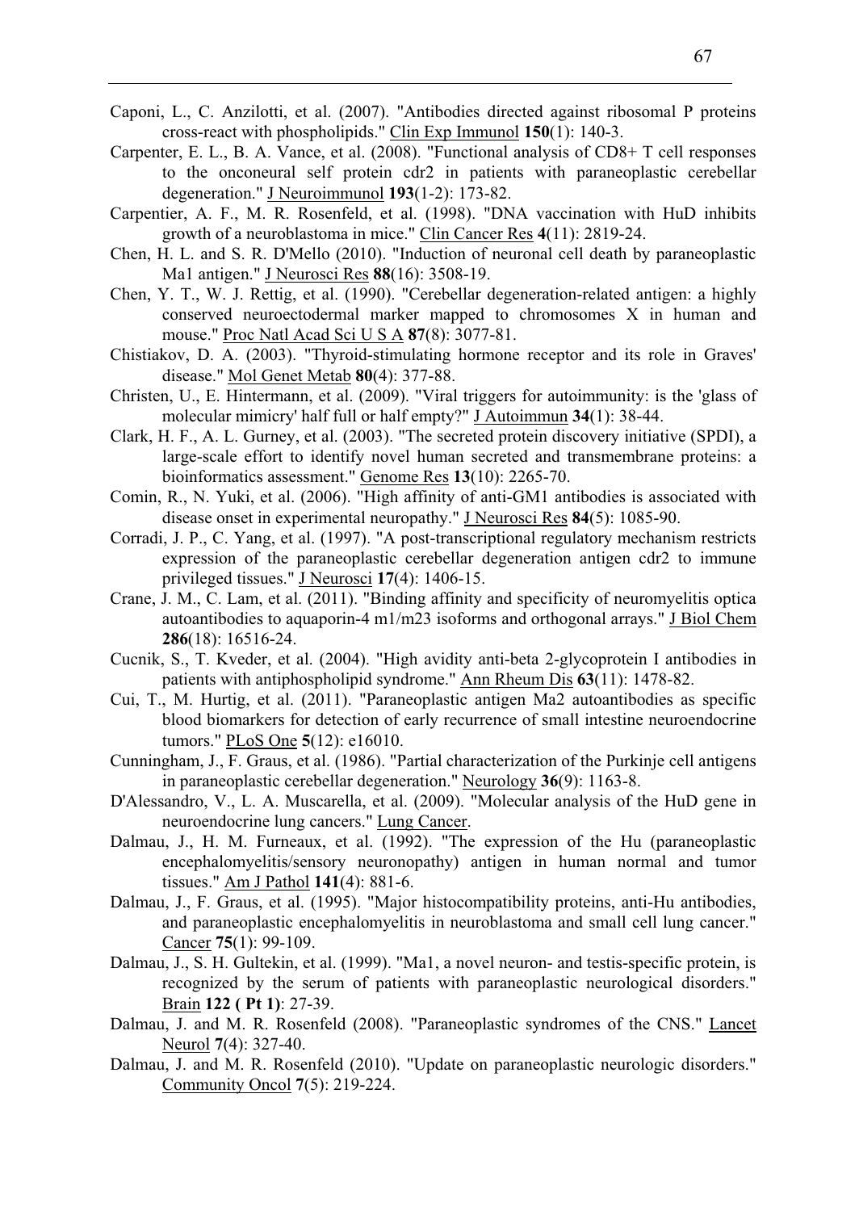Caponi, L., C. Anzilotti, et al. (2007). "Antibodies directed against ribosomal P proteins cross-react with phospholipids." Clin Exp Immunol **150**(1): 140-3.

Carpenter, E. L., B. A. Vance, et al. (2008). "Functional analysis of CD8+ T cell responses to the onconeural self protein cdr2 in patients with paraneoplastic cerebellar degeneration." J Neuroimmunol **193**(1-2): 173-82.

Carpentier, A. F., M. R. Rosenfeld, et al. (1998). "DNA vaccination with HuD inhibits growth of a neuroblastoma in mice." Clin Cancer Res **4**(11): 2819-24.

Chen, H. L. and S. R. D'Mello (2010). "Induction of neuronal cell death by paraneoplastic Ma1 antigen." J Neurosci Res **88**(16): 3508-19.

Chen, Y. T., W. J. Rettig, et al. (1990). "Cerebellar degeneration-related antigen: a highly conserved neuroectodermal marker mapped to chromosomes X in human and mouse." Proc Natl Acad Sci U S A **87**(8): 3077-81.

Chistiakov, D. A. (2003). "Thyroid-stimulating hormone receptor and its role in Graves' disease." Mol Genet Metab **80**(4): 377-88.

Christen, U., E. Hintermann, et al. (2009). "Viral triggers for autoimmunity: is the 'glass of molecular mimicry' half full or half empty?" J Autoimmun **34**(1): 38-44.

Clark, H. F., A. L. Gurney, et al. (2003). "The secreted protein discovery initiative (SPDI), a large-scale effort to identify novel human secreted and transmembrane proteins: a bioinformatics assessment." Genome Res **13**(10): 2265-70.

Comin, R., N. Yuki, et al. (2006). "High affinity of anti-GM1 antibodies is associated with disease onset in experimental neuropathy." J Neurosci Res **84**(5): 1085-90.

Corradi, J. P., C. Yang, et al. (1997). "A post-transcriptional regulatory mechanism restricts expression of the paraneoplastic cerebellar degeneration antigen cdr2 to immune privileged tissues." J Neurosci **17**(4): 1406-15.

Crane, J. M., C. Lam, et al. (2011). "Binding affinity and specificity of neuromyelitis optica autoantibodies to aquaporin-4 m1/m23 isoforms and orthogonal arrays." J Biol Chem **286**(18): 16516-24.

Cucnik, S., T. Kveder, et al. (2004). "High avidity anti-beta 2-glycoprotein I antibodies in patients with antiphospholipid syndrome." Ann Rheum Dis **63**(11): 1478-82.

Cui, T., M. Hurtig, et al. (2011). "Paraneoplastic antigen Ma2 autoantibodies as specific blood biomarkers for detection of early recurrence of small intestine neuroendocrine tumors." PLoS One **5**(12): e16010.

Cunningham, J., F. Graus, et al. (1986). "Partial characterization of the Purkinje cell antigens in paraneoplastic cerebellar degeneration." Neurology **36**(9): 1163-8.

D'Alessandro, V., L. A. Muscarella, et al. (2009). "Molecular analysis of the HuD gene in neuroendocrine lung cancers." Lung Cancer.

Dalmau, J., H. M. Furneaux, et al. (1992). "The expression of the Hu (paraneoplastic encephalomyelitis/sensory neuronopathy) antigen in human normal and tumor tissues." Am J Pathol **141**(4): 881-6.

Dalmau, J., F. Graus, et al. (1995). "Major histocompatibility proteins, anti-Hu antibodies, and paraneoplastic encephalomyelitis in neuroblastoma and small cell lung cancer." Cancer **75**(1): 99-109.

Dalmau, J., S. H. Gultekin, et al. (1999). "Ma1, a novel neuron- and testis-specific protein, is recognized by the serum of patients with paraneoplastic neurological disorders." Brain **122 ( Pt 1)**: 27-39.

Dalmau, J. and M. R. Rosenfeld (2008). "Paraneoplastic syndromes of the CNS." Lancet Neurol **7**(4): 327-40.

Dalmau, J. and M. R. Rosenfeld (2010). "Update on paraneoplastic neurologic disorders." Community Oncol **7**(5): 219-224.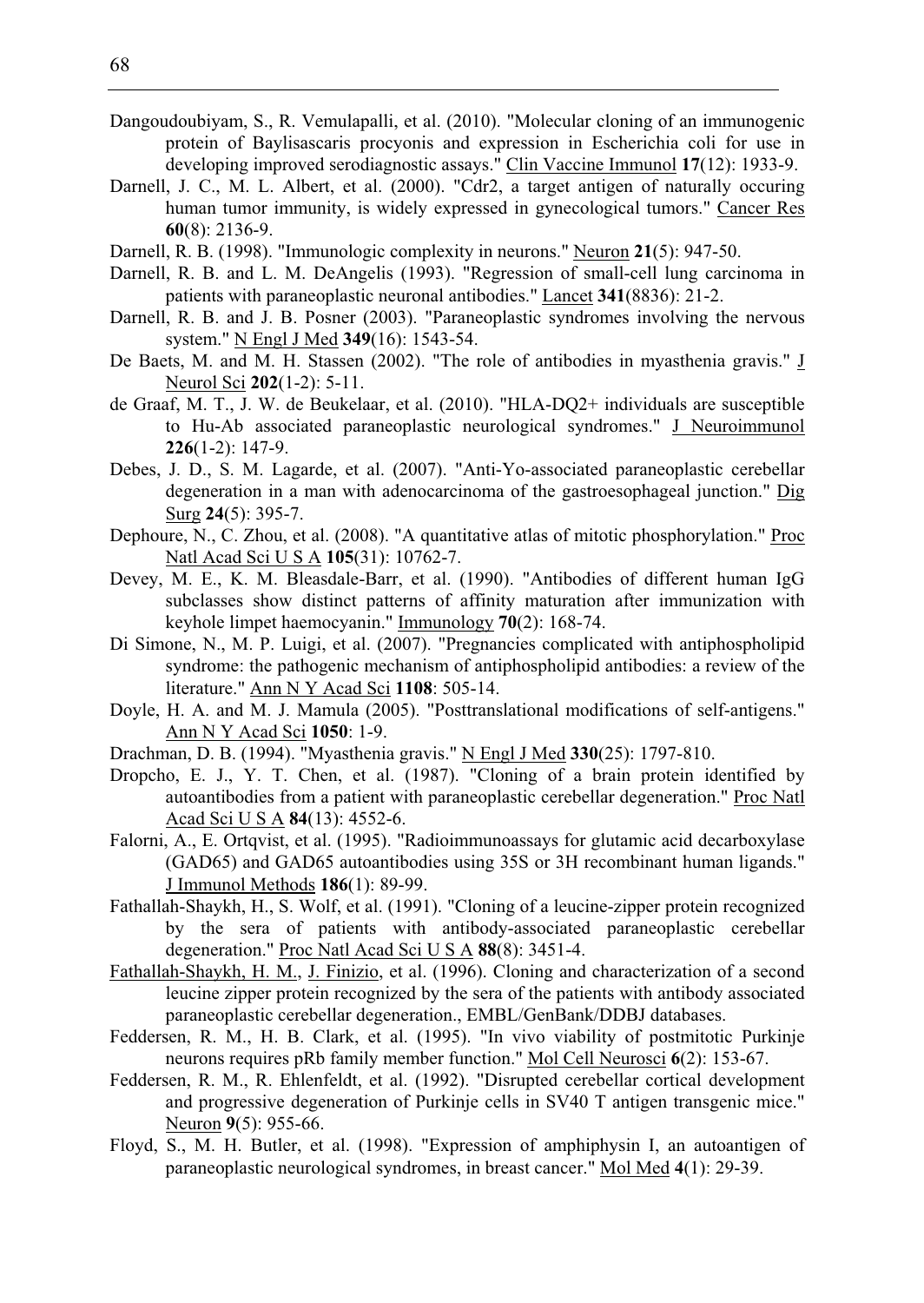Dangoudoubiyam, S., R. Vemulapalli, et al. (2010). "Molecular cloning of an immunogenic protein of Baylisascaris procyonis and expression in Escherichia coli for use in developing improved serodiagnostic assays." Clin Vaccine Immunol **17**(12): 1933-9.

Darnell, J. C., M. L. Albert, et al. (2000). "Cdr2, a target antigen of naturally occuring human tumor immunity, is widely expressed in gynecological tumors." Cancer Res **60**(8): 2136-9.

Darnell, R. B. (1998). "Immunologic complexity in neurons." Neuron **21**(5): 947-50.

Darnell, R. B. and L. M. DeAngelis (1993). "Regression of small-cell lung carcinoma in patients with paraneoplastic neuronal antibodies." Lancet **341**(8836): 21-2.

Darnell, R. B. and J. B. Posner (2003). "Paraneoplastic syndromes involving the nervous system." N Engl J Med **349**(16): 1543-54.

De Baets, M. and M. H. Stassen (2002). "The role of antibodies in myasthenia gravis." J Neurol Sci **202**(1-2): 5-11.

de Graaf, M. T., J. W. de Beukelaar, et al. (2010). "HLA-DQ2+ individuals are susceptible to Hu-Ab associated paraneoplastic neurological syndromes." J Neuroimmunol **226**(1-2): 147-9.

Debes, J. D., S. M. Lagarde, et al. (2007). "Anti-Yo-associated paraneoplastic cerebellar degeneration in a man with adenocarcinoma of the gastroesophageal junction." Dig Surg **24**(5): 395-7.

Dephoure, N., C. Zhou, et al. (2008). "A quantitative atlas of mitotic phosphorylation." Proc Natl Acad Sci U S A **105**(31): 10762-7.

Devey, M. E., K. M. Bleasdale-Barr, et al. (1990). "Antibodies of different human IgG subclasses show distinct patterns of affinity maturation after immunization with keyhole limpet haemocyanin." Immunology **70**(2): 168-74.

Di Simone, N., M. P. Luigi, et al. (2007). "Pregnancies complicated with antiphospholipid syndrome: the pathogenic mechanism of antiphospholipid antibodies: a review of the literature." Ann N Y Acad Sci **1108**: 505-14.

Doyle, H. A. and M. J. Mamula (2005). "Posttranslational modifications of self-antigens." Ann N Y Acad Sci **1050**: 1-9.

Drachman, D. B. (1994). "Myasthenia gravis." N Engl J Med **330**(25): 1797-810.

Dropcho, E. J., Y. T. Chen, et al. (1987). "Cloning of a brain protein identified by autoantibodies from a patient with paraneoplastic cerebellar degeneration." Proc Natl Acad Sci U S A **84**(13): 4552-6.

Falorni, A., E. Ortqvist, et al. (1995). "Radioimmunoassays for glutamic acid decarboxylase (GAD65) and GAD65 autoantibodies using 35S or 3H recombinant human ligands." J Immunol Methods **186**(1): 89-99.

Fathallah-Shaykh, H., S. Wolf, et al. (1991). "Cloning of a leucine-zipper protein recognized by the sera of patients with antibody-associated paraneoplastic cerebellar degeneration." Proc Natl Acad Sci U S A **88**(8): 3451-4.

Fathallah-Shaykh, H. M., J. Finizio, et al. (1996). Cloning and characterization of a second leucine zipper protein recognized by the sera of the patients with antibody associated paraneoplastic cerebellar degeneration., EMBL/GenBank/DDBJ databases.

Feddersen, R. M., H. B. Clark, et al. (1995). "In vivo viability of postmitotic Purkinje neurons requires pRb family member function." Mol Cell Neurosci **6**(2): 153-67.

Feddersen, R. M., R. Ehlenfeldt, et al. (1992). "Disrupted cerebellar cortical development and progressive degeneration of Purkinje cells in SV40 T antigen transgenic mice." Neuron **9**(5): 955-66.

Floyd, S., M. H. Butler, et al. (1998). "Expression of amphiphysin I, an autoantigen of paraneoplastic neurological syndromes, in breast cancer." Mol Med **4**(1): 29-39.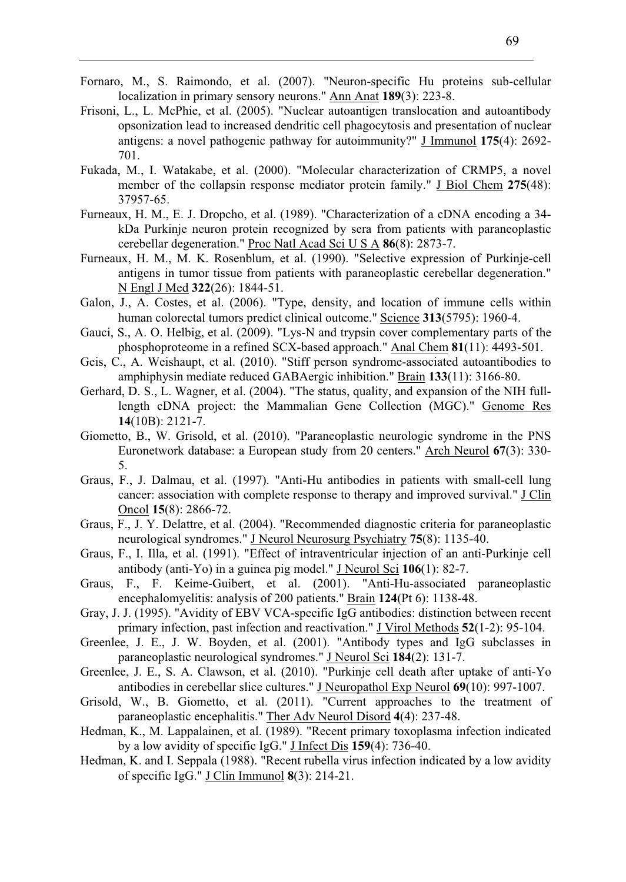Fornaro, M., S. Raimondo, et al. (2007). "Neuron-specific Hu proteins sub-cellular localization in primary sensory neurons." Ann Anat **189**(3): 223-8.

Frisoni, L., L. McPhie, et al. (2005). "Nuclear autoantigen translocation and autoantibody opsonization lead to increased dendritic cell phagocytosis and presentation of nuclear antigens: a novel pathogenic pathway for autoimmunity?" J Immunol **175**(4): 2692-701.

Fukada, M., I. Watakabe, et al. (2000). "Molecular characterization of CRMP5, a novel member of the collapsin response mediator protein family." J Biol Chem **275**(48): 37957-65.

Furneaux, H. M., E. J. Dropcho, et al. (1989). "Characterization of a cDNA encoding a 34-kDa Purkinje neuron protein recognized by sera from patients with paraneoplastic cerebellar degeneration." Proc Natl Acad Sci U S A **86**(8): 2873-7.

Furneaux, H. M., M. K. Rosenblum, et al. (1990). "Selective expression of Purkinje-cell antigens in tumor tissue from patients with paraneoplastic cerebellar degeneration." N Engl J Med **322**(26): 1844-51.

Galon, J., A. Costes, et al. (2006). "Type, density, and location of immune cells within human colorectal tumors predict clinical outcome." Science **313**(5795): 1960-4.

Gauci, S., A. O. Helbig, et al. (2009). "Lys-N and trypsin cover complementary parts of the phosphoproteome in a refined SCX-based approach." Anal Chem **81**(11): 4493-501.

Geis, C., A. Weishaupt, et al. (2010). "Stiff person syndrome-associated autoantibodies to amphiphysin mediate reduced GABAergic inhibition." Brain **133**(11): 3166-80.

Gerhard, D. S., L. Wagner, et al. (2004). "The status, quality, and expansion of the NIH full-length cDNA project: the Mammalian Gene Collection (MGC)." Genome Res **14**(10B): 2121-7.

Giometto, B., W. Grisold, et al. (2010). "Paraneoplastic neurologic syndrome in the PNS Euronetwork database: a European study from 20 centers." Arch Neurol **67**(3): 330-5.

Graus, F., J. Dalmau, et al. (1997). "Anti-Hu antibodies in patients with small-cell lung cancer: association with complete response to therapy and improved survival." J Clin Oncol **15**(8): 2866-72.

Graus, F., J. Y. Delattre, et al. (2004). "Recommended diagnostic criteria for paraneoplastic neurological syndromes." J Neurol Neurosurg Psychiatry **75**(8): 1135-40.

Graus, F., I. Illa, et al. (1991). "Effect of intraventricular injection of an anti-Purkinje cell antibody (anti-Yo) in a guinea pig model." J Neurol Sci **106**(1): 82-7.

Graus, F., F. Keime-Guibert, et al. (2001). "Anti-Hu-associated paraneoplastic encephalomyelitis: analysis of 200 patients." Brain **124**(Pt 6): 1138-48.

Gray, J. J. (1995). "Avidity of EBV VCA-specific IgG antibodies: distinction between recent primary infection, past infection and reactivation." J Virol Methods **52**(1-2): 95-104.

Greenlee, J. E., J. W. Boyden, et al. (2001). "Antibody types and IgG subclasses in paraneoplastic neurological syndromes." J Neurol Sci **184**(2): 131-7.

Greenlee, J. E., S. A. Clawson, et al. (2010). "Purkinje cell death after uptake of anti-Yo antibodies in cerebellar slice cultures." J Neuropathol Exp Neurol **69**(10): 997-1007.

Grisold, W., B. Giometto, et al. (2011). "Current approaches to the treatment of paraneoplastic encephalitis." Ther Adv Neurol Disord **4**(4): 237-48.

Hedman, K., M. Lappalainen, et al. (1989). "Recent primary toxoplasma infection indicated by a low avidity of specific IgG." J Infect Dis **159**(4): 736-40.

Hedman, K. and I. Seppala (1988). "Recent rubella virus infection indicated by a low avidity of specific IgG." J Clin Immunol **8**(3): 214-21.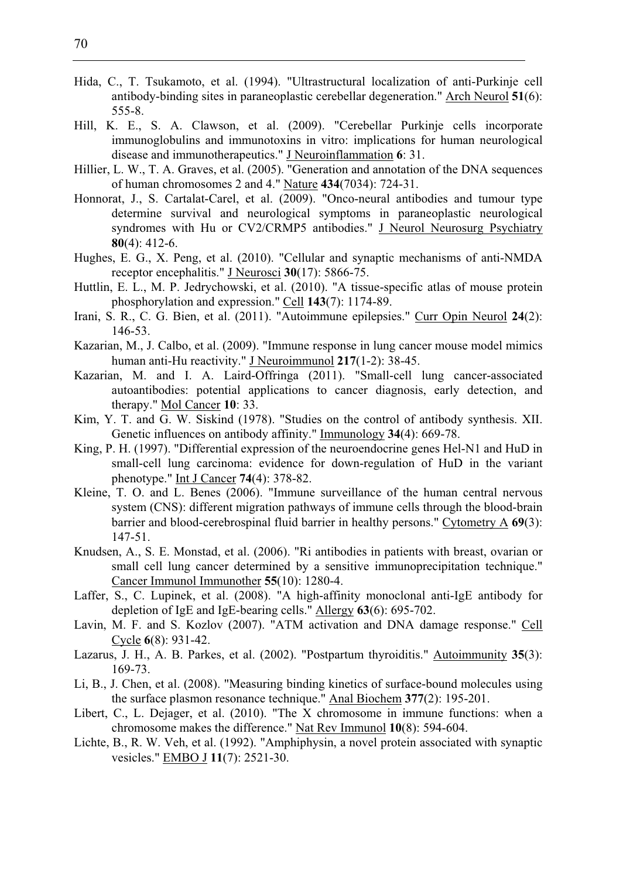Hida, C., T. Tsukamoto, et al. (1994). "Ultrastructural localization of anti-Purkinje cell antibody-binding sites in paraneoplastic cerebellar degeneration." Arch Neurol **51**(6): 555-8.

Hill, K. E., S. A. Clawson, et al. (2009). "Cerebellar Purkinje cells incorporate immunoglobulins and immunotoxins in vitro: implications for human neurological disease and immunotherapeutics." J Neuroinflammation **6**: 31.

Hillier, L. W., T. A. Graves, et al. (2005). "Generation and annotation of the DNA sequences of human chromosomes 2 and 4." Nature **434**(7034): 724-31.

Honnorat, J., S. Cartalat-Carel, et al. (2009). "Onco-neural antibodies and tumour type determine survival and neurological symptoms in paraneoplastic neurological syndromes with Hu or CV2/CRMP5 antibodies." J Neurol Neurosurg Psychiatry **80**(4): 412-6.

Hughes, E. G., X. Peng, et al. (2010). "Cellular and synaptic mechanisms of anti-NMDA receptor encephalitis." J Neurosci **30**(17): 5866-75.

Huttlin, E. L., M. P. Jedrychowski, et al. (2010). "A tissue-specific atlas of mouse protein phosphorylation and expression." Cell **143**(7): 1174-89.

Irani, S. R., C. G. Bien, et al. (2011). "Autoimmune epilepsies." Curr Opin Neurol **24**(2): 146-53.

Kazarian, M., J. Calbo, et al. (2009). "Immune response in lung cancer mouse model mimics human anti-Hu reactivity." J Neuroimmunol **217**(1-2): 38-45.

Kazarian, M. and I. A. Laird-Offringa (2011). "Small-cell lung cancer-associated autoantibodies: potential applications to cancer diagnosis, early detection, and therapy." Mol Cancer **10**: 33.

Kim, Y. T. and G. W. Siskind (1978). "Studies on the control of antibody synthesis. XII. Genetic influences on antibody affinity." Immunology **34**(4): 669-78.

King, P. H. (1997). "Differential expression of the neuroendocrine genes Hel-N1 and HuD in small-cell lung carcinoma: evidence for down-regulation of HuD in the variant phenotype." Int J Cancer **74**(4): 378-82.

Kleine, T. O. and L. Benes (2006). "Immune surveillance of the human central nervous system (CNS): different migration pathways of immune cells through the blood-brain barrier and blood-cerebrospinal fluid barrier in healthy persons." Cytometry A **69**(3): 147-51.

Knudsen, A., S. E. Monstad, et al. (2006). "Ri antibodies in patients with breast, ovarian or small cell lung cancer determined by a sensitive immunoprecipitation technique." Cancer Immunol Immunother **55**(10): 1280-4.

Laffer, S., C. Lupinek, et al. (2008). "A high-affinity monoclonal anti-IgE antibody for depletion of IgE and IgE-bearing cells." Allergy **63**(6): 695-702.

Lavin, M. F. and S. Kozlov (2007). "ATM activation and DNA damage response." Cell Cycle **6**(8): 931-42.

Lazarus, J. H., A. B. Parkes, et al. (2002). "Postpartum thyroiditis." Autoimmunity **35**(3): 169-73.

Li, B., J. Chen, et al. (2008). "Measuring binding kinetics of surface-bound molecules using the surface plasmon resonance technique." Anal Biochem **377**(2): 195-201.

Libert, C., L. Dejager, et al. (2010). "The X chromosome in immune functions: when a chromosome makes the difference." Nat Rev Immunol **10**(8): 594-604.

Lichte, B., R. W. Veh, et al. (1992). "Amphiphysin, a novel protein associated with synaptic vesicles." EMBO J **11**(7): 2521-30.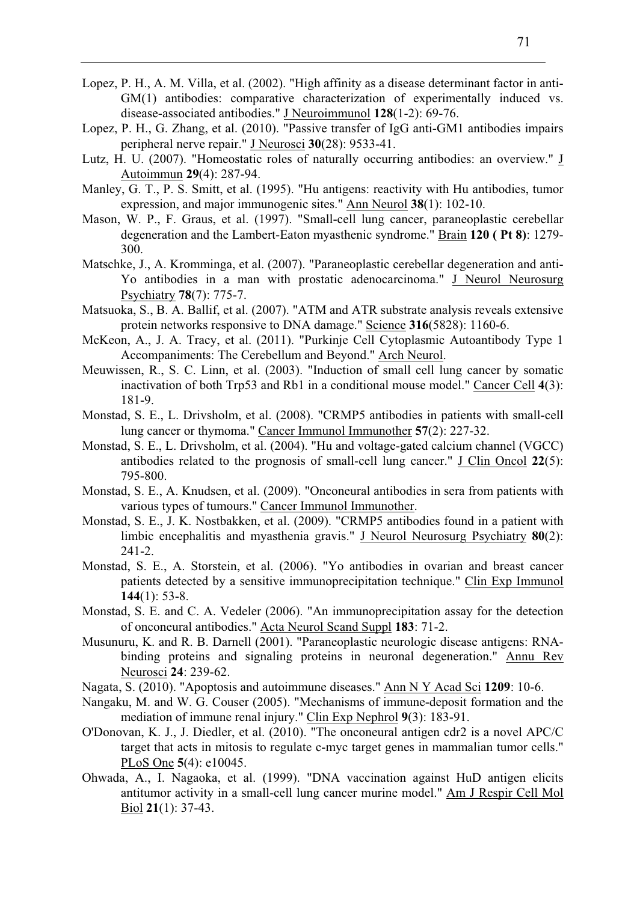Lopez, P. H., A. M. Villa, et al. (2002). "High affinity as a disease determinant factor in anti-GM(1) antibodies: comparative characterization of experimentally induced vs. disease-associated antibodies." J Neuroimmunol **128**(1-2): 69-76.

Lopez, P. H., G. Zhang, et al. (2010). "Passive transfer of IgG anti-GM1 antibodies impairs peripheral nerve repair." J Neurosci **30**(28): 9533-41.

Lutz, H. U. (2007). "Homeostatic roles of naturally occurring antibodies: an overview." J Autoimmun **29**(4): 287-94.

Manley, G. T., P. S. Smitt, et al. (1995). "Hu antigens: reactivity with Hu antibodies, tumor expression, and major immunogenic sites." Ann Neurol **38**(1): 102-10.

Mason, W. P., F. Graus, et al. (1997). "Small-cell lung cancer, paraneoplastic cerebellar degeneration and the Lambert-Eaton myasthenic syndrome." Brain **120 ( Pt 8)**: 1279-300.

Matschke, J., A. Kromminga, et al. (2007). "Paraneoplastic cerebellar degeneration and anti-Yo antibodies in a man with prostatic adenocarcinoma." J Neurol Neurosurg Psychiatry **78**(7): 775-7.

Matsuoka, S., B. A. Ballif, et al. (2007). "ATM and ATR substrate analysis reveals extensive protein networks responsive to DNA damage." Science **316**(5828): 1160-6.

McKeon, A., J. A. Tracy, et al. (2011). "Purkinje Cell Cytoplasmic Autoantibody Type 1 Accompaniments: The Cerebellum and Beyond." Arch Neurol.

Meuwissen, R., S. C. Linn, et al. (2003). "Induction of small cell lung cancer by somatic inactivation of both Trp53 and Rb1 in a conditional mouse model." Cancer Cell **4**(3): 181-9.

Monstad, S. E., L. Drivsholm, et al. (2008). "CRMP5 antibodies in patients with small-cell lung cancer or thymoma." Cancer Immunol Immunother **57**(2): 227-32.

Monstad, S. E., L. Drivsholm, et al. (2004). "Hu and voltage-gated calcium channel (VGCC) antibodies related to the prognosis of small-cell lung cancer." J Clin Oncol **22**(5): 795-800.

Monstad, S. E., A. Knudsen, et al. (2009). "Onconeural antibodies in sera from patients with various types of tumours." Cancer Immunol Immunother.

Monstad, S. E., J. K. Nostbakken, et al. (2009). "CRMP5 antibodies found in a patient with limbic encephalitis and myasthenia gravis." J Neurol Neurosurg Psychiatry **80**(2): 241-2.

Monstad, S. E., A. Storstein, et al. (2006). "Yo antibodies in ovarian and breast cancer patients detected by a sensitive immunoprecipitation technique." Clin Exp Immunol **144**(1): 53-8.

Monstad, S. E. and C. A. Vedeler (2006). "An immunoprecipitation assay for the detection of onconeural antibodies." Acta Neurol Scand Suppl **183**: 71-2.

Musunuru, K. and R. B. Darnell (2001). "Paraneoplastic neurologic disease antigens: RNA-binding proteins and signaling proteins in neuronal degeneration." Annu Rev Neurosci **24**: 239-62.

Nagata, S. (2010). "Apoptosis and autoimmune diseases." Ann N Y Acad Sci **1209**: 10-6.

Nangaku, M. and W. G. Couser (2005). "Mechanisms of immune-deposit formation and the mediation of immune renal injury." Clin Exp Nephrol **9**(3): 183-91.

O'Donovan, K. J., J. Diedler, et al. (2010). "The onconeural antigen cdr2 is a novel APC/C target that acts in mitosis to regulate c-myc target genes in mammalian tumor cells." PLoS One **5**(4): e10045.

Ohwada, A., I. Nagaoka, et al. (1999). "DNA vaccination against HuD antigen elicits antitumor activity in a small-cell lung cancer murine model." Am J Respir Cell Mol Biol **21**(1): 37-43.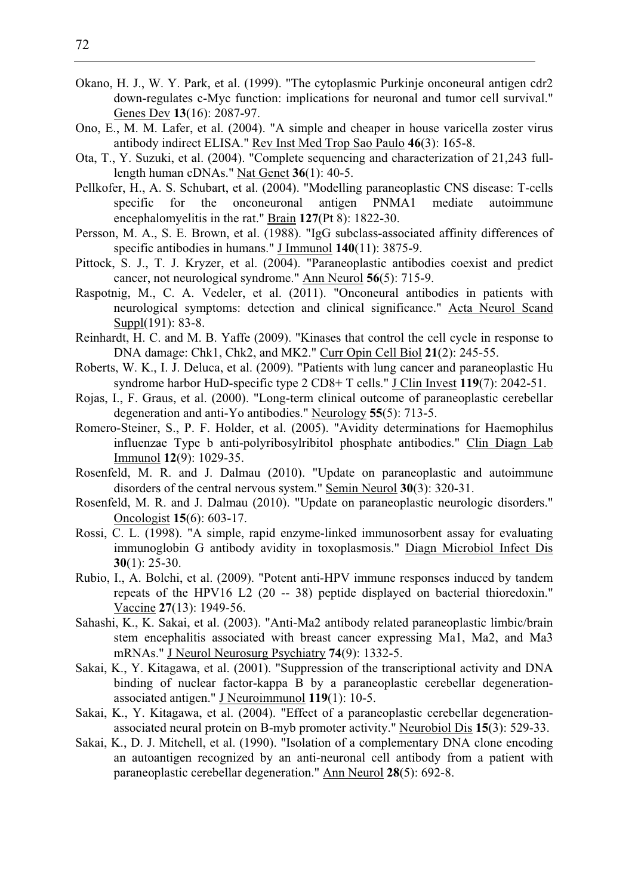Okano, H. J., W. Y. Park, et al. (1999). "The cytoplasmic Purkinje onconeural antigen cdr2 down-regulates c-Myc function: implications for neuronal and tumor cell survival." Genes Dev **13**(16): 2087-97.

Ono, E., M. M. Lafer, et al. (2004). "A simple and cheaper in house varicella zoster virus antibody indirect ELISA." Rev Inst Med Trop Sao Paulo **46**(3): 165-8.

Ota, T., Y. Suzuki, et al. (2004). "Complete sequencing and characterization of 21,243 full-length human cDNAs." Nat Genet **36**(1): 40-5.

Pellkofer, H., A. S. Schubart, et al. (2004). "Modelling paraneoplastic CNS disease: T-cells specific for the onconeuronal antigen PNMA1 mediate autoimmune encephalomyelitis in the rat." Brain **127**(Pt 8): 1822-30.

Persson, M. A., S. E. Brown, et al. (1988). "IgG subclass-associated affinity differences of specific antibodies in humans." J Immunol **140**(11): 3875-9.

Pittock, S. J., T. J. Kryzer, et al. (2004). "Paraneoplastic antibodies coexist and predict cancer, not neurological syndrome." Ann Neurol **56**(5): 715-9.

Raspotnig, M., C. A. Vedeler, et al. (2011). "Onconeural antibodies in patients with neurological symptoms: detection and clinical significance." Acta Neurol Scand Suppl(191): 83-8.

Reinhardt, H. C. and M. B. Yaffe (2009). "Kinases that control the cell cycle in response to DNA damage: Chk1, Chk2, and MK2." Curr Opin Cell Biol **21**(2): 245-55.

Roberts, W. K., I. J. Deluca, et al. (2009). "Patients with lung cancer and paraneoplastic Hu syndrome harbor HuD-specific type 2 CD8+ T cells." J Clin Invest **119**(7): 2042-51.

Rojas, I., F. Graus, et al. (2000). "Long-term clinical outcome of paraneoplastic cerebellar degeneration and anti-Yo antibodies." Neurology **55**(5): 713-5.

Romero-Steiner, S., P. F. Holder, et al. (2005). "Avidity determinations for Haemophilus influenzae Type b anti-polyribosylribitol phosphate antibodies." Clin Diagn Lab Immunol **12**(9): 1029-35.

Rosenfeld, M. R. and J. Dalmau (2010). "Update on paraneoplastic and autoimmune disorders of the central nervous system." Semin Neurol **30**(3): 320-31.

Rosenfeld, M. R. and J. Dalmau (2010). "Update on paraneoplastic neurologic disorders." Oncologist **15**(6): 603-17.

Rossi, C. L. (1998). "A simple, rapid enzyme-linked immunosorbent assay for evaluating immunoglobin G antibody avidity in toxoplasmosis." Diagn Microbiol Infect Dis **30**(1): 25-30.

Rubio, I., A. Bolchi, et al. (2009). "Potent anti-HPV immune responses induced by tandem repeats of the HPV16 L2 (20 -- 38) peptide displayed on bacterial thioredoxin." Vaccine **27**(13): 1949-56.

Sahashi, K., K. Sakai, et al. (2003). "Anti-Ma2 antibody related paraneoplastic limbic/brain stem encephalitis associated with breast cancer expressing Ma1, Ma2, and Ma3 mRNAs." J Neurol Neurosurg Psychiatry **74**(9): 1332-5.

Sakai, K., Y. Kitagawa, et al. (2001). "Suppression of the transcriptional activity and DNA binding of nuclear factor-kappa B by a paraneoplastic cerebellar degeneration-associated antigen." J Neuroimmunol **119**(1): 10-5.

Sakai, K., Y. Kitagawa, et al. (2004). "Effect of a paraneoplastic cerebellar degeneration-associated neural protein on B-myb promoter activity." Neurobiol Dis **15**(3): 529-33.

Sakai, K., D. J. Mitchell, et al. (1990). "Isolation of a complementary DNA clone encoding an autoantigen recognized by an anti-neuronal cell antibody from a patient with paraneoplastic cerebellar degeneration." Ann Neurol **28**(5): 692-8.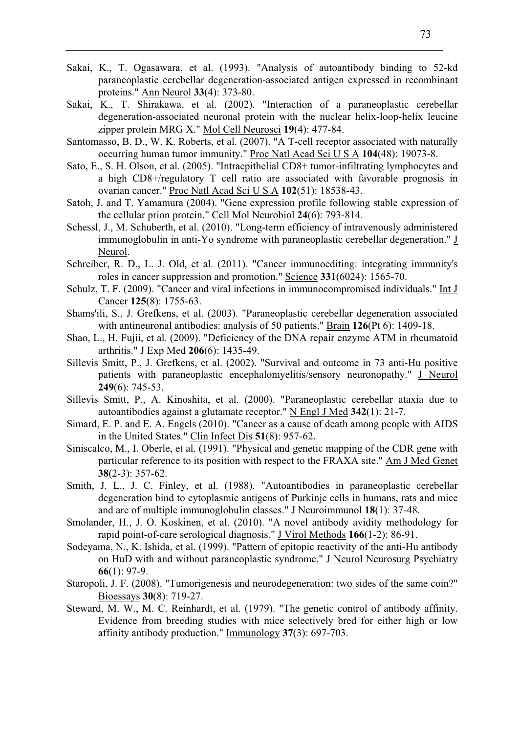Sakai, K., T. Ogasawara, et al. (1993). "Analysis of autoantibody binding to 52-kd paraneoplastic cerebellar degeneration-associated antigen expressed in recombinant proteins." Ann Neurol **33**(4): 373-80.

Sakai, K., T. Shirakawa, et al. (2002). "Interaction of a paraneoplastic cerebellar degeneration-associated neuronal protein with the nuclear helix-loop-helix leucine zipper protein MRG X." Mol Cell Neurosci **19**(4): 477-84.

Santomasso, B. D., W. K. Roberts, et al. (2007). "A T-cell receptor associated with naturally occurring human tumor immunity." Proc Natl Acad Sci U S A **104**(48): 19073-8.

Sato, E., S. H. Olson, et al. (2005). "Intraepithelial CD8+ tumor-infiltrating lymphocytes and a high CD8+/regulatory T cell ratio are associated with favorable prognosis in ovarian cancer." Proc Natl Acad Sci U S A **102**(51): 18538-43.

Satoh, J. and T. Yamamura (2004). "Gene expression profile following stable expression of the cellular prion protein." Cell Mol Neurobiol **24**(6): 793-814.

Schessl, J., M. Schuberth, et al. (2010). "Long-term efficiency of intravenously administered immunoglobulin in anti-Yo syndrome with paraneoplastic cerebellar degeneration." J Neurol.

Schreiber, R. D., L. J. Old, et al. (2011). "Cancer immunoediting: integrating immunity's roles in cancer suppression and promotion." Science **331**(6024): 1565-70.

Schulz, T. F. (2009). "Cancer and viral infections in immunocompromised individuals." Int J Cancer **125**(8): 1755-63.

Shams'ili, S., J. Grefkens, et al. (2003). "Paraneoplastic cerebellar degeneration associated with antineuronal antibodies: analysis of 50 patients." Brain **126**(Pt 6): 1409-18.

Shao, L., H. Fujii, et al. (2009). "Deficiency of the DNA repair enzyme ATM in rheumatoid arthritis." J Exp Med **206**(6): 1435-49.

Sillevis Smitt, P., J. Grefkens, et al. (2002). "Survival and outcome in 73 anti-Hu positive patients with paraneoplastic encephalomyelitis/sensory neuronopathy." J Neurol **249**(6): 745-53.

Sillevis Smitt, P., A. Kinoshita, et al. (2000). "Paraneoplastic cerebellar ataxia due to autoantibodies against a glutamate receptor." N Engl J Med **342**(1): 21-7.

Simard, E. P. and E. A. Engels (2010). "Cancer as a cause of death among people with AIDS in the United States." Clin Infect Dis **51**(8): 957-62.

Siniscalco, M., I. Oberle, et al. (1991). "Physical and genetic mapping of the CDR gene with particular reference to its position with respect to the FRAXA site." Am J Med Genet **38**(2-3): 357-62.

Smith, J. L., J. C. Finley, et al. (1988). "Autoantibodies in paraneoplastic cerebellar degeneration bind to cytoplasmic antigens of Purkinje cells in humans, rats and mice and are of multiple immunoglobulin classes." J Neuroimmunol **18**(1): 37-48.

Smolander, H., J. O. Koskinen, et al. (2010). "A novel antibody avidity methodology for rapid point-of-care serological diagnosis." J Virol Methods **166**(1-2): 86-91.

Sodeyama, N., K. Ishida, et al. (1999). "Pattern of epitopic reactivity of the anti-Hu antibody on HuD with and without paraneoplastic syndrome." J Neurol Neurosurg Psychiatry **66**(1): 97-9.

Staropoli, J. F. (2008). "Tumorigenesis and neurodegeneration: two sides of the same coin?" Bioessays **30**(8): 719-27.

Steward, M. W., M. C. Reinhardt, et al. (1979). "The genetic control of antibody affinity. Evidence from breeding studies with mice selectively bred for either high or low affinity antibody production." Immunology **37**(3): 697-703.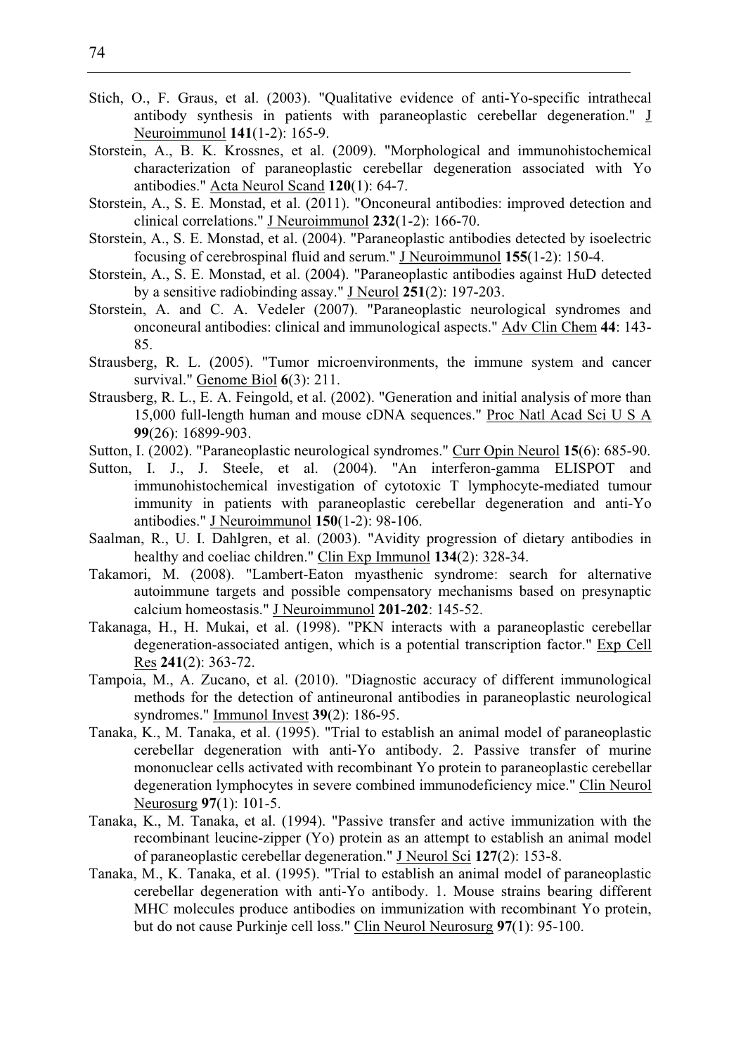Stich, O., F. Graus, et al. (2003). "Qualitative evidence of anti-Yo-specific intrathecal antibody synthesis in patients with paraneoplastic cerebellar degeneration." J Neuroimmunol **141**(1-2): 165-9.

Storstein, A., B. K. Krossnes, et al. (2009). "Morphological and immunohistochemical characterization of paraneoplastic cerebellar degeneration associated with Yo antibodies." Acta Neurol Scand **120**(1): 64-7.

Storstein, A., S. E. Monstad, et al. (2011). "Onconeural antibodies: improved detection and clinical correlations." J Neuroimmunol **232**(1-2): 166-70.

Storstein, A., S. E. Monstad, et al. (2004). "Paraneoplastic antibodies detected by isoelectric focusing of cerebrospinal fluid and serum." J Neuroimmunol **155**(1-2): 150-4.

Storstein, A., S. E. Monstad, et al. (2004). "Paraneoplastic antibodies against HuD detected by a sensitive radiobinding assay." J Neurol **251**(2): 197-203.

Storstein, A. and C. A. Vedeler (2007). "Paraneoplastic neurological syndromes and onconeural antibodies: clinical and immunological aspects." Adv Clin Chem **44**: 143-85.

Strausberg, R. L. (2005). "Tumor microenvironments, the immune system and cancer survival." Genome Biol **6**(3): 211.

Strausberg, R. L., E. A. Feingold, et al. (2002). "Generation and initial analysis of more than 15,000 full-length human and mouse cDNA sequences." Proc Natl Acad Sci U S A **99**(26): 16899-903.

Sutton, I. (2002). "Paraneoplastic neurological syndromes." Curr Opin Neurol **15**(6): 685-90.

Sutton, I. J., J. Steele, et al. (2004). "An interferon-gamma ELISPOT and immunohistochemical investigation of cytotoxic T lymphocyte-mediated tumour immunity in patients with paraneoplastic cerebellar degeneration and anti-Yo antibodies." J Neuroimmunol **150**(1-2): 98-106.

Saalman, R., U. I. Dahlgren, et al. (2003). "Avidity progression of dietary antibodies in healthy and coeliac children." Clin Exp Immunol **134**(2): 328-34.

Takamori, M. (2008). "Lambert-Eaton myasthenic syndrome: search for alternative autoimmune targets and possible compensatory mechanisms based on presynaptic calcium homeostasis." J Neuroimmunol **201-202**: 145-52.

Takanaga, H., H. Mukai, et al. (1998). "PKN interacts with a paraneoplastic cerebellar degeneration-associated antigen, which is a potential transcription factor." Exp Cell Res **241**(2): 363-72.

Tampoia, M., A. Zucano, et al. (2010). "Diagnostic accuracy of different immunological methods for the detection of antineuronal antibodies in paraneoplastic neurological syndromes." Immunol Invest **39**(2): 186-95.

Tanaka, K., M. Tanaka, et al. (1995). "Trial to establish an animal model of paraneoplastic cerebellar degeneration with anti-Yo antibody. 2. Passive transfer of murine mononuclear cells activated with recombinant Yo protein to paraneoplastic cerebellar degeneration lymphocytes in severe combined immunodeficiency mice." Clin Neurol Neurosurg **97**(1): 101-5.

Tanaka, K., M. Tanaka, et al. (1994). "Passive transfer and active immunization with the recombinant leucine-zipper (Yo) protein as an attempt to establish an animal model of paraneoplastic cerebellar degeneration." J Neurol Sci **127**(2): 153-8.

Tanaka, M., K. Tanaka, et al. (1995). "Trial to establish an animal model of paraneoplastic cerebellar degeneration with anti-Yo antibody. 1. Mouse strains bearing different MHC molecules produce antibodies on immunization with recombinant Yo protein, but do not cause Purkinje cell loss." Clin Neurol Neurosurg **97**(1): 95-100.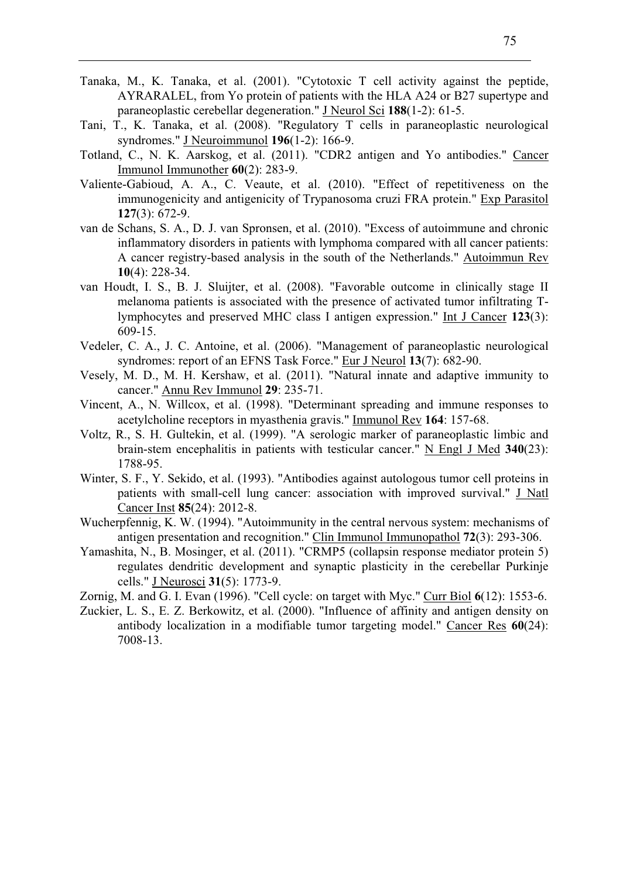Tanaka, M., K. Tanaka, et al. (2001). "Cytotoxic T cell activity against the peptide, AYRARALEL, from Yo protein of patients with the HLA A24 or B27 supertype and paraneoplastic cerebellar degeneration." J Neurol Sci **188**(1-2): 61-5.

Tani, T., K. Tanaka, et al. (2008). "Regulatory T cells in paraneoplastic neurological syndromes." J Neuroimmunol **196**(1-2): 166-9.

Totland, C., N. K. Aarskog, et al. (2011). "CDR2 antigen and Yo antibodies." Cancer Immunol Immunother **60**(2): 283-9.

Valiente-Gabioud, A. A., C. Veaute, et al. (2010). "Effect of repetitiveness on the immunogenicity and antigenicity of Trypanosoma cruzi FRA protein." Exp Parasitol **127**(3): 672-9.

van de Schans, S. A., D. J. van Spronsen, et al. (2010). "Excess of autoimmune and chronic inflammatory disorders in patients with lymphoma compared with all cancer patients: A cancer registry-based analysis in the south of the Netherlands." Autoimmun Rev **10**(4): 228-34.

van Houdt, I. S., B. J. Sluijter, et al. (2008). "Favorable outcome in clinically stage II melanoma patients is associated with the presence of activated tumor infiltrating T-lymphocytes and preserved MHC class I antigen expression." Int J Cancer **123**(3): 609-15.

Vedeler, C. A., J. C. Antoine, et al. (2006). "Management of paraneoplastic neurological syndromes: report of an EFNS Task Force." Eur J Neurol **13**(7): 682-90.

Vesely, M. D., M. H. Kershaw, et al. (2011). "Natural innate and adaptive immunity to cancer." Annu Rev Immunol **29**: 235-71.

Vincent, A., N. Willcox, et al. (1998). "Determinant spreading and immune responses to acetylcholine receptors in myasthenia gravis." Immunol Rev **164**: 157-68.

Voltz, R., S. H. Gultekin, et al. (1999). "A serologic marker of paraneoplastic limbic and brain-stem encephalitis in patients with testicular cancer." N Engl J Med **340**(23): 1788-95.

Winter, S. F., Y. Sekido, et al. (1993). "Antibodies against autologous tumor cell proteins in patients with small-cell lung cancer: association with improved survival." J Natl Cancer Inst **85**(24): 2012-8.

Wucherpfennig, K. W. (1994). "Autoimmunity in the central nervous system: mechanisms of antigen presentation and recognition." Clin Immunol Immunopathol **72**(3): 293-306.

Yamashita, N., B. Mosinger, et al. (2011). "CRMP5 (collapsin response mediator protein 5) regulates dendritic development and synaptic plasticity in the cerebellar Purkinje cells." J Neurosci **31**(5): 1773-9.

Zornig, M. and G. I. Evan (1996). "Cell cycle: on target with Myc." Curr Biol **6**(12): 1553-6.

Zuckier, L. S., E. Z. Berkowitz, et al. (2000). "Influence of affinity and antigen density on antibody localization in a modifiable tumor targeting model." Cancer Res **60**(24): 7008-13.